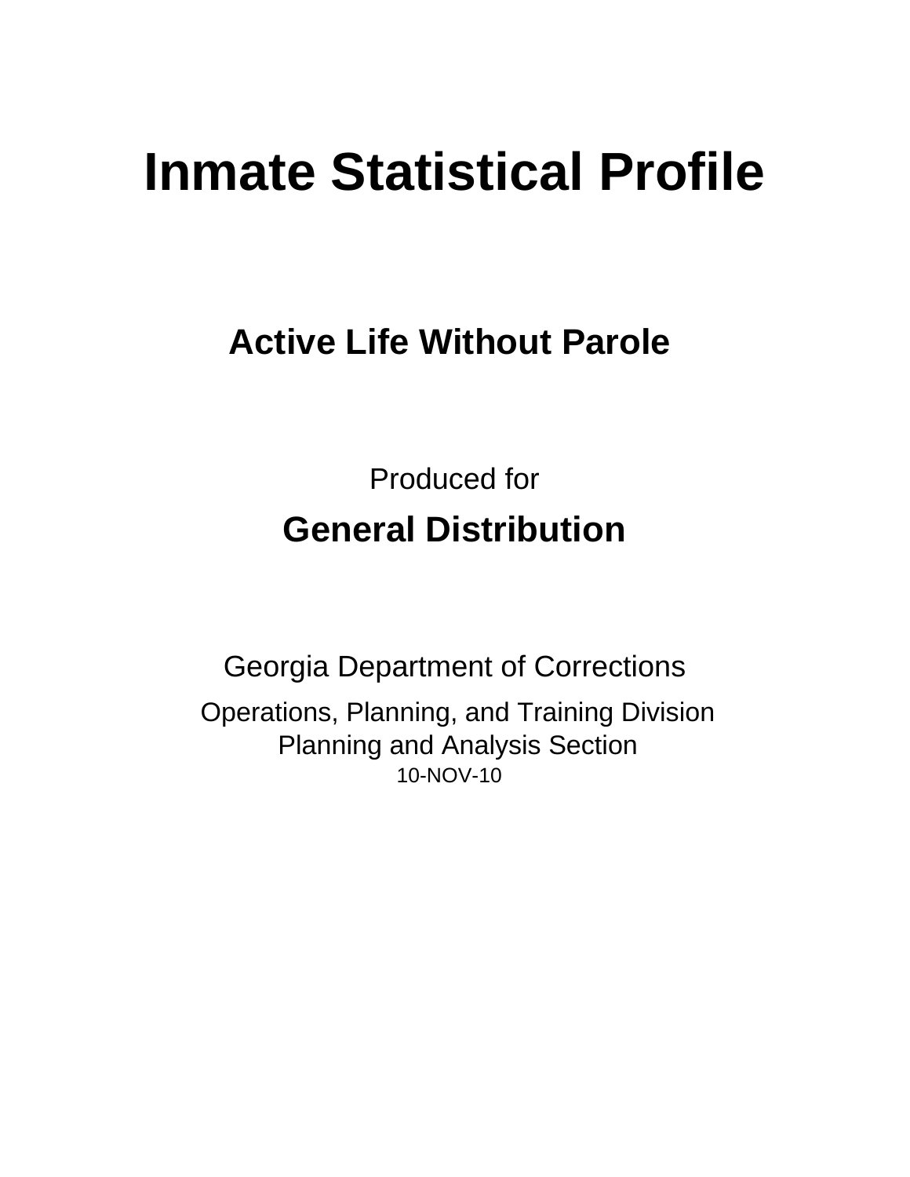# Inmate Statistical Profile

## Active Life Without Parole

Produced for

**General Distribution**

Georgia Department of Corrections

Operations, Planning, and Training Division
Planning and Analysis Section
10-NOV-10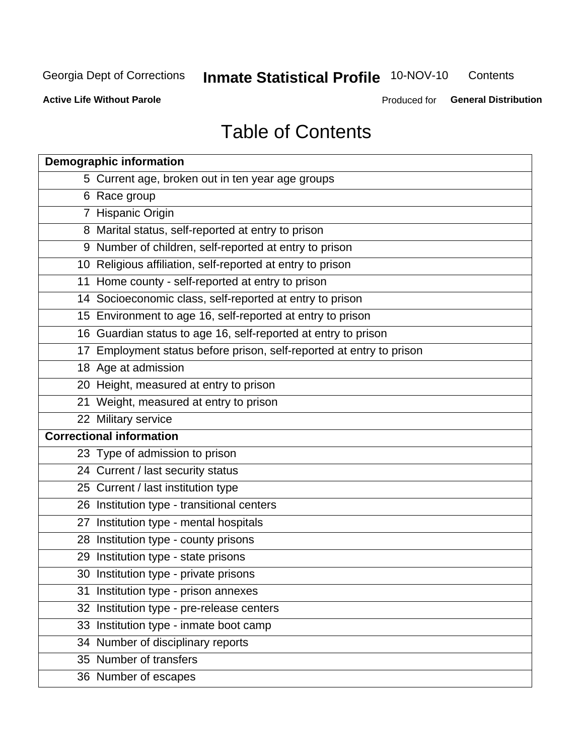# Table of Contents

| Demographic information | |
|---|---|
| 5 | Current age, broken out in ten year age groups |
| 6 | Race group |
| 7 | Hispanic Origin |
| 8 | Marital status, self-reported at entry to prison |
| 9 | Number of children, self-reported at entry to prison |
| 10 | Religious affiliation, self-reported at entry to prison |
| 11 | Home county - self-reported at entry to prison |
| 14 | Socioeconomic class, self-reported at entry to prison |
| 15 | Environment to age 16, self-reported at entry to prison |
| 16 | Guardian status to age 16, self-reported at entry to prison |
| 17 | Employment status before prison, self-reported at entry to prison |
| 18 | Age at admission |
| 20 | Height, measured at entry to prison |
| 21 | Weight, measured at entry to prison |
| 22 | Military service |
| **Correctional information** | |
| 23 | Type of admission to prison |
| 24 | Current / last security status |
| 25 | Current / last institution type |
| 26 | Institution type - transitional centers |
| 27 | Institution type - mental hospitals |
| 28 | Institution type - county prisons |
| 29 | Institution type - state prisons |
| 30 | Institution type - private prisons |
| 31 | Institution type - prison annexes |
| 32 | Institution type - pre-release centers |
| 33 | Institution type - inmate boot camp |
| 34 | Number of disciplinary reports |
| 35 | Number of transfers |
| 36 | Number of escapes |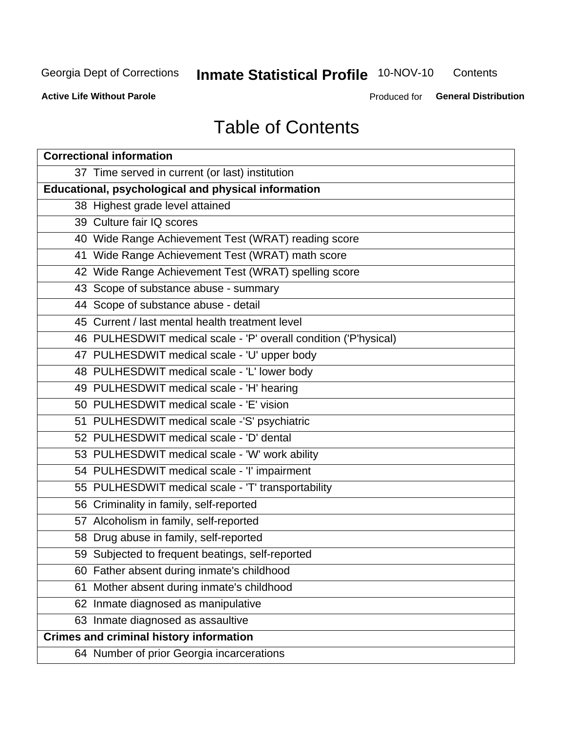# Table of Contents

| **Correctional information** |
|---|
| 37  Time served in current (or last) institution |
| **Educational, psychological and physical information** |
| 38  Highest grade level attained |
| 39  Culture fair IQ scores |
| 40  Wide Range Achievement Test (WRAT) reading score |
| 41  Wide Range Achievement Test (WRAT) math score |
| 42  Wide Range Achievement Test (WRAT) spelling score |
| 43  Scope of substance abuse - summary |
| 44  Scope of substance abuse - detail |
| 45  Current / last mental health treatment level |
| 46  PULHESDWIT medical scale - 'P' overall condition ('P'hysical) |
| 47  PULHESDWIT medical scale - 'U' upper body |
| 48  PULHESDWIT medical scale - 'L' lower body |
| 49  PULHESDWIT medical scale - 'H' hearing |
| 50  PULHESDWIT medical scale - 'E' vision |
| 51  PULHESDWIT medical scale -'S' psychiatric |
| 52  PULHESDWIT medical scale - 'D' dental |
| 53  PULHESDWIT medical scale - 'W' work ability |
| 54  PULHESDWIT medical scale - 'I' impairment |
| 55  PULHESDWIT medical scale - 'T' transportability |
| 56  Criminality in family, self-reported |
| 57  Alcoholism in family, self-reported |
| 58  Drug abuse in family, self-reported |
| 59  Subjected to frequent beatings, self-reported |
| 60  Father absent during inmate's childhood |
| 61  Mother absent during inmate's childhood |
| 62  Inmate diagnosed as manipulative |
| 63  Inmate diagnosed as assaultive |
| **Crimes and criminal history information** |
| 64  Number of prior Georgia incarcerations |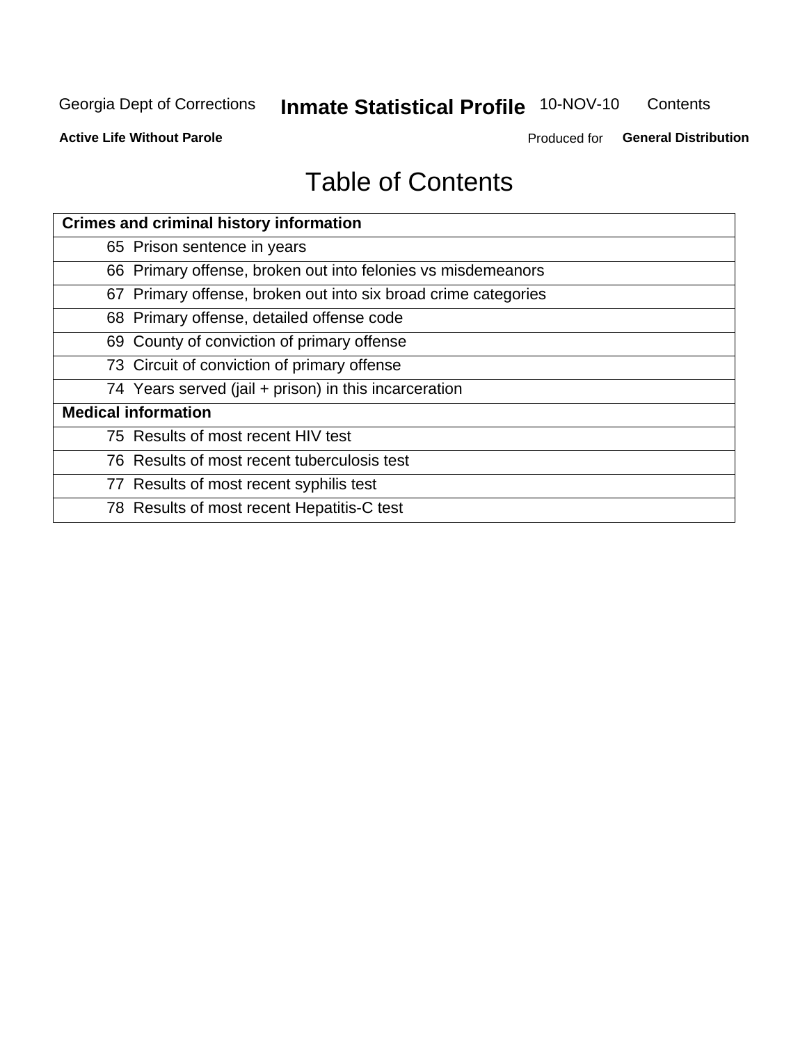# Table of Contents

| Crimes and criminal history information |
|---|
| 65 Prison sentence in years |
| 66 Primary offense, broken out into felonies vs misdemeanors |
| 67 Primary offense, broken out into six broad crime categories |
| 68 Primary offense, detailed offense code |
| 69 County of conviction of primary offense |
| 73 Circuit of conviction of primary offense |
| 74 Years served (jail + prison) in this incarceration |
| **Medical information** |
| 75 Results of most recent HIV test |
| 76 Results of most recent tuberculosis test |
| 77 Results of most recent syphilis test |
| 78 Results of most recent Hepatitis-C test |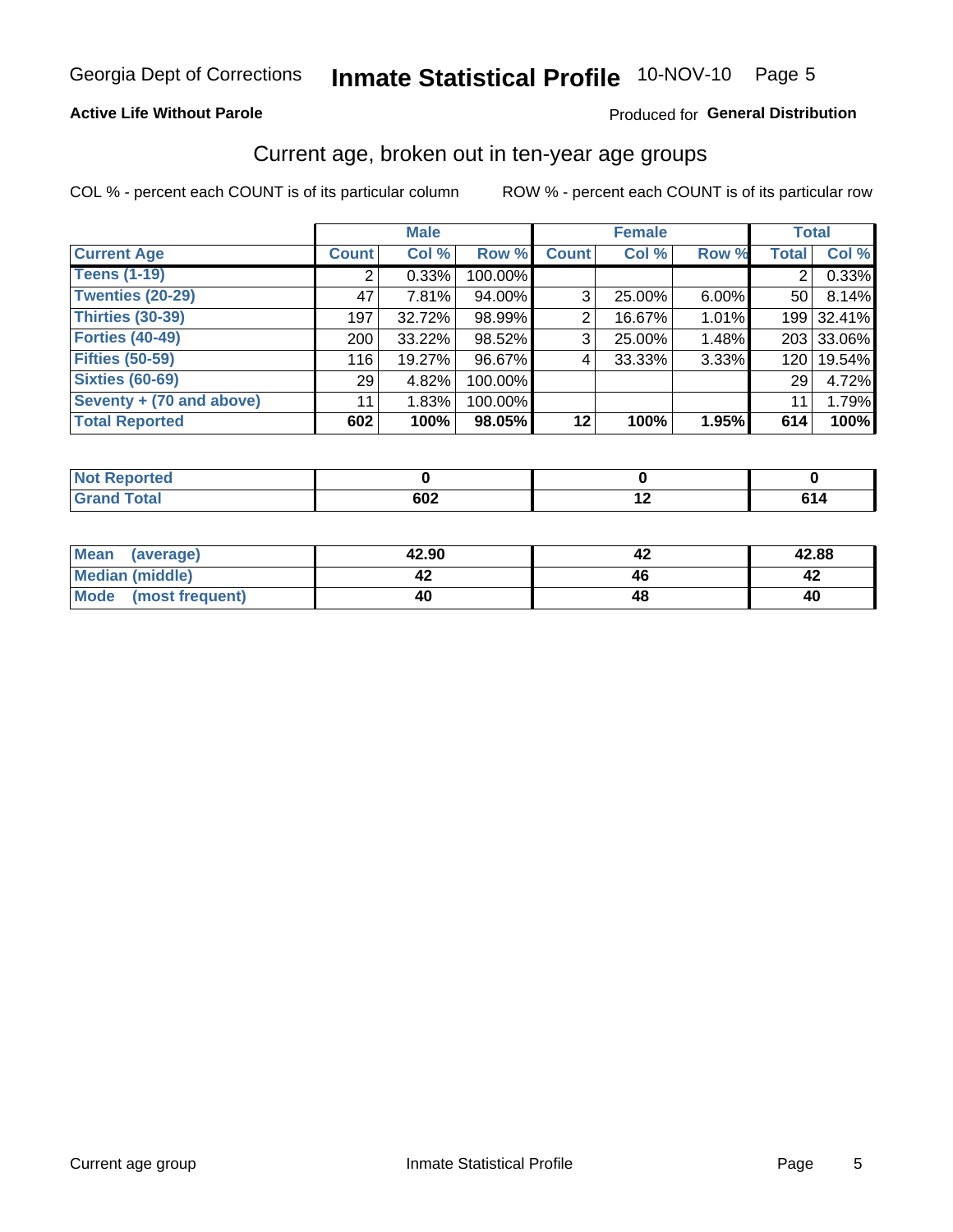Georgia Dept of Corrections **Inmate Statistical Profile** 10-NOV-10

**Active Life Without Parole**

Produced for **General Distribution**

## Current age, broken out in ten-year age groups

COL % - percent each COUNT is of its particular column

ROW % - percent each COUNT is of its particular row

| | Male | | | Female | | | Total | |
|---|---|---|---|---|---|---|---|---|
| **Current Age** | **Count** | **Col %** | **Row %** | **Count** | **Col %** | **Row %** | **Total** | **Col %** |
| **Teens (1-19)** | 2 | 0.33% | 100.00% | | | | 2 | 0.33% |
| **Twenties (20-29)** | 47 | 7.81% | 94.00% | 3 | 25.00% | 6.00% | 50 | 8.14% |
| **Thirties (30-39)** | 197 | 32.72% | 98.99% | 2 | 16.67% | 1.01% | 199 | 32.41% |
| **Forties (40-49)** | 200 | 33.22% | 98.52% | 3 | 25.00% | 1.48% | 203 | 33.06% |
| **Fifties (50-59)** | 116 | 19.27% | 96.67% | 4 | 33.33% | 3.33% | 120 | 19.54% |
| **Sixties (60-69)** | 29 | 4.82% | 100.00% | | | | 29 | 4.72% |
| **Seventy + (70 and above)** | 11 | 1.83% | 100.00% | | | | 11 | 1.79% |
| **Total Reported** | **602** | **100%** | **98.05%** | **12** | **100%** | **1.95%** | **614** | **100%** |

| | Male | Female | Total |
|---|---|---|---|
| **Not Reported** | **0** | **0** | **0** |
| **Grand Total** | **602** | **12** | **614** |

| | Male | Female | Total |
|---|---|---|---|
| **Mean (average)** | **42.90** | **42** | **42.88** |
| **Median (middle)** | **42** | **46** | **42** |
| **Mode (most frequent)** | **40** | **48** | **40** |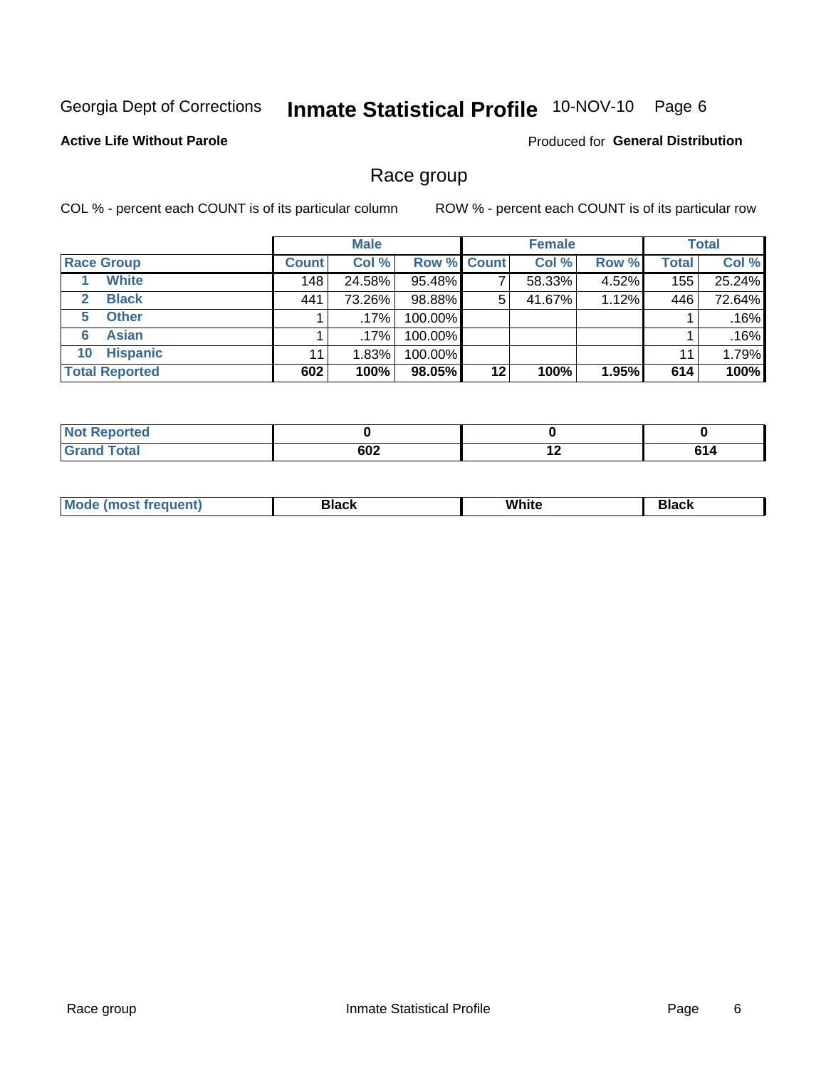Georgia Dept of Corrections **Inmate Statistical Profile** 10-NOV-10

**Active Life Without Parole**

Produced for **General Distribution**

## Race group

COL % - percent each COUNT is of its particular column

ROW % - percent each COUNT is of its particular row

| | Male | | | Female | | | Total | |
|---|---|---|---|---|---|---|---|---|
| **Race Group** | **Count** | **Col %** | **Row %** | **Count** | **Col %** | **Row %** | **Total** | **Col %** |
| 1 **White** | 148 | 24.58% | 95.48% | 7 | 58.33% | 4.52% | 155 | 25.24% |
| 2 **Black** | 441 | 73.26% | 98.88% | 5 | 41.67% | 1.12% | 446 | 72.64% |
| 5 **Other** | 1 | .17% | 100.00% | | | | 1 | .16% |
| 6 **Asian** | 1 | .17% | 100.00% | | | | 1 | .16% |
| 10 **Hispanic** | 11 | 1.83% | 100.00% | | | | 11 | 1.79% |
| **Total Reported** | **602** | **100%** | **98.05%** | **12** | **100%** | **1.95%** | **614** | **100%** |

| | Male | Female | Total |
|---|---|---|---|
| **Not Reported** | **0** | **0** | **0** |
| **Grand Total** | **602** | **12** | **614** |

| | Male | Female | Total |
|---|---|---|---|
| **Mode (most frequent)** | **Black** | **White** | **Black** |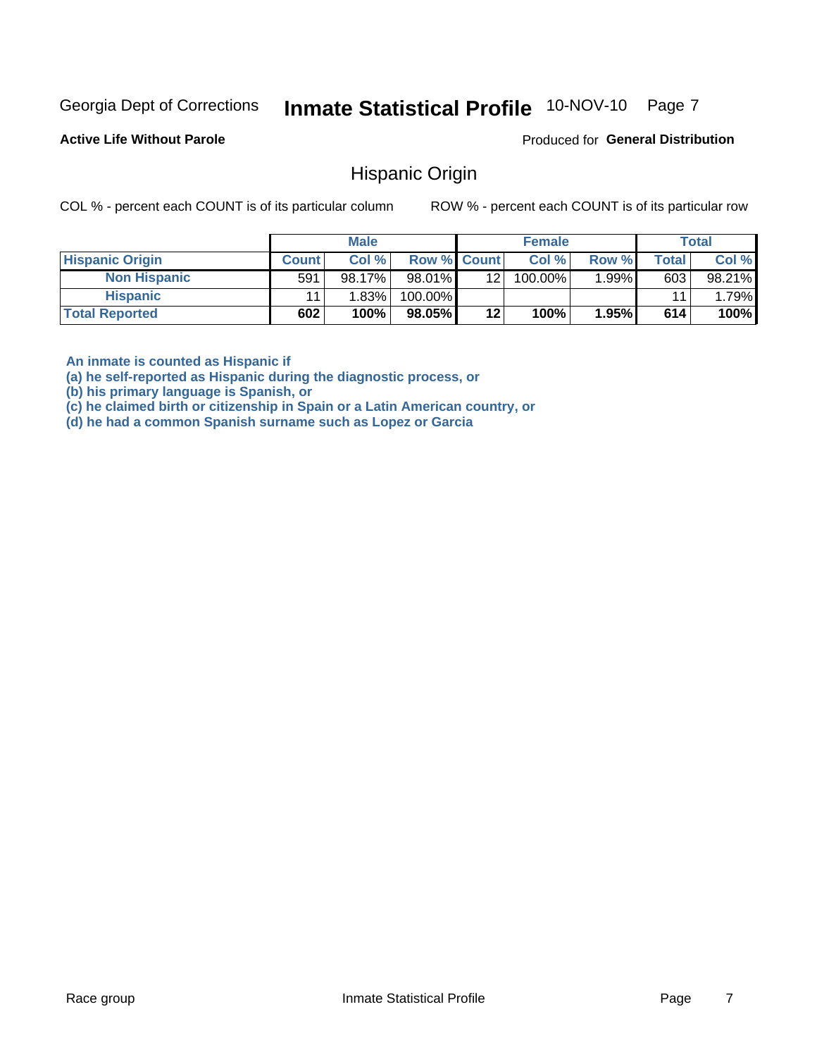Georgia Dept of Corrections **Inmate Statistical Profile** 10-NOV-10

**Active Life Without Parole**

Produced for **General Distribution**

## Hispanic Origin

COL % - percent each COUNT is of its particular column    ROW % - percent each COUNT is of its particular row

| | Male | | | Female | | | Total | |
|---|---|---|---|---|---|---|---|---|
| **Hispanic Origin** | **Count** | **Col %** | **Row %** | **Count** | **Col %** | **Row %** | **Total** | **Col %** |
| **Non Hispanic** | 591 | 98.17% | 98.01% | 12 | 100.00% | 1.99% | 603 | 98.21% |
| **Hispanic** | 11 | 1.83% | 100.00% | | | | 11 | 1.79% |
| **Total Reported** | **602** | **100%** | **98.05%** | **12** | **100%** | **1.95%** | **614** | **100%** |

**An inmate is counted as Hispanic if**
**(a) he self-reported as Hispanic during the diagnostic process, or**
**(b) his primary language is Spanish, or**
**(c) he claimed birth or citizenship in Spain or a Latin American country, or**
**(d) he had a common Spanish surname such as Lopez or Garcia**

Race group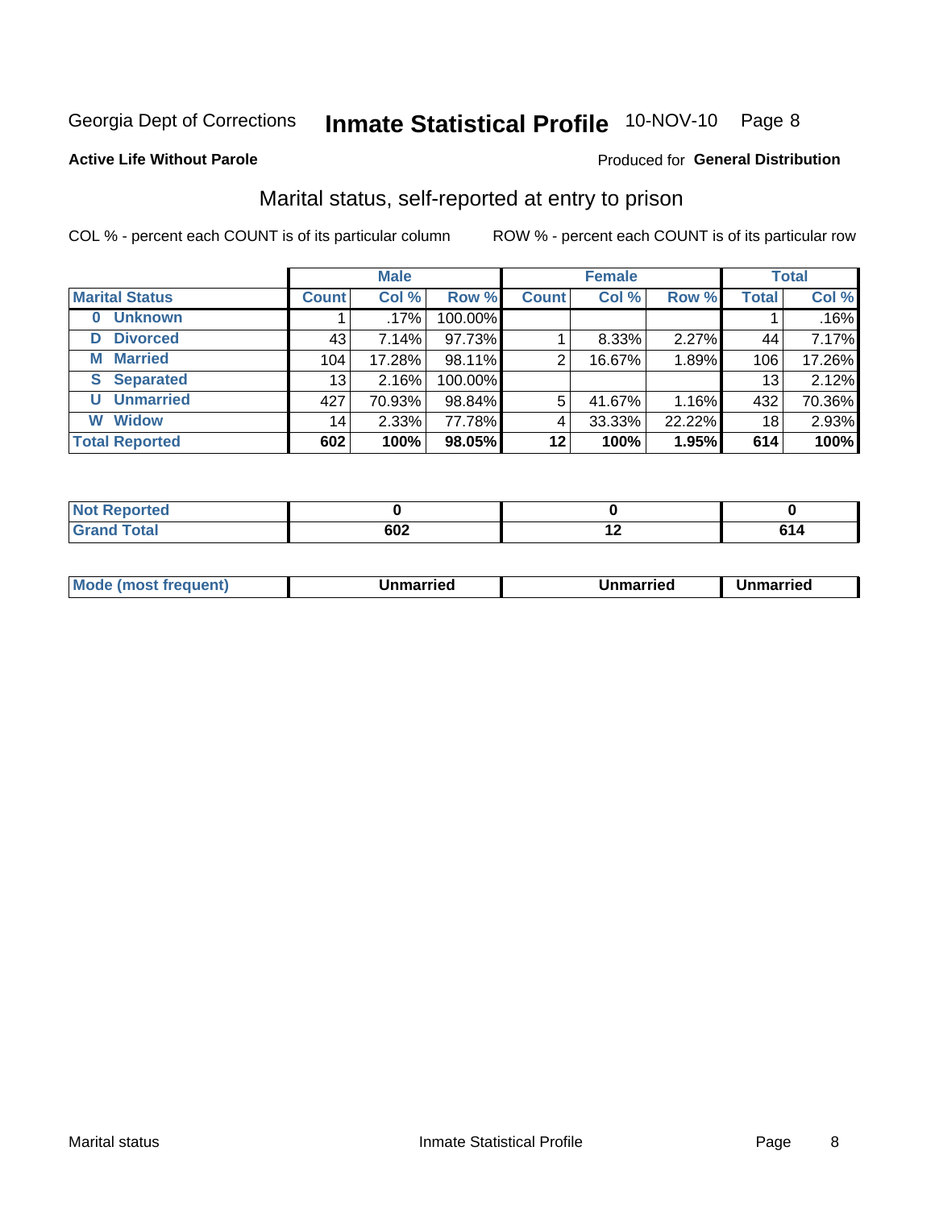Georgia Dept of Corrections **Inmate Statistical Profile** 10-NOV-10 Page 8

**Active Life Without Parole**

Produced for **General Distribution**

## Marital status, self-reported at entry to prison

COL % - percent each COUNT is of its particular column

ROW % - percent each COUNT is of its particular row

| | Male | | | Female | | | Total | |
|---|---|---|---|---|---|---|---|---|
| **Marital Status** | **Count** | **Col %** | **Row %** | **Count** | **Col %** | **Row %** | **Total** | **Col %** |
| **0 Unknown** | 1 | .17% | 100.00% | | | | 1 | .16% |
| **D Divorced** | 43 | 7.14% | 97.73% | 1 | 8.33% | 2.27% | 44 | 7.17% |
| **M Married** | 104 | 17.28% | 98.11% | 2 | 16.67% | 1.89% | 106 | 17.26% |
| **S Separated** | 13 | 2.16% | 100.00% | | | | 13 | 2.12% |
| **U Unmarried** | 427 | 70.93% | 98.84% | 5 | 41.67% | 1.16% | 432 | 70.36% |
| **W Widow** | 14 | 2.33% | 77.78% | 4 | 33.33% | 22.22% | 18 | 2.93% |
| **Total Reported** | **602** | **100%** | **98.05%** | **12** | **100%** | **1.95%** | **614** | **100%** |

| | Male | Female | Total |
|---|---|---|---|
| **Not Reported** | **0** | **0** | **0** |
| **Grand Total** | **602** | **12** | **614** |

| | Male | Female | Total |
|---|---|---|---|
| **Mode (most frequent)** | **Unmarried** | **Unmarried** | **Unmarried** |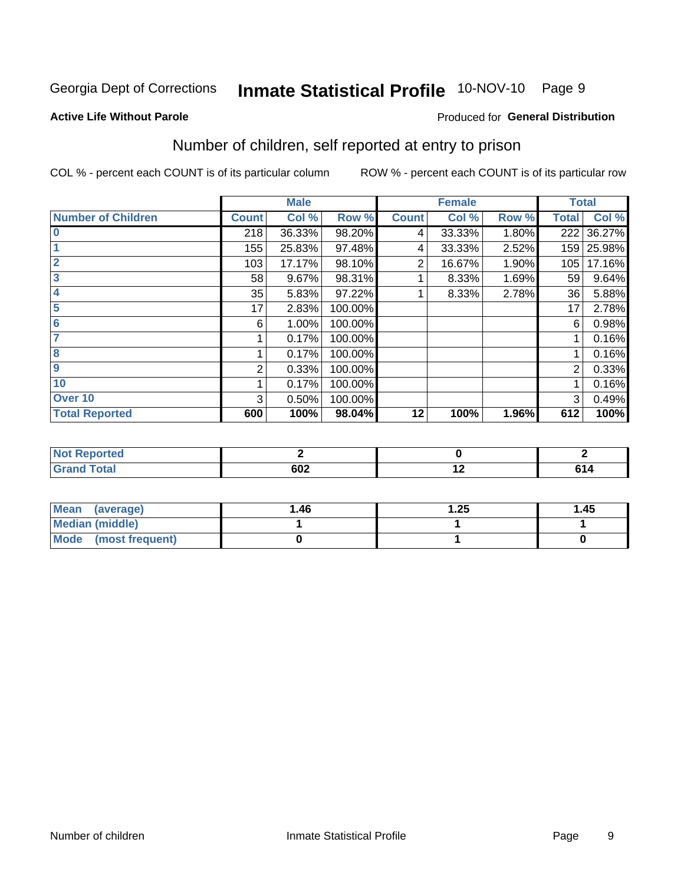Georgia Dept of Corrections **Inmate Statistical Profile** 10-NOV-10

**Active Life Without Parole**

Produced for **General Distribution**

## Number of children, self reported at entry to prison

COL % - percent each COUNT is of its particular column

ROW % - percent each COUNT is of its particular row

| | Male | | | Female | | | Total | |
|---|---|---|---|---|---|---|---|---|
| **Number of Children** | **Count** | **Col %** | **Row %** | **Count** | **Col %** | **Row %** | **Total** | **Col %** |
| **0** | 218 | 36.33% | 98.20% | 4 | 33.33% | 1.80% | 222 | 36.27% |
| **1** | 155 | 25.83% | 97.48% | 4 | 33.33% | 2.52% | 159 | 25.98% |
| **2** | 103 | 17.17% | 98.10% | 2 | 16.67% | 1.90% | 105 | 17.16% |
| **3** | 58 | 9.67% | 98.31% | 1 | 8.33% | 1.69% | 59 | 9.64% |
| **4** | 35 | 5.83% | 97.22% | 1 | 8.33% | 2.78% | 36 | 5.88% |
| **5** | 17 | 2.83% | 100.00% | | | | 17 | 2.78% |
| **6** | 6 | 1.00% | 100.00% | | | | 6 | 0.98% |
| **7** | 1 | 0.17% | 100.00% | | | | 1 | 0.16% |
| **8** | 1 | 0.17% | 100.00% | | | | 1 | 0.16% |
| **9** | 2 | 0.33% | 100.00% | | | | 2 | 0.33% |
| **10** | 1 | 0.17% | 100.00% | | | | 1 | 0.16% |
| **Over 10** | 3 | 0.50% | 100.00% | | | | 3 | 0.49% |
| **Total Reported** | **600** | **100%** | **98.04%** | **12** | **100%** | **1.96%** | **612** | **100%** |

| | Male | Female | Total |
|---|---|---|---|
| **Not Reported** | **2** | **0** | **2** |
| **Grand Total** | **602** | **12** | **614** |

| | Male | Female | Total |
|---|---|---|---|
| **Mean (average)** | **1.46** | **1.25** | **1.45** |
| **Median (middle)** | **1** | **1** | **1** |
| **Mode (most frequent)** | **0** | **1** | **0** |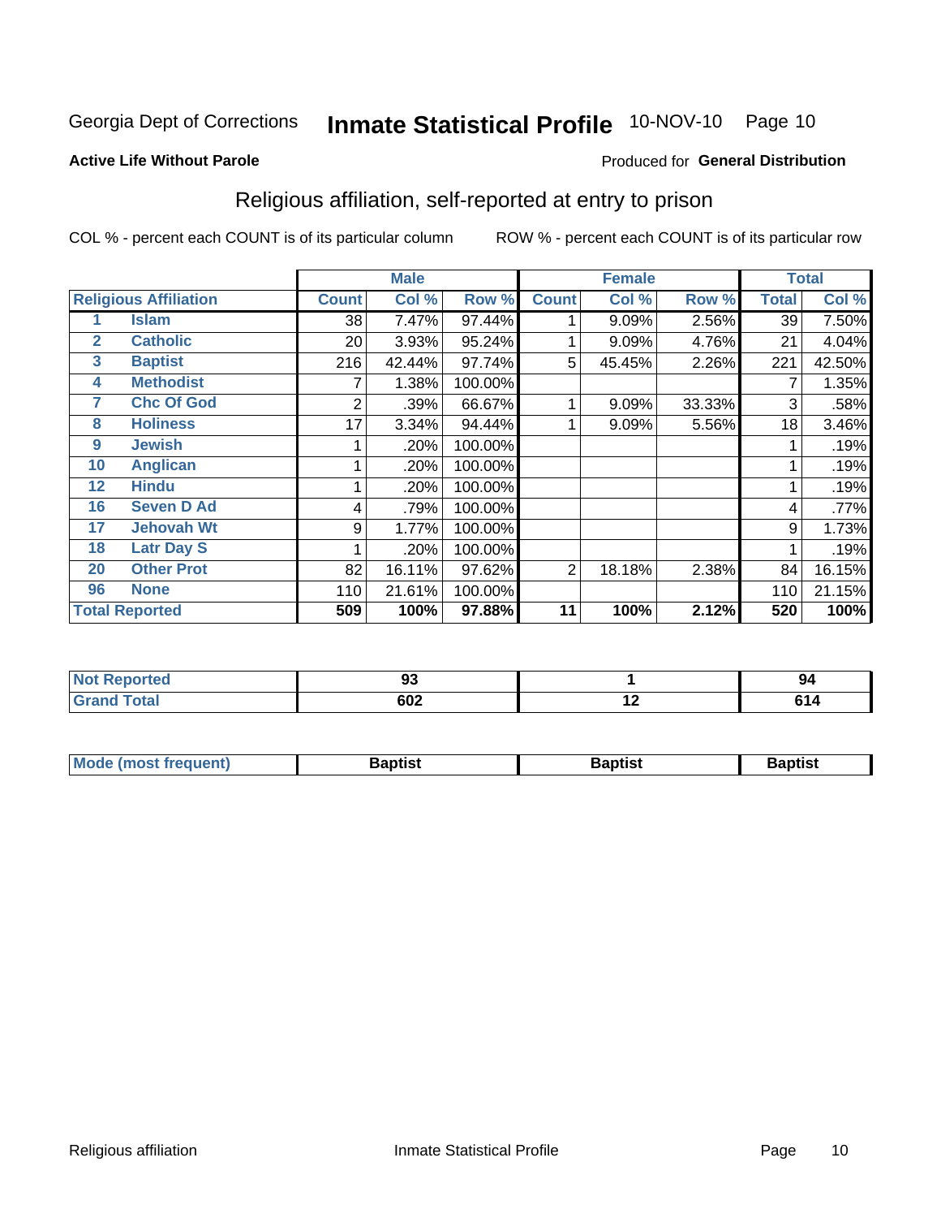Georgia Dept of Corrections **Inmate Statistical Profile** 10-NOV-10

**Active Life Without Parole**

Produced for **General Distribution**

## Religious affiliation, self-reported at entry to prison

COL % - percent each COUNT is of its particular column ROW % - percent each COUNT is of its particular row

| | | Male | | | Female | | | Total | |
|---|---|---|---|---|---|---|---|---|---|
| **Religious Affiliation** | | **Count** | **Col %** | **Row %** | **Count** | **Col %** | **Row %** | **Total** | **Col %** |
| 1 | Islam | 38 | 7.47% | 97.44% | 1 | 9.09% | 2.56% | 39 | 7.50% |
| 2 | Catholic | 20 | 3.93% | 95.24% | 1 | 9.09% | 4.76% | 21 | 4.04% |
| 3 | Baptist | 216 | 42.44% | 97.74% | 5 | 45.45% | 2.26% | 221 | 42.50% |
| 4 | Methodist | 7 | 1.38% | 100.00% | | | | 7 | 1.35% |
| 7 | Chc Of God | 2 | .39% | 66.67% | 1 | 9.09% | 33.33% | 3 | .58% |
| 8 | Holiness | 17 | 3.34% | 94.44% | 1 | 9.09% | 5.56% | 18 | 3.46% |
| 9 | Jewish | 1 | .20% | 100.00% | | | | 1 | .19% |
| 10 | Anglican | 1 | .20% | 100.00% | | | | 1 | .19% |
| 12 | Hindu | 1 | .20% | 100.00% | | | | 1 | .19% |
| 16 | Seven D Ad | 4 | .79% | 100.00% | | | | 4 | .77% |
| 17 | Jehovah Wt | 9 | 1.77% | 100.00% | | | | 9 | 1.73% |
| 18 | Latr Day S | 1 | .20% | 100.00% | | | | 1 | .19% |
| 20 | Other Prot | 82 | 16.11% | 97.62% | 2 | 18.18% | 2.38% | 84 | 16.15% |
| 96 | None | 110 | 21.61% | 100.00% | | | | 110 | 21.15% |
| **Total Reported** | | **509** | **100%** | **97.88%** | **11** | **100%** | **2.12%** | **520** | **100%** |

| | Male | Female | Total |
|---|---|---|---|
| **Not Reported** | **93** | **1** | **94** |
| **Grand Total** | **602** | **12** | **614** |

| | Male | Female | Total |
|---|---|---|---|
| **Mode (most frequent)** | **Baptist** | **Baptist** | **Baptist** |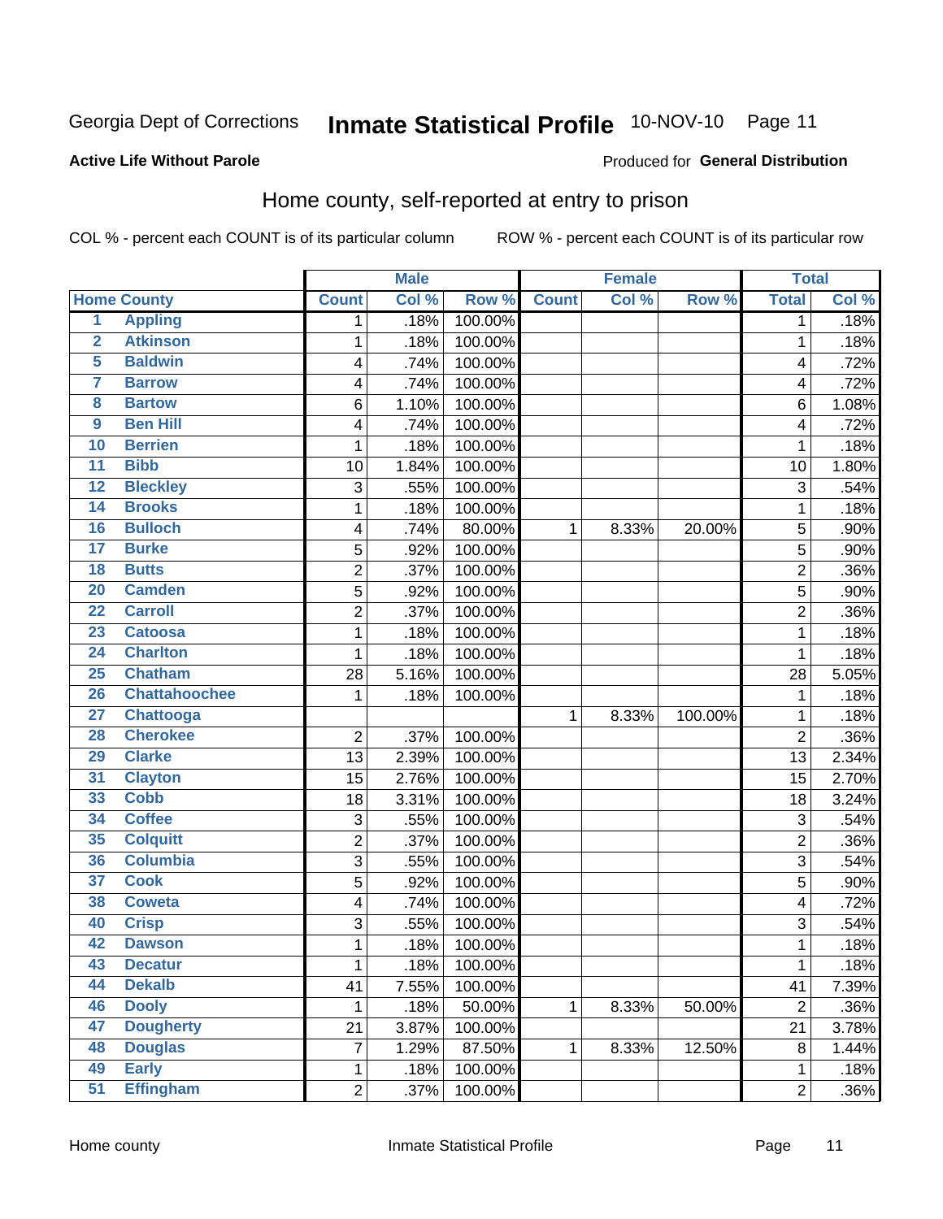Georgia Dept of Corrections **Inmate Statistical Profile** 10-NOV-10

**Active Life Without Parole**

Produced for **General Distribution**

## Home county, self-reported at entry to prison

COL % - percent each COUNT is of its particular column ROW % - percent each COUNT is of its particular row

| Home County | | Male | | | Female | | | Total | |
|---|---|---|---|---|---|---|---|---|---|
| | | Count | Col % | Row % | Count | Col % | Row % | Total | Col % |
| 1 | Appling | 1 | .18% | 100.00% | | | | 1 | .18% |
| 2 | Atkinson | 1 | .18% | 100.00% | | | | 1 | .18% |
| 5 | Baldwin | 4 | .74% | 100.00% | | | | 4 | .72% |
| 7 | Barrow | 4 | .74% | 100.00% | | | | 4 | .72% |
| 8 | Bartow | 6 | 1.10% | 100.00% | | | | 6 | 1.08% |
| 9 | Ben Hill | 4 | .74% | 100.00% | | | | 4 | .72% |
| 10 | Berrien | 1 | .18% | 100.00% | | | | 1 | .18% |
| 11 | Bibb | 10 | 1.84% | 100.00% | | | | 10 | 1.80% |
| 12 | Bleckley | 3 | .55% | 100.00% | | | | 3 | .54% |
| 14 | Brooks | 1 | .18% | 100.00% | | | | 1 | .18% |
| 16 | Bulloch | 4 | .74% | 80.00% | 1 | 8.33% | 20.00% | 5 | .90% |
| 17 | Burke | 5 | .92% | 100.00% | | | | 5 | .90% |
| 18 | Butts | 2 | .37% | 100.00% | | | | 2 | .36% |
| 20 | Camden | 5 | .92% | 100.00% | | | | 5 | .90% |
| 22 | Carroll | 2 | .37% | 100.00% | | | | 2 | .36% |
| 23 | Catoosa | 1 | .18% | 100.00% | | | | 1 | .18% |
| 24 | Charlton | 1 | .18% | 100.00% | | | | 1 | .18% |
| 25 | Chatham | 28 | 5.16% | 100.00% | | | | 28 | 5.05% |
| 26 | Chattahoochee | 1 | .18% | 100.00% | | | | 1 | .18% |
| 27 | Chattooga | | | | 1 | 8.33% | 100.00% | 1 | .18% |
| 28 | Cherokee | 2 | .37% | 100.00% | | | | 2 | .36% |
| 29 | Clarke | 13 | 2.39% | 100.00% | | | | 13 | 2.34% |
| 31 | Clayton | 15 | 2.76% | 100.00% | | | | 15 | 2.70% |
| 33 | Cobb | 18 | 3.31% | 100.00% | | | | 18 | 3.24% |
| 34 | Coffee | 3 | .55% | 100.00% | | | | 3 | .54% |
| 35 | Colquitt | 2 | .37% | 100.00% | | | | 2 | .36% |
| 36 | Columbia | 3 | .55% | 100.00% | | | | 3 | .54% |
| 37 | Cook | 5 | .92% | 100.00% | | | | 5 | .90% |
| 38 | Coweta | 4 | .74% | 100.00% | | | | 4 | .72% |
| 40 | Crisp | 3 | .55% | 100.00% | | | | 3 | .54% |
| 42 | Dawson | 1 | .18% | 100.00% | | | | 1 | .18% |
| 43 | Decatur | 1 | .18% | 100.00% | | | | 1 | .18% |
| 44 | Dekalb | 41 | 7.55% | 100.00% | | | | 41 | 7.39% |
| 46 | Dooly | 1 | .18% | 50.00% | 1 | 8.33% | 50.00% | 2 | .36% |
| 47 | Dougherty | 21 | 3.87% | 100.00% | | | | 21 | 3.78% |
| 48 | Douglas | 7 | 1.29% | 87.50% | 1 | 8.33% | 12.50% | 8 | 1.44% |
| 49 | Early | 1 | .18% | 100.00% | | | | 1 | .18% |
| 51 | Effingham | 2 | .37% | 100.00% | | | | 2 | .36% |

Home county Inmate Statistical Profile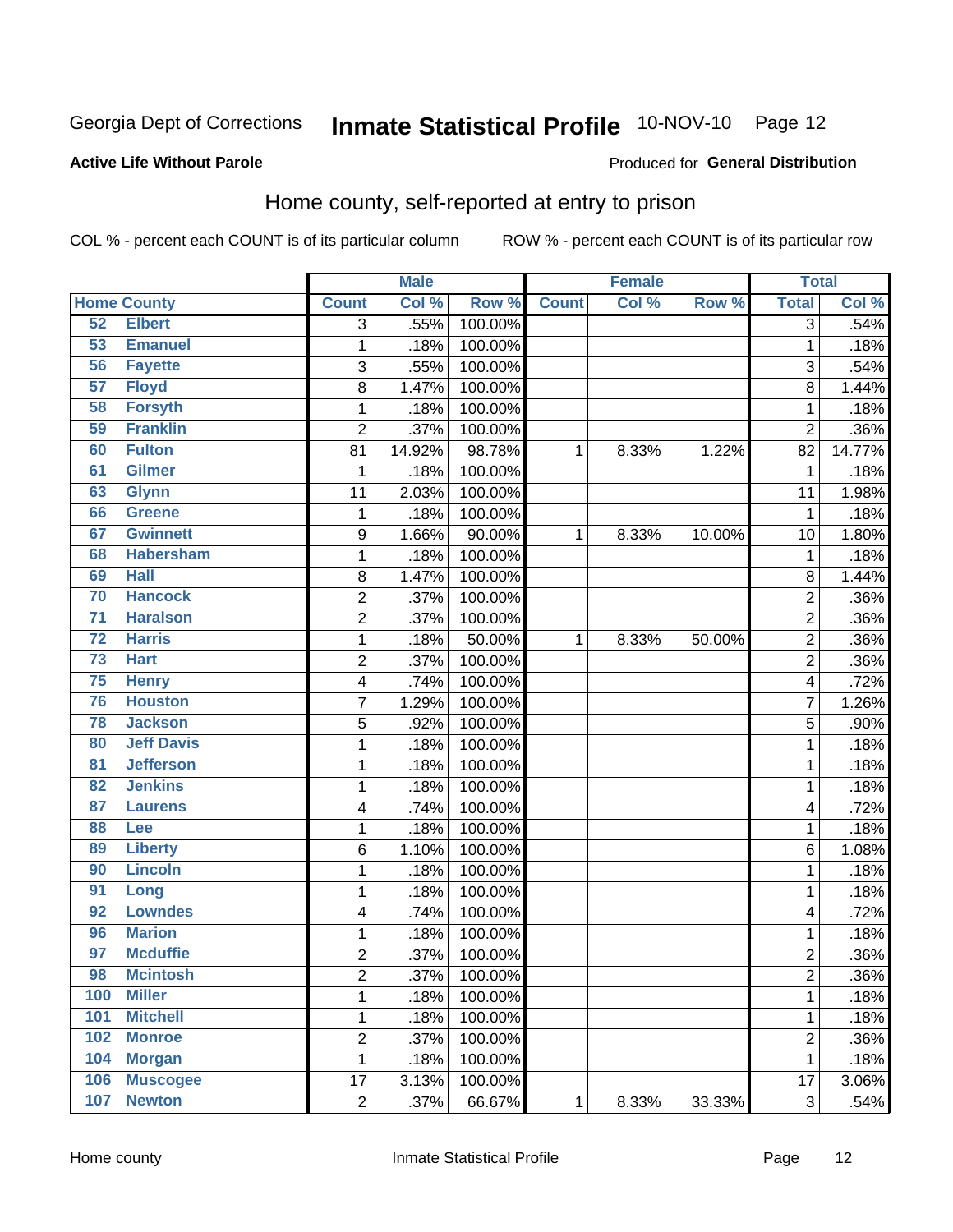Georgia Dept of Corrections **Inmate Statistical Profile** 10-NOV-10

**Active Life Without Parole** Produced for **General Distribution**

## Home county, self-reported at entry to prison

COL % - percent each COUNT is of its particular column ROW % - percent each COUNT is of its particular row

| Home County | | Male | | | Female | | | Total | |
|---|---|---|---|---|---|---|---|---|---|
| | | Count | Col % | Row % | Count | Col % | Row % | Total | Col % |
| 52 | Elbert | 3 | .55% | 100.00% | | | | 3 | .54% |
| 53 | Emanuel | 1 | .18% | 100.00% | | | | 1 | .18% |
| 56 | Fayette | 3 | .55% | 100.00% | | | | 3 | .54% |
| 57 | Floyd | 8 | 1.47% | 100.00% | | | | 8 | 1.44% |
| 58 | Forsyth | 1 | .18% | 100.00% | | | | 1 | .18% |
| 59 | Franklin | 2 | .37% | 100.00% | | | | 2 | .36% |
| 60 | Fulton | 81 | 14.92% | 98.78% | 1 | 8.33% | 1.22% | 82 | 14.77% |
| 61 | Gilmer | 1 | .18% | 100.00% | | | | 1 | .18% |
| 63 | Glynn | 11 | 2.03% | 100.00% | | | | 11 | 1.98% |
| 66 | Greene | 1 | .18% | 100.00% | | | | 1 | .18% |
| 67 | Gwinnett | 9 | 1.66% | 90.00% | 1 | 8.33% | 10.00% | 10 | 1.80% |
| 68 | Habersham | 1 | .18% | 100.00% | | | | 1 | .18% |
| 69 | Hall | 8 | 1.47% | 100.00% | | | | 8 | 1.44% |
| 70 | Hancock | 2 | .37% | 100.00% | | | | 2 | .36% |
| 71 | Haralson | 2 | .37% | 100.00% | | | | 2 | .36% |
| 72 | Harris | 1 | .18% | 50.00% | 1 | 8.33% | 50.00% | 2 | .36% |
| 73 | Hart | 2 | .37% | 100.00% | | | | 2 | .36% |
| 75 | Henry | 4 | .74% | 100.00% | | | | 4 | .72% |
| 76 | Houston | 7 | 1.29% | 100.00% | | | | 7 | 1.26% |
| 78 | Jackson | 5 | .92% | 100.00% | | | | 5 | .90% |
| 80 | Jeff Davis | 1 | .18% | 100.00% | | | | 1 | .18% |
| 81 | Jefferson | 1 | .18% | 100.00% | | | | 1 | .18% |
| 82 | Jenkins | 1 | .18% | 100.00% | | | | 1 | .18% |
| 87 | Laurens | 4 | .74% | 100.00% | | | | 4 | .72% |
| 88 | Lee | 1 | .18% | 100.00% | | | | 1 | .18% |
| 89 | Liberty | 6 | 1.10% | 100.00% | | | | 6 | 1.08% |
| 90 | Lincoln | 1 | .18% | 100.00% | | | | 1 | .18% |
| 91 | Long | 1 | .18% | 100.00% | | | | 1 | .18% |
| 92 | Lowndes | 4 | .74% | 100.00% | | | | 4 | .72% |
| 96 | Marion | 1 | .18% | 100.00% | | | | 1 | .18% |
| 97 | Mcduffie | 2 | .37% | 100.00% | | | | 2 | .36% |
| 98 | Mcintosh | 2 | .37% | 100.00% | | | | 2 | .36% |
| 100 | Miller | 1 | .18% | 100.00% | | | | 1 | .18% |
| 101 | Mitchell | 1 | .18% | 100.00% | | | | 1 | .18% |
| 102 | Monroe | 2 | .37% | 100.00% | | | | 2 | .36% |
| 104 | Morgan | 1 | .18% | 100.00% | | | | 1 | .18% |
| 106 | Muscogee | 17 | 3.13% | 100.00% | | | | 17 | 3.06% |
| 107 | Newton | 2 | .37% | 66.67% | 1 | 8.33% | 33.33% | 3 | .54% |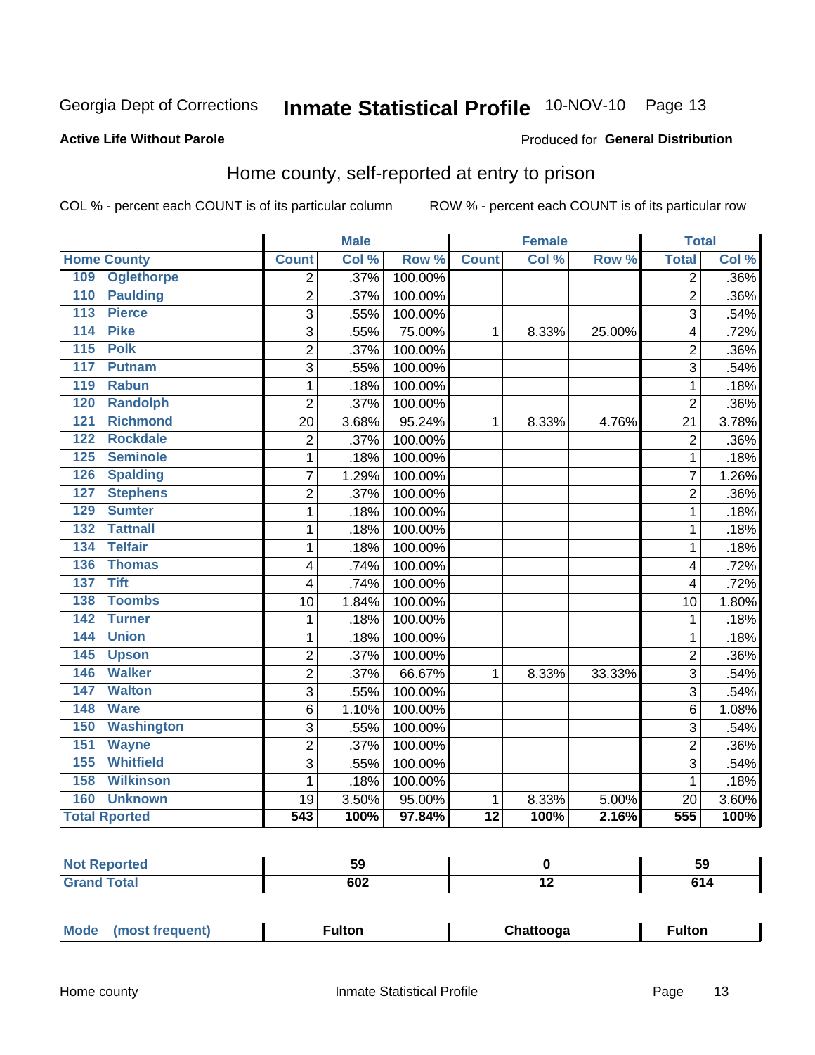Georgia Dept of Corrections **Inmate Statistical Profile** 10-NOV-10

**Active Life Without Parole**

Produced for **General Distribution**

## Home county, self-reported at entry to prison

COL % - percent each COUNT is of its particular column    ROW % - percent each COUNT is of its particular row

| Home County | Male | | | Female | | | Total | |
|---|---|---|---|---|---|---|---|---|
| | Count | Col % | Row % | Count | Col % | Row % | Total | Col % |
| 109 Oglethorpe | 2 | .37% | 100.00% | | | | 2 | .36% |
| 110 Paulding | 2 | .37% | 100.00% | | | | 2 | .36% |
| 113 Pierce | 3 | .55% | 100.00% | | | | 3 | .54% |
| 114 Pike | 3 | .55% | 75.00% | 1 | 8.33% | 25.00% | 4 | .72% |
| 115 Polk | 2 | .37% | 100.00% | | | | 2 | .36% |
| 117 Putnam | 3 | .55% | 100.00% | | | | 3 | .54% |
| 119 Rabun | 1 | .18% | 100.00% | | | | 1 | .18% |
| 120 Randolph | 2 | .37% | 100.00% | | | | 2 | .36% |
| 121 Richmond | 20 | 3.68% | 95.24% | 1 | 8.33% | 4.76% | 21 | 3.78% |
| 122 Rockdale | 2 | .37% | 100.00% | | | | 2 | .36% |
| 125 Seminole | 1 | .18% | 100.00% | | | | 1 | .18% |
| 126 Spalding | 7 | 1.29% | 100.00% | | | | 7 | 1.26% |
| 127 Stephens | 2 | .37% | 100.00% | | | | 2 | .36% |
| 129 Sumter | 1 | .18% | 100.00% | | | | 1 | .18% |
| 132 Tattnall | 1 | .18% | 100.00% | | | | 1 | .18% |
| 134 Telfair | 1 | .18% | 100.00% | | | | 1 | .18% |
| 136 Thomas | 4 | .74% | 100.00% | | | | 4 | .72% |
| 137 Tift | 4 | .74% | 100.00% | | | | 4 | .72% |
| 138 Toombs | 10 | 1.84% | 100.00% | | | | 10 | 1.80% |
| 142 Turner | 1 | .18% | 100.00% | | | | 1 | .18% |
| 144 Union | 1 | .18% | 100.00% | | | | 1 | .18% |
| 145 Upson | 2 | .37% | 100.00% | | | | 2 | .36% |
| 146 Walker | 2 | .37% | 66.67% | 1 | 8.33% | 33.33% | 3 | .54% |
| 147 Walton | 3 | .55% | 100.00% | | | | 3 | .54% |
| 148 Ware | 6 | 1.10% | 100.00% | | | | 6 | 1.08% |
| 150 Washington | 3 | .55% | 100.00% | | | | 3 | .54% |
| 151 Wayne | 2 | .37% | 100.00% | | | | 2 | .36% |
| 155 Whitfield | 3 | .55% | 100.00% | | | | 3 | .54% |
| 158 Wilkinson | 1 | .18% | 100.00% | | | | 1 | .18% |
| 160 Unknown | 19 | 3.50% | 95.00% | 1 | 8.33% | 5.00% | 20 | 3.60% |
| **Total Rported** | **543** | **100%** | **97.84%** | **12** | **100%** | **2.16%** | **555** | **100%** |

| | Male | Female | Total |
|---|---|---|---|
| Not Reported | 59 | 0 | 59 |
| Grand Total | 602 | 12 | 614 |

| | Male | Female | Total |
|---|---|---|---|
| Mode (most frequent) | Fulton | Chattooga | Fulton |

Home county    Inmate Statistical Profile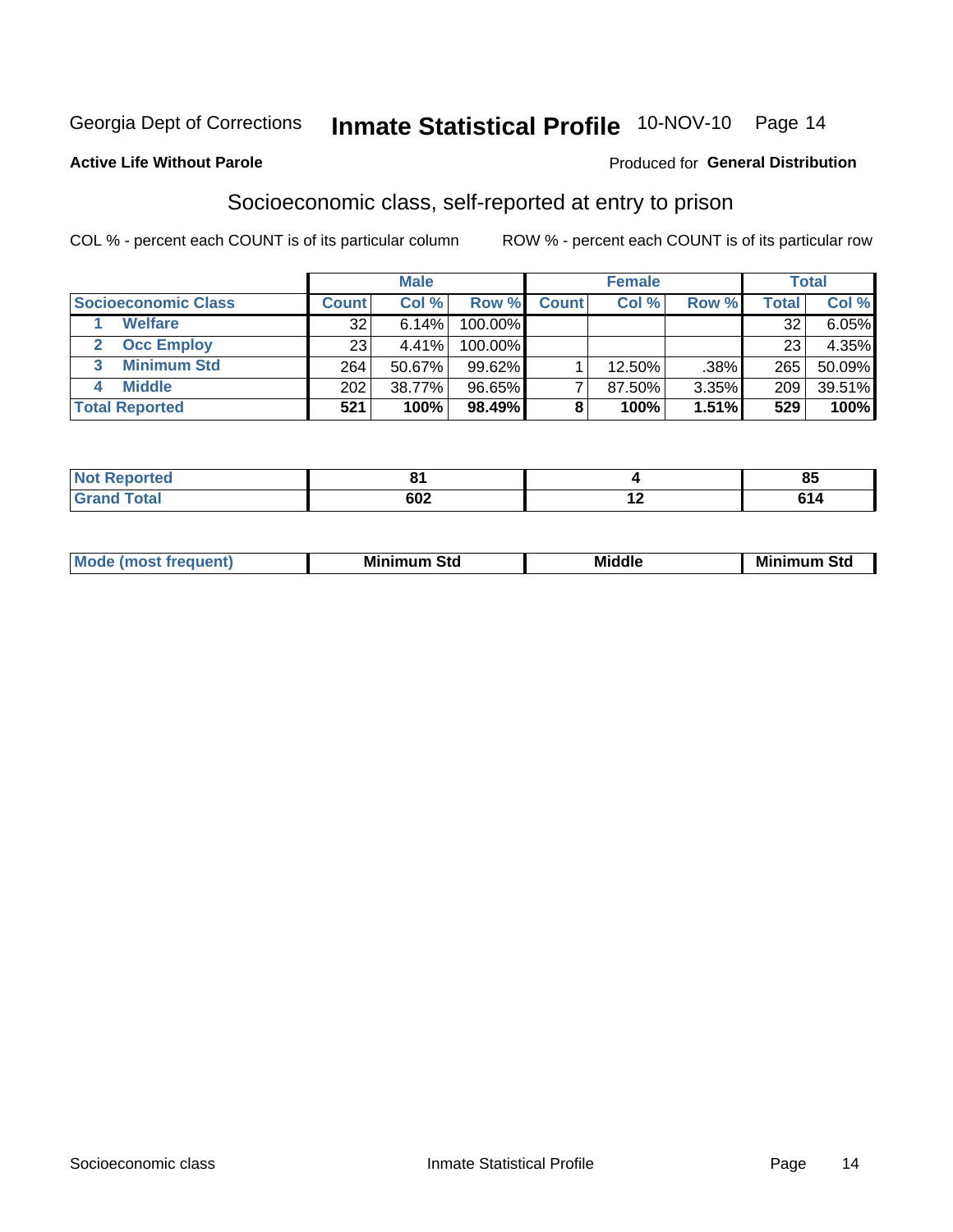Georgia Dept of Corrections **Inmate Statistical Profile** 10-NOV-10

**Active Life Without Parole**

Produced for **General Distribution**

## Socioeconomic class, self-reported at entry to prison

COL % - percent each COUNT is of its particular column ROW % - percent each COUNT is of its particular row

| | Male | | | Female | | | Total | |
|---|---|---|---|---|---|---|---|---|
| **Socioeconomic Class** | **Count** | **Col %** | **Row %** | **Count** | **Col %** | **Row %** | **Total** | **Col %** |
| 1 **Welfare** | 32 | 6.14% | 100.00% | | | | 32 | 6.05% |
| 2 **Occ Employ** | 23 | 4.41% | 100.00% | | | | 23 | 4.35% |
| 3 **Minimum Std** | 264 | 50.67% | 99.62% | 1 | 12.50% | .38% | 265 | 50.09% |
| 4 **Middle** | 202 | 38.77% | 96.65% | 7 | 87.50% | 3.35% | 209 | 39.51% |
| **Total Reported** | **521** | **100%** | **98.49%** | **8** | **100%** | **1.51%** | **529** | **100%** |

| | Male | Female | Total |
|---|---|---|---|
| **Not Reported** | **81** | **4** | **85** |
| **Grand Total** | **602** | **12** | **614** |

| | Male | Female | Total |
|---|---|---|---|
| **Mode (most frequent)** | **Minimum Std** | **Middle** | **Minimum Std** |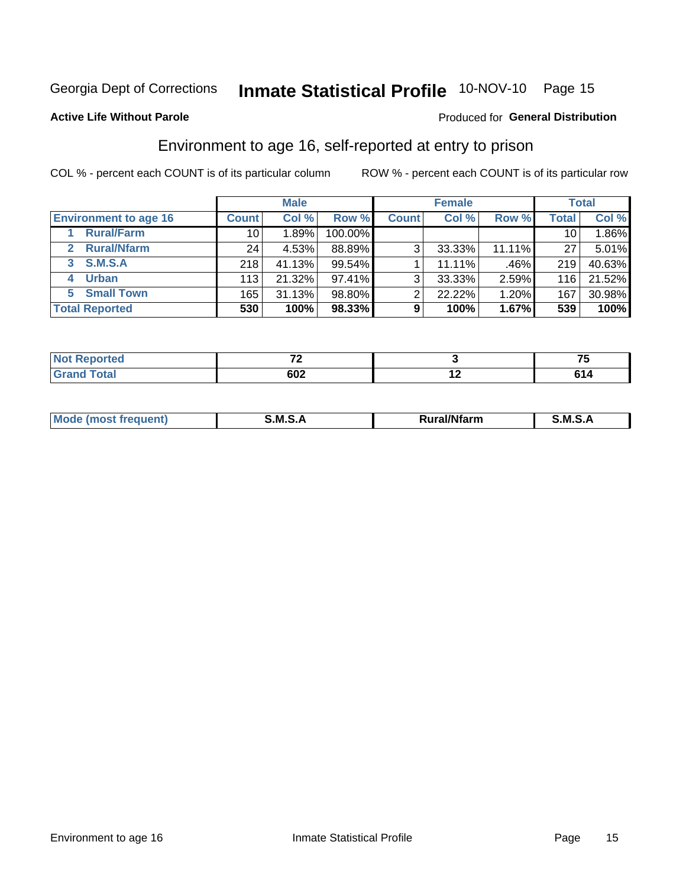Georgia Dept of Corrections **Inmate Statistical Profile** 10-NOV-10

**Active Life Without Parole**

Produced for **General Distribution**

## Environment to age 16, self-reported at entry to prison

COL % - percent each COUNT is of its particular column

ROW % - percent each COUNT is of its particular row

| | Male | | | Female | | | Total | |
|---|---|---|---|---|---|---|---|---|
| **Environment to age 16** | **Count** | **Col %** | **Row %** | **Count** | **Col %** | **Row %** | **Total** | **Col %** |
| 1 **Rural/Farm** | 10 | 1.89% | 100.00% | | | | 10 | 1.86% |
| 2 **Rural/Nfarm** | 24 | 4.53% | 88.89% | 3 | 33.33% | 11.11% | 27 | 5.01% |
| 3 **S.M.S.A** | 218 | 41.13% | 99.54% | 1 | 11.11% | .46% | 219 | 40.63% |
| 4 **Urban** | 113 | 21.32% | 97.41% | 3 | 33.33% | 2.59% | 116 | 21.52% |
| 5 **Small Town** | 165 | 31.13% | 98.80% | 2 | 22.22% | 1.20% | 167 | 30.98% |
| **Total Reported** | **530** | **100%** | **98.33%** | **9** | **100%** | **1.67%** | **539** | **100%** |

| | Male | Female | Total |
|---|---|---|---|
| **Not Reported** | **72** | **3** | **75** |
| **Grand Total** | **602** | **12** | **614** |

| | Male | Female | Total |
|---|---|---|---|
| **Mode (most frequent)** | **S.M.S.A** | **Rural/Nfarm** | **S.M.S.A** |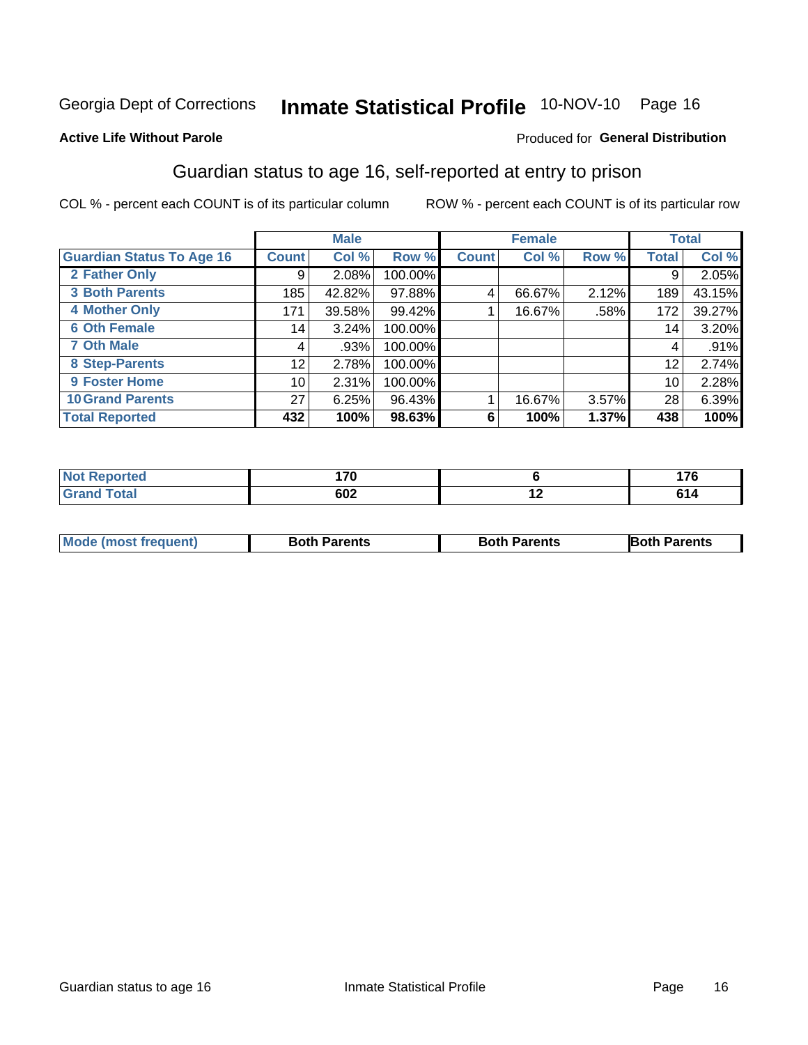Georgia Dept of Corrections **Inmate Statistical Profile** 10-NOV-10 Page 16

**Active Life Without Parole**

Produced for **General Distribution**

## Guardian status to age 16, self-reported at entry to prison

COL % - percent each COUNT is of its particular column    ROW % - percent each COUNT is of its particular row

| | Male | | | Female | | | Total | |
|---|---|---|---|---|---|---|---|---|
| **Guardian Status To Age 16** | **Count** | **Col %** | **Row %** | **Count** | **Col %** | **Row %** | **Total** | **Col %** |
| 2 Father Only | 9 | 2.08% | 100.00% | | | | 9 | 2.05% |
| 3 Both Parents | 185 | 42.82% | 97.88% | 4 | 66.67% | 2.12% | 189 | 43.15% |
| 4 Mother Only | 171 | 39.58% | 99.42% | 1 | 16.67% | .58% | 172 | 39.27% |
| 6 Oth Female | 14 | 3.24% | 100.00% | | | | 14 | 3.20% |
| 7 Oth Male | 4 | .93% | 100.00% | | | | 4 | .91% |
| 8 Step-Parents | 12 | 2.78% | 100.00% | | | | 12 | 2.74% |
| 9 Foster Home | 10 | 2.31% | 100.00% | | | | 10 | 2.28% |
| 10 Grand Parents | 27 | 6.25% | 96.43% | 1 | 16.67% | 3.57% | 28 | 6.39% |
| **Total Reported** | **432** | **100%** | **98.63%** | **6** | **100%** | **1.37%** | **438** | **100%** |

| | Male | Female | Total |
|---|---|---|---|
| Not Reported | 170 | 6 | 176 |
| Grand Total | 602 | 12 | 614 |

| | Male | Female | Total |
|---|---|---|---|
| Mode (most frequent) | Both Parents | Both Parents | Both Parents |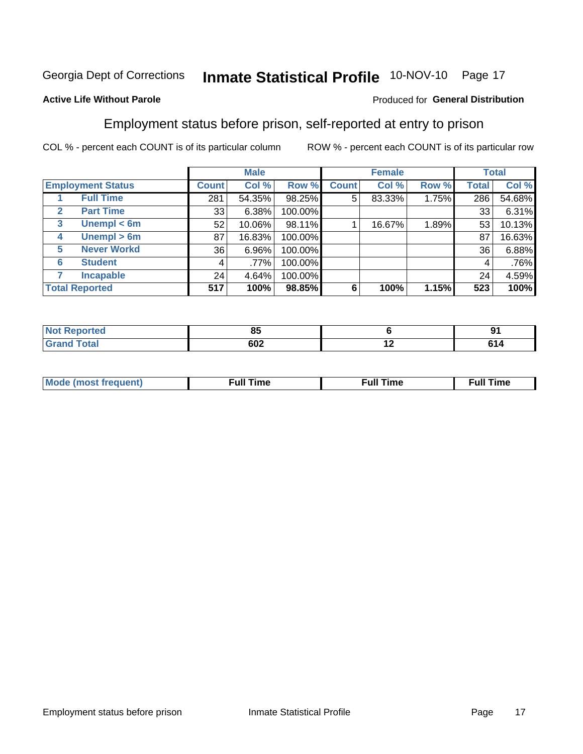Georgia Dept of Corrections **Inmate Statistical Profile** 10-NOV-10

**Active Life Without Parole**

Produced for **General Distribution**

## Employment status before prison, self-reported at entry to prison

COL % - percent each COUNT is of its particular column ROW % - percent each COUNT is of its particular row

| | | Male | | | Female | | | Total | |
|---|---|---|---|---|---|---|---|---|---|
| **Employment Status** | | **Count** | **Col %** | **Row %** | **Count** | **Col %** | **Row %** | **Total** | **Col %** |
| 1 | **Full Time** | 281 | 54.35% | 98.25% | 5 | 83.33% | 1.75% | 286 | 54.68% |
| 2 | **Part Time** | 33 | 6.38% | 100.00% | | | | 33 | 6.31% |
| 3 | **Unempl < 6m** | 52 | 10.06% | 98.11% | 1 | 16.67% | 1.89% | 53 | 10.13% |
| 4 | **Unempl > 6m** | 87 | 16.83% | 100.00% | | | | 87 | 16.63% |
| 5 | **Never Workd** | 36 | 6.96% | 100.00% | | | | 36 | 6.88% |
| 6 | **Student** | 4 | .77% | 100.00% | | | | 4 | .76% |
| 7 | **Incapable** | 24 | 4.64% | 100.00% | | | | 24 | 4.59% |
| **Total Reported** | | **517** | **100%** | **98.85%** | **6** | **100%** | **1.15%** | **523** | **100%** |

| | Male | Female | Total |
|---|---|---|---|
| **Not Reported** | **85** | **6** | **91** |
| **Grand Total** | **602** | **12** | **614** |

| | Male | Female | Total |
|---|---|---|---|
| **Mode (most frequent)** | **Full Time** | **Full Time** | **Full Time** |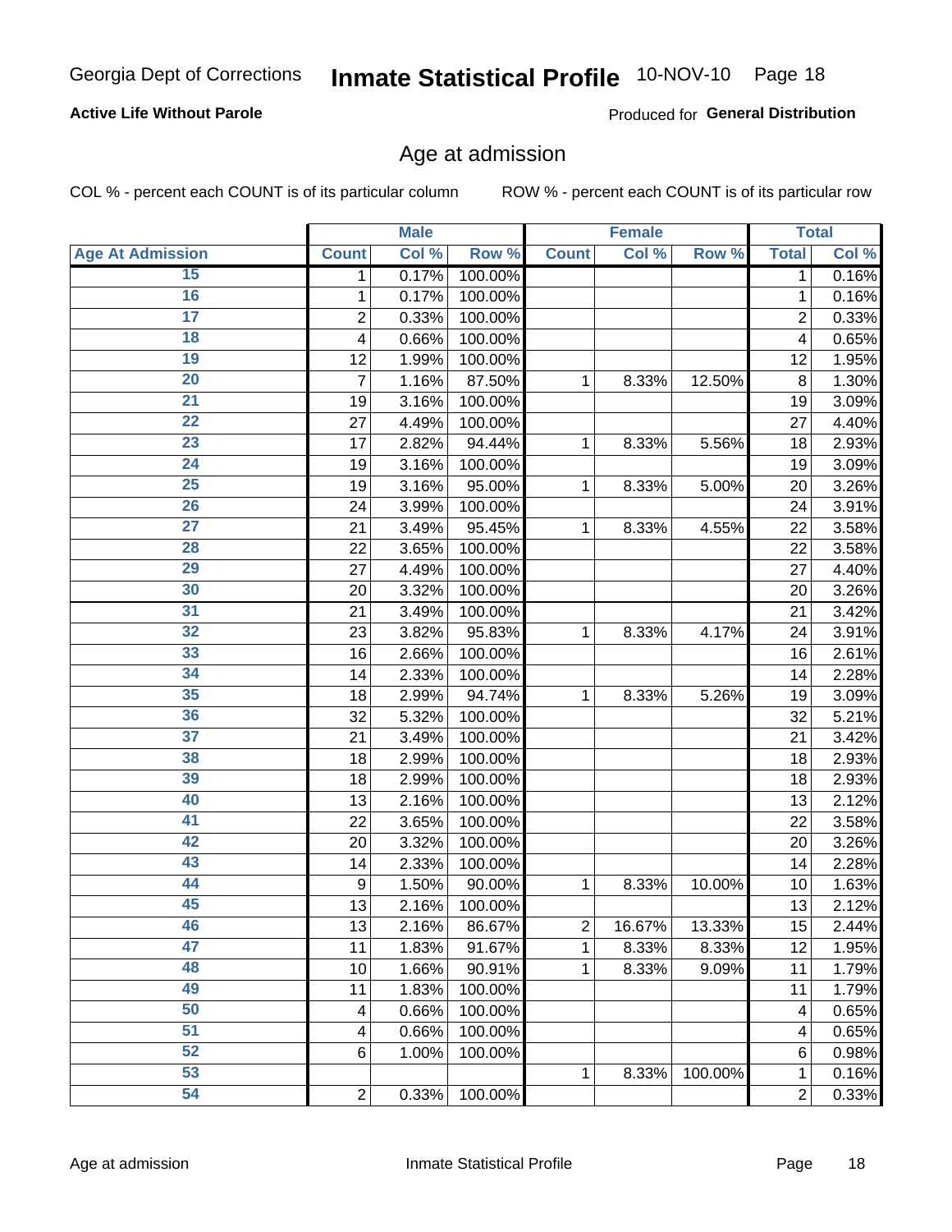Georgia Dept of Corrections **Inmate Statistical Profile** 10-NOV-10 Page 18

**Active Life Without Parole**

Produced for **General Distribution**

## Age at admission

COL % - percent each COUNT is of its particular column ROW % - percent each COUNT is of its particular row

| | Male | | | Female | | | Total | |
|---|---|---|---|---|---|---|---|---|
| **Age At Admission** | **Count** | **Col %** | **Row %** | **Count** | **Col %** | **Row %** | **Total** | **Col %** |
| 15 | 1 | 0.17% | 100.00% | | | | 1 | 0.16% |
| 16 | 1 | 0.17% | 100.00% | | | | 1 | 0.16% |
| 17 | 2 | 0.33% | 100.00% | | | | 2 | 0.33% |
| 18 | 4 | 0.66% | 100.00% | | | | 4 | 0.65% |
| 19 | 12 | 1.99% | 100.00% | | | | 12 | 1.95% |
| 20 | 7 | 1.16% | 87.50% | 1 | 8.33% | 12.50% | 8 | 1.30% |
| 21 | 19 | 3.16% | 100.00% | | | | 19 | 3.09% |
| 22 | 27 | 4.49% | 100.00% | | | | 27 | 4.40% |
| 23 | 17 | 2.82% | 94.44% | 1 | 8.33% | 5.56% | 18 | 2.93% |
| 24 | 19 | 3.16% | 100.00% | | | | 19 | 3.09% |
| 25 | 19 | 3.16% | 95.00% | 1 | 8.33% | 5.00% | 20 | 3.26% |
| 26 | 24 | 3.99% | 100.00% | | | | 24 | 3.91% |
| 27 | 21 | 3.49% | 95.45% | 1 | 8.33% | 4.55% | 22 | 3.58% |
| 28 | 22 | 3.65% | 100.00% | | | | 22 | 3.58% |
| 29 | 27 | 4.49% | 100.00% | | | | 27 | 4.40% |
| 30 | 20 | 3.32% | 100.00% | | | | 20 | 3.26% |
| 31 | 21 | 3.49% | 100.00% | | | | 21 | 3.42% |
| 32 | 23 | 3.82% | 95.83% | 1 | 8.33% | 4.17% | 24 | 3.91% |
| 33 | 16 | 2.66% | 100.00% | | | | 16 | 2.61% |
| 34 | 14 | 2.33% | 100.00% | | | | 14 | 2.28% |
| 35 | 18 | 2.99% | 94.74% | 1 | 8.33% | 5.26% | 19 | 3.09% |
| 36 | 32 | 5.32% | 100.00% | | | | 32 | 5.21% |
| 37 | 21 | 3.49% | 100.00% | | | | 21 | 3.42% |
| 38 | 18 | 2.99% | 100.00% | | | | 18 | 2.93% |
| 39 | 18 | 2.99% | 100.00% | | | | 18 | 2.93% |
| 40 | 13 | 2.16% | 100.00% | | | | 13 | 2.12% |
| 41 | 22 | 3.65% | 100.00% | | | | 22 | 3.58% |
| 42 | 20 | 3.32% | 100.00% | | | | 20 | 3.26% |
| 43 | 14 | 2.33% | 100.00% | | | | 14 | 2.28% |
| 44 | 9 | 1.50% | 90.00% | 1 | 8.33% | 10.00% | 10 | 1.63% |
| 45 | 13 | 2.16% | 100.00% | | | | 13 | 2.12% |
| 46 | 13 | 2.16% | 86.67% | 2 | 16.67% | 13.33% | 15 | 2.44% |
| 47 | 11 | 1.83% | 91.67% | 1 | 8.33% | 8.33% | 12 | 1.95% |
| 48 | 10 | 1.66% | 90.91% | 1 | 8.33% | 9.09% | 11 | 1.79% |
| 49 | 11 | 1.83% | 100.00% | | | | 11 | 1.79% |
| 50 | 4 | 0.66% | 100.00% | | | | 4 | 0.65% |
| 51 | 4 | 0.66% | 100.00% | | | | 4 | 0.65% |
| 52 | 6 | 1.00% | 100.00% | | | | 6 | 0.98% |
| 53 | | | | 1 | 8.33% | 100.00% | 1 | 0.16% |
| 54 | 2 | 0.33% | 100.00% | | | | 2 | 0.33% |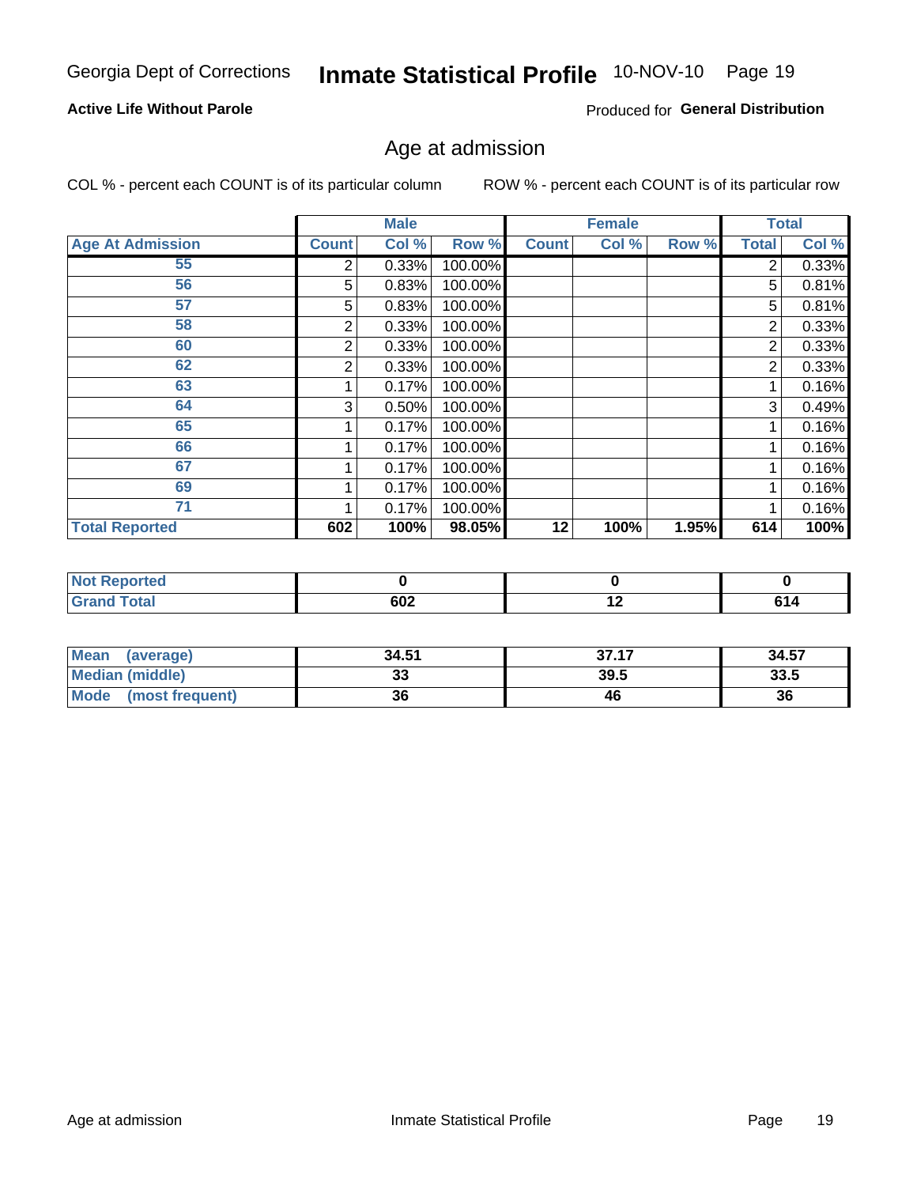Georgia Dept of Corrections **Inmate Statistical Profile** 10-NOV-10 Page 19

**Active Life Without Parole**

Produced for **General Distribution**

## Age at admission

COL % - percent each COUNT is of its particular column    ROW % - percent each COUNT is of its particular row

| | Male | | | Female | | | Total | |
|---|---|---|---|---|---|---|---|---|
| **Age At Admission** | **Count** | **Col %** | **Row %** | **Count** | **Col %** | **Row %** | **Total** | **Col %** |
| 55 | 2 | 0.33% | 100.00% | | | | 2 | 0.33% |
| 56 | 5 | 0.83% | 100.00% | | | | 5 | 0.81% |
| 57 | 5 | 0.83% | 100.00% | | | | 5 | 0.81% |
| 58 | 2 | 0.33% | 100.00% | | | | 2 | 0.33% |
| 60 | 2 | 0.33% | 100.00% | | | | 2 | 0.33% |
| 62 | 2 | 0.33% | 100.00% | | | | 2 | 0.33% |
| 63 | 1 | 0.17% | 100.00% | | | | 1 | 0.16% |
| 64 | 3 | 0.50% | 100.00% | | | | 3 | 0.49% |
| 65 | 1 | 0.17% | 100.00% | | | | 1 | 0.16% |
| 66 | 1 | 0.17% | 100.00% | | | | 1 | 0.16% |
| 67 | 1 | 0.17% | 100.00% | | | | 1 | 0.16% |
| 69 | 1 | 0.17% | 100.00% | | | | 1 | 0.16% |
| 71 | 1 | 0.17% | 100.00% | | | | 1 | 0.16% |
| **Total Reported** | **602** | **100%** | **98.05%** | **12** | **100%** | **1.95%** | **614** | **100%** |

| | Male | Female | Total |
|---|---|---|---|
| **Not Reported** | **0** | **0** | **0** |
| **Grand Total** | **602** | **12** | **614** |

| | Male | Female | Total |
|---|---|---|---|
| **Mean (average)** | **34.51** | **37.17** | **34.57** |
| **Median (middle)** | **33** | **39.5** | **33.5** |
| **Mode (most frequent)** | **36** | **46** | **36** |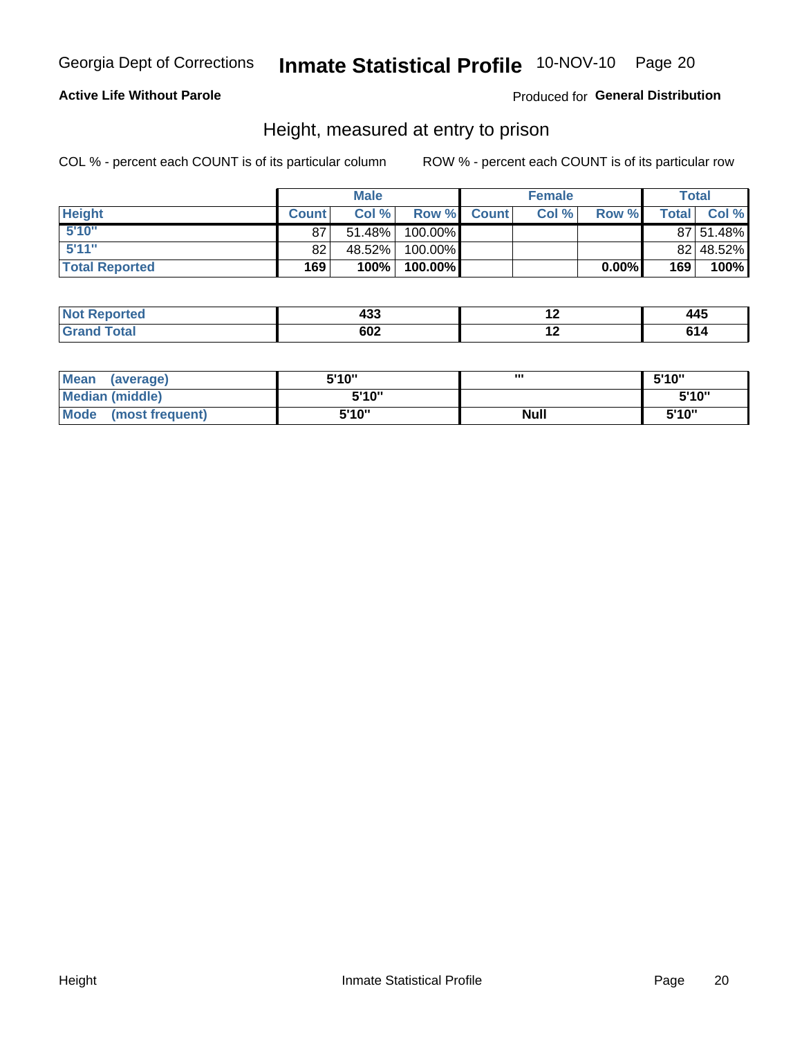Georgia Dept of Corrections **Inmate Statistical Profile** 10-NOV-10

**Active Life Without Parole**

Produced for **General Distribution**

## Height, measured at entry to prison

COL % - percent each COUNT is of its particular column

ROW % - percent each COUNT is of its particular row

| | Male | | | Female | | | Total | |
|---|---|---|---|---|---|---|---|---|
| **Height** | **Count** | **Col %** | **Row %** | **Count** | **Col %** | **Row %** | **Total** | **Col %** |
| 5'10" | 87 | 51.48% | 100.00% | | | | 87 | 51.48% |
| 5'11" | 82 | 48.52% | 100.00% | | | | 82 | 48.52% |
| **Total Reported** | **169** | **100%** | **100.00%** | | | **0.00%** | **169** | **100%** |

| | Male | Female | Total |
|---|---|---|---|
| **Not Reported** | **433** | **12** | **445** |
| **Grand Total** | **602** | **12** | **614** |

| | Male | Female | Total |
|---|---|---|---|
| **Mean (average)** | **5'10"** | **'''** | **5'10"** |
| **Median (middle)** | **5'10"** | | **5'10"** |
| **Mode (most frequent)** | **5'10"** | **Null** | **5'10"** |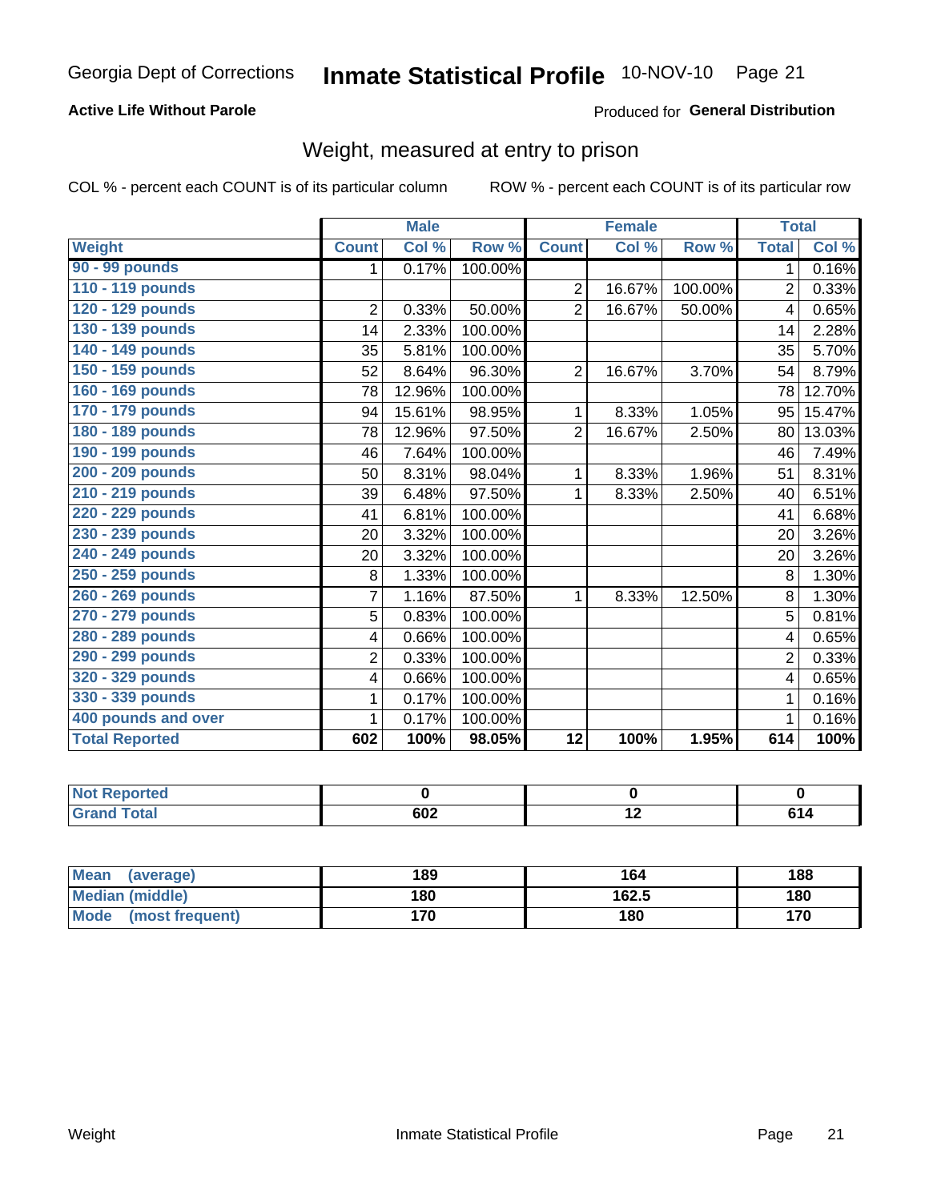Georgia Dept of Corrections **Inmate Statistical Profile** 10-NOV-10

**Active Life Without Parole**

Produced for **General Distribution**

## Weight, measured at entry to prison

COL % - percent each COUNT is of its particular column     ROW % - percent each COUNT is of its particular row

| | Male | | | Female | | | Total | |
|---|---|---|---|---|---|---|---|---|
| **Weight** | **Count** | **Col %** | **Row %** | **Count** | **Col %** | **Row %** | **Total** | **Col %** |
| **90 - 99 pounds** | 1 | 0.17% | 100.00% | | | | 1 | 0.16% |
| **110 - 119 pounds** | | | | 2 | 16.67% | 100.00% | 2 | 0.33% |
| **120 - 129 pounds** | 2 | 0.33% | 50.00% | 2 | 16.67% | 50.00% | 4 | 0.65% |
| **130 - 139 pounds** | 14 | 2.33% | 100.00% | | | | 14 | 2.28% |
| **140 - 149 pounds** | 35 | 5.81% | 100.00% | | | | 35 | 5.70% |
| **150 - 159 pounds** | 52 | 8.64% | 96.30% | 2 | 16.67% | 3.70% | 54 | 8.79% |
| **160 - 169 pounds** | 78 | 12.96% | 100.00% | | | | 78 | 12.70% |
| **170 - 179 pounds** | 94 | 15.61% | 98.95% | 1 | 8.33% | 1.05% | 95 | 15.47% |
| **180 - 189 pounds** | 78 | 12.96% | 97.50% | 2 | 16.67% | 2.50% | 80 | 13.03% |
| **190 - 199 pounds** | 46 | 7.64% | 100.00% | | | | 46 | 7.49% |
| **200 - 209 pounds** | 50 | 8.31% | 98.04% | 1 | 8.33% | 1.96% | 51 | 8.31% |
| **210 - 219 pounds** | 39 | 6.48% | 97.50% | 1 | 8.33% | 2.50% | 40 | 6.51% |
| **220 - 229 pounds** | 41 | 6.81% | 100.00% | | | | 41 | 6.68% |
| **230 - 239 pounds** | 20 | 3.32% | 100.00% | | | | 20 | 3.26% |
| **240 - 249 pounds** | 20 | 3.32% | 100.00% | | | | 20 | 3.26% |
| **250 - 259 pounds** | 8 | 1.33% | 100.00% | | | | 8 | 1.30% |
| **260 - 269 pounds** | 7 | 1.16% | 87.50% | 1 | 8.33% | 12.50% | 8 | 1.30% |
| **270 - 279 pounds** | 5 | 0.83% | 100.00% | | | | 5 | 0.81% |
| **280 - 289 pounds** | 4 | 0.66% | 100.00% | | | | 4 | 0.65% |
| **290 - 299 pounds** | 2 | 0.33% | 100.00% | | | | 2 | 0.33% |
| **320 - 329 pounds** | 4 | 0.66% | 100.00% | | | | 4 | 0.65% |
| **330 - 339 pounds** | 1 | 0.17% | 100.00% | | | | 1 | 0.16% |
| **400 pounds and over** | 1 | 0.17% | 100.00% | | | | 1 | 0.16% |
| **Total Reported** | **602** | **100%** | **98.05%** | **12** | **100%** | **1.95%** | **614** | **100%** |

| | Male | Female | Total |
|---|---|---|---|
| **Not Reported** | **0** | **0** | **0** |
| **Grand Total** | **602** | **12** | **614** |

| | Male | Female | Total |
|---|---|---|---|
| **Mean (average)** | **189** | **164** | **188** |
| **Median (middle)** | **180** | **162.5** | **180** |
| **Mode (most frequent)** | **170** | **180** | **170** |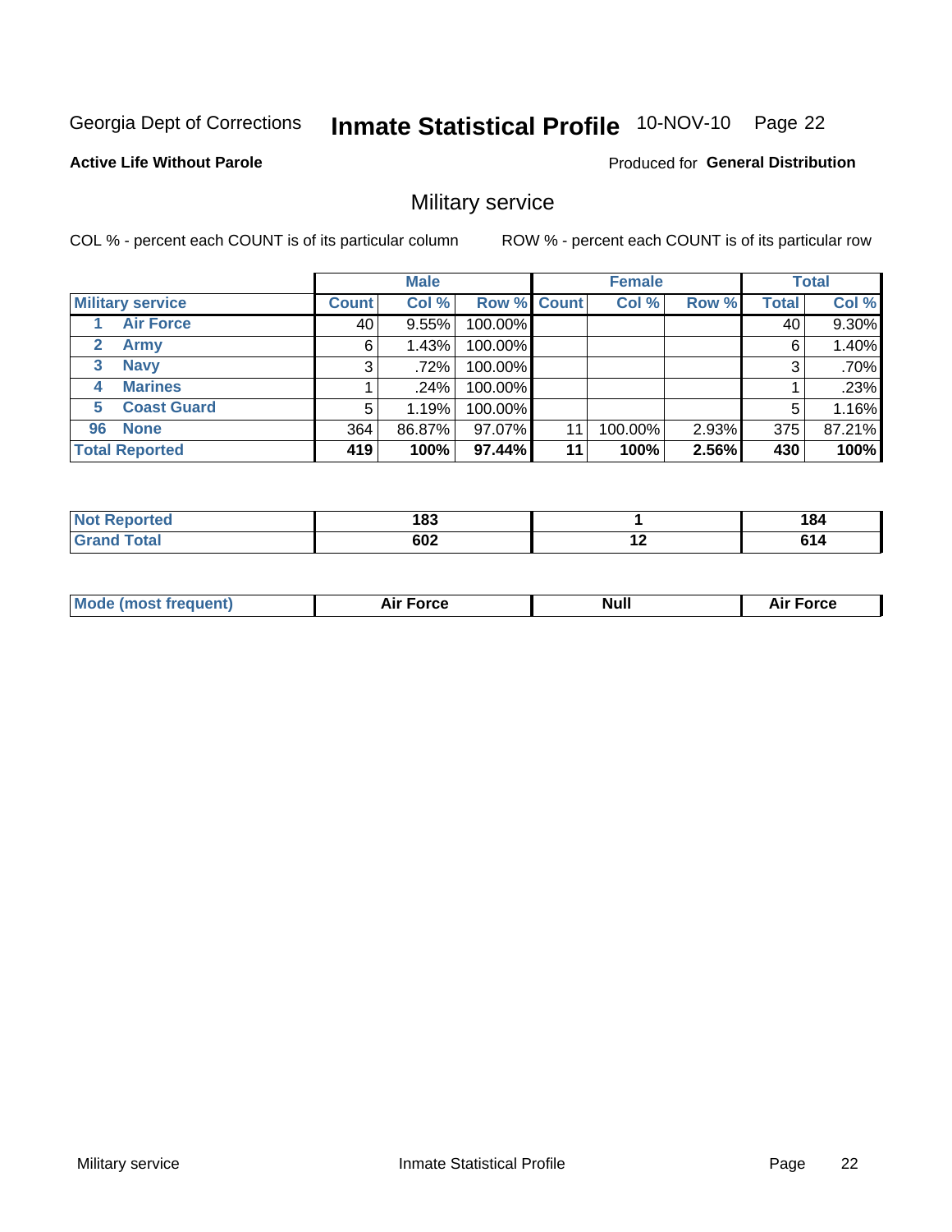Georgia Dept of Corrections **Inmate Statistical Profile** 10-NOV-10

**Active Life Without Parole**

Produced for **General Distribution**

## Military service

COL % - percent each COUNT is of its particular column

ROW % - percent each COUNT is of its particular row

| | Male | | | Female | | | Total | |
|---|---|---|---|---|---|---|---|---|
| **Military service** | **Count** | **Col %** | **Row %** | **Count** | **Col %** | **Row %** | **Total** | **Col %** |
| 1 **Air Force** | 40 | 9.55% | 100.00% | | | | 40 | 9.30% |
| 2 **Army** | 6 | 1.43% | 100.00% | | | | 6 | 1.40% |
| 3 **Navy** | 3 | .72% | 100.00% | | | | 3 | .70% |
| 4 **Marines** | 1 | .24% | 100.00% | | | | 1 | .23% |
| 5 **Coast Guard** | 5 | 1.19% | 100.00% | | | | 5 | 1.16% |
| 96 **None** | 364 | 86.87% | 97.07% | 11 | 100.00% | 2.93% | 375 | 87.21% |
| **Total Reported** | **419** | **100%** | **97.44%** | **11** | **100%** | **2.56%** | **430** | **100%** |

| | Male | Female | Total |
|---|---|---|---|
| **Not Reported** | **183** | **1** | **184** |
| **Grand Total** | **602** | **12** | **614** |

| | Male | Female | Total |
|---|---|---|---|
| **Mode (most frequent)** | **Air Force** | **Null** | **Air Force** |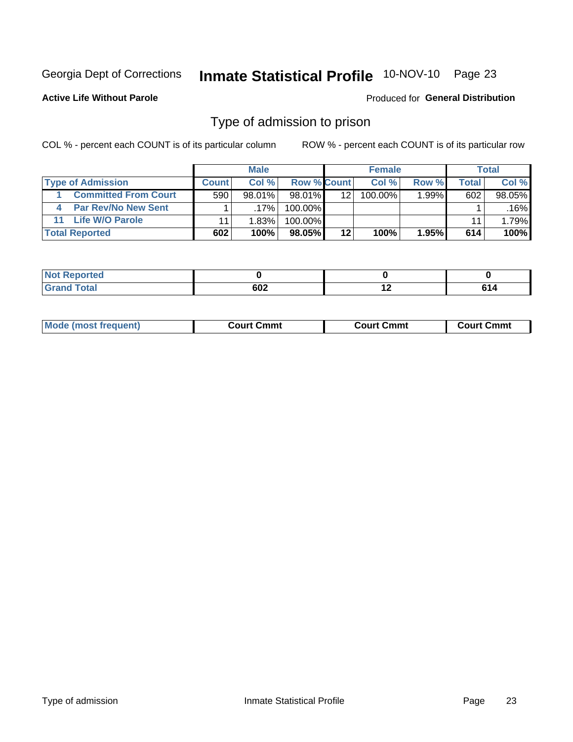Georgia Dept of Corrections **Inmate Statistical Profile** 10-NOV-10 Page 23

**Active Life Without Parole**

Produced for **General Distribution**

## Type of admission to prison

COL % - percent each COUNT is of its particular column

ROW % - percent each COUNT is of its particular row

| | Male | | | Female | | | Total | |
|---|---|---|---|---|---|---|---|---|
| **Type of Admission** | **Count** | **Col %** | **Row %** | **Count** | **Col %** | **Row %** | **Total** | **Col %** |
| 1 Committed From Court | 590 | 98.01% | 98.01% | 12 | 100.00% | 1.99% | 602 | 98.05% |
| 4 Par Rev/No New Sent | 1 | .17% | 100.00% | | | | 1 | .16% |
| 11 Life W/O Parole | 11 | 1.83% | 100.00% | | | | 11 | 1.79% |
| **Total Reported** | **602** | **100%** | **98.05%** | **12** | **100%** | **1.95%** | **614** | **100%** |

| | Male | Female | Total |
|---|---|---|---|
| **Not Reported** | **0** | **0** | **0** |
| **Grand Total** | **602** | **12** | **614** |

| | Male | Female | Total |
|---|---|---|---|
| **Mode (most frequent)** | **Court Cmmt** | **Court Cmmt** | **Court Cmmt** |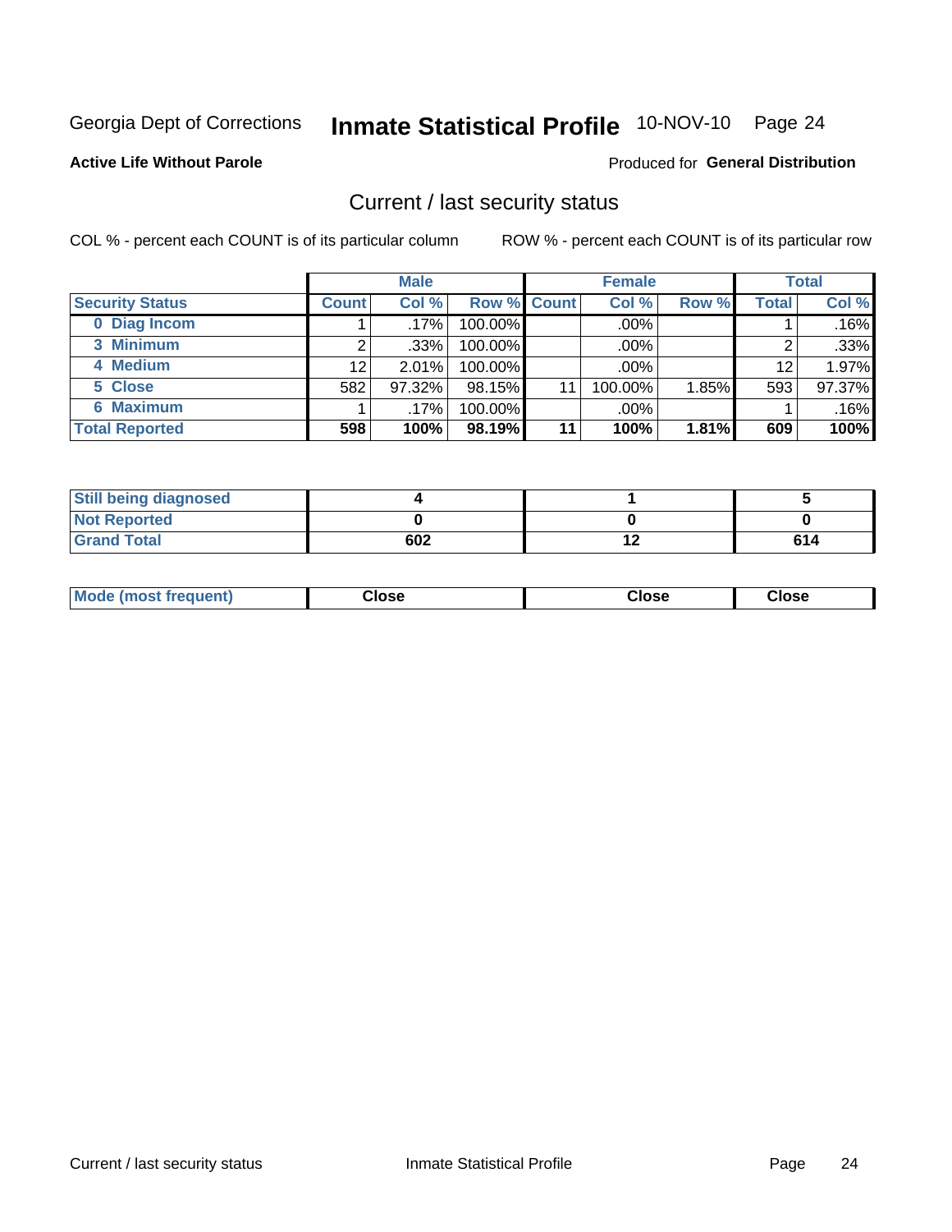Georgia Dept of Corrections **Inmate Statistical Profile** 10-NOV-10 Page 24

**Active Life Without Parole**

Produced for **General Distribution**

## Current / last security status

COL % - percent each COUNT is of its particular column

ROW % - percent each COUNT is of its particular row

| | Male | | | Female | | | Total | |
|---|---|---|---|---|---|---|---|---|
| **Security Status** | **Count** | **Col %** | **Row %** | **Count** | **Col %** | **Row %** | **Total** | **Col %** |
| 0 Diag Incom | 1 | .17% | 100.00% | | .00% | | 1 | .16% |
| 3 Minimum | 2 | .33% | 100.00% | | .00% | | 2 | .33% |
| 4 Medium | 12 | 2.01% | 100.00% | | .00% | | 12 | 1.97% |
| 5 Close | 582 | 97.32% | 98.15% | 11 | 100.00% | 1.85% | 593 | 97.37% |
| 6 Maximum | 1 | .17% | 100.00% | | .00% | | 1 | .16% |
| **Total Reported** | **598** | **100%** | **98.19%** | **11** | **100%** | **1.81%** | **609** | **100%** |

| | Male | Female | Total |
|---|---|---|---|
| **Still being diagnosed** | **4** | **1** | **5** |
| **Not Reported** | **0** | **0** | **0** |
| **Grand Total** | **602** | **12** | **614** |

| | Male | Female | Total |
|---|---|---|---|
| **Mode (most frequent)** | **Close** | **Close** | **Close** |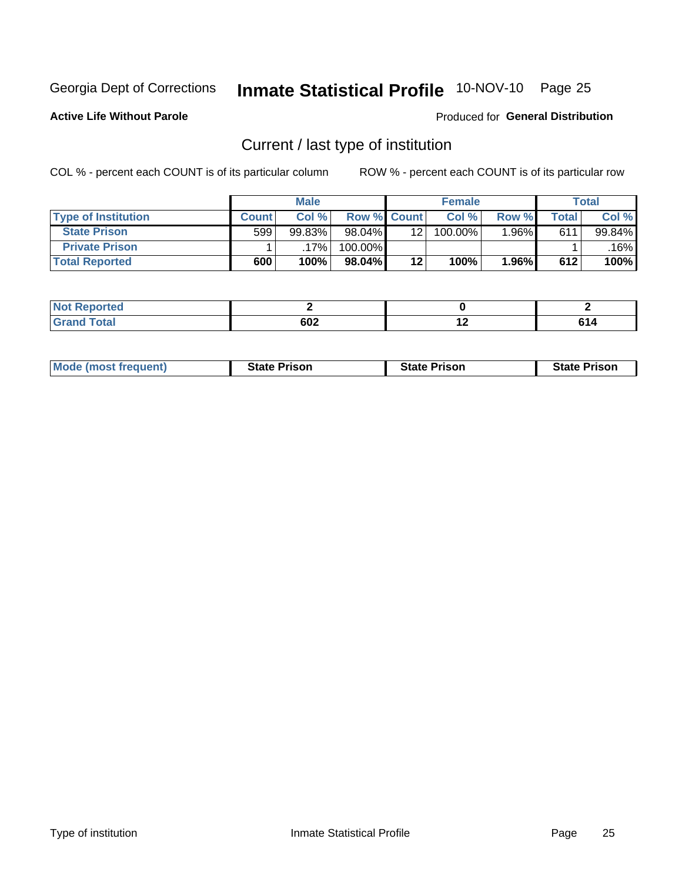Georgia Dept of Corrections **Inmate Statistical Profile** 10-NOV-10

**Active Life Without Parole**

Produced for **General Distribution**

## Current / last type of institution

COL % - percent each COUNT is of its particular column ROW % - percent each COUNT is of its particular row

| | Male | | | Female | | | Total | |
|---|---|---|---|---|---|---|---|---|
| **Type of Institution** | **Count** | **Col %** | **Row %** | **Count** | **Col %** | **Row %** | **Total** | **Col %** |
| **State Prison** | 599 | 99.83% | 98.04% | 12 | 100.00% | 1.96% | 611 | 99.84% |
| **Private Prison** | 1 | .17% | 100.00% | | | | 1 | .16% |
| **Total Reported** | **600** | **100%** | **98.04%** | **12** | **100%** | **1.96%** | **612** | **100%** |

| | Male | Female | Total |
|---|---|---|---|
| **Not Reported** | **2** | **0** | **2** |
| **Grand Total** | **602** | **12** | **614** |

| | Male | Female | Total |
|---|---|---|---|
| **Mode (most frequent)** | **State Prison** | **State Prison** | **State Prison** |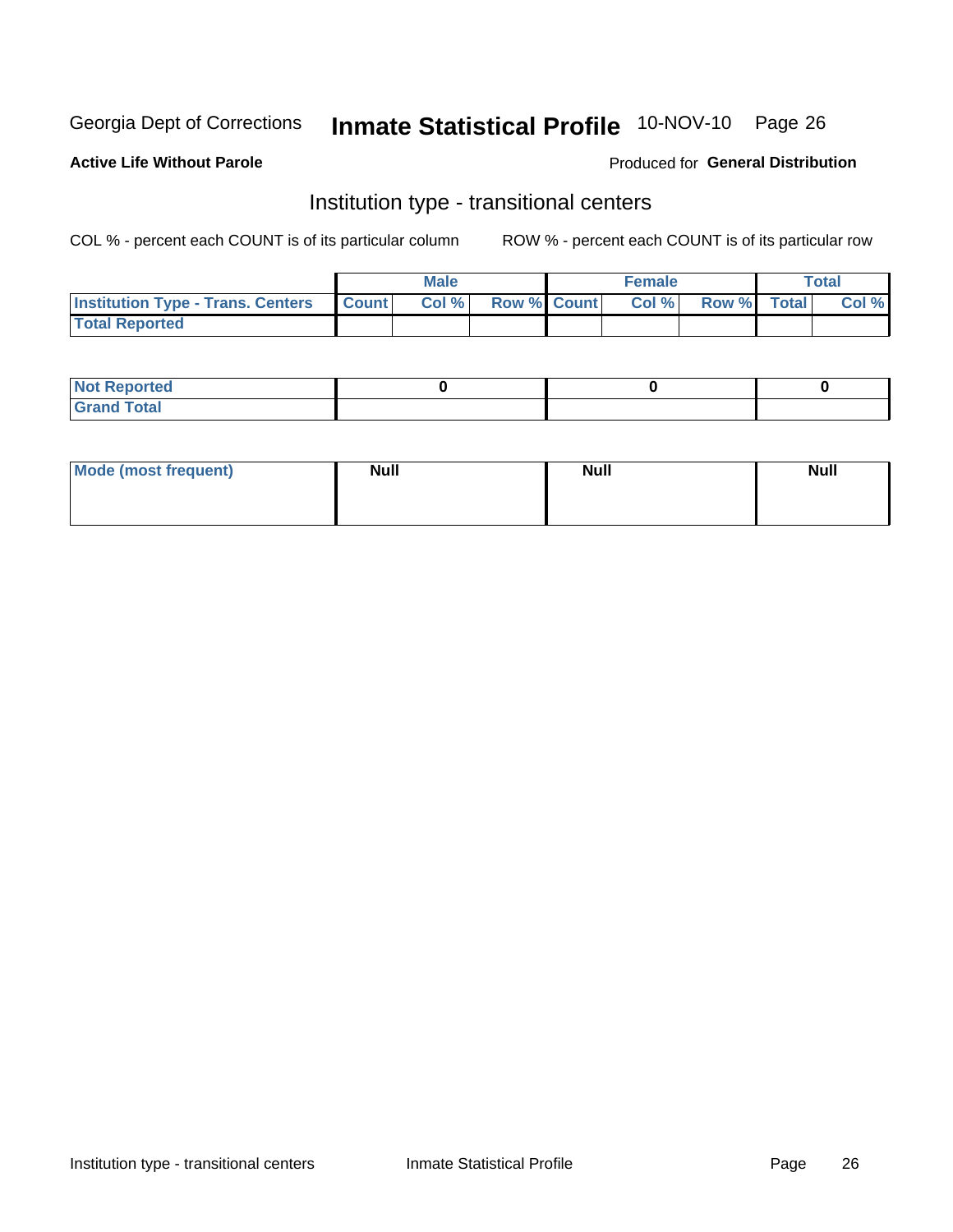Georgia Dept of Corrections **Inmate Statistical Profile** 10-NOV-10 Page 26

**Active Life Without Parole**

Produced for **General Distribution**

## Institution type - transitional centers

COL % - percent each COUNT is of its particular column ROW % - percent each COUNT is of its particular row

| | Male | | | Female | | | Total | |
|---|---|---|---|---|---|---|---|---|
| **Institution Type - Trans. Centers** | **Count** | **Col %** | **Row %** | **Count** | **Col %** | **Row %** | **Total** | **Col %** |
| **Total Reported** | | | | | | | | |

| | Male | Female | Total |
|---|---|---|---|
| **Not Reported** | 0 | 0 | 0 |
| **Grand Total** | | | |

| | Male | Female | Total |
|---|---|---|---|
| **Mode (most frequent)** | Null | Null | Null |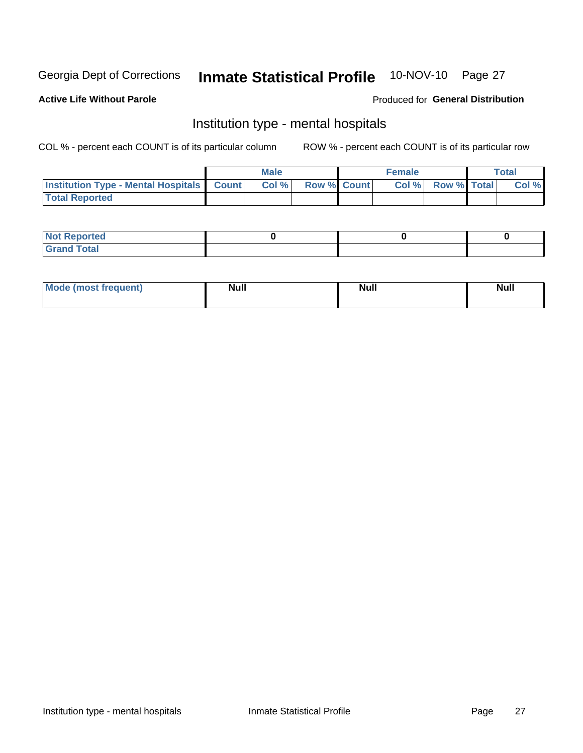Georgia Dept of Corrections **Inmate Statistical Profile** 10-NOV-10 Page 27

**Active Life Without Parole**

Produced for **General Distribution**

## Institution type - mental hospitals

COL % - percent each COUNT is of its particular column

ROW % - percent each COUNT is of its particular row

| | Male | | | Female | | | Total | |
|---|---|---|---|---|---|---|---|---|
| **Institution Type - Mental Hospitals** | **Count** | **Col %** | **Row %** | **Count** | **Col %** | **Row %** | **Total** | **Col %** |
| **Total Reported** | | | | | | | | |

| | Male | Female | Total |
|---|---|---|---|
| **Not Reported** | **0** | **0** | **0** |
| **Grand Total** | | | |

| | Male | Female | Total |
|---|---|---|---|
| **Mode (most frequent)** | **Null** | **Null** | **Null** |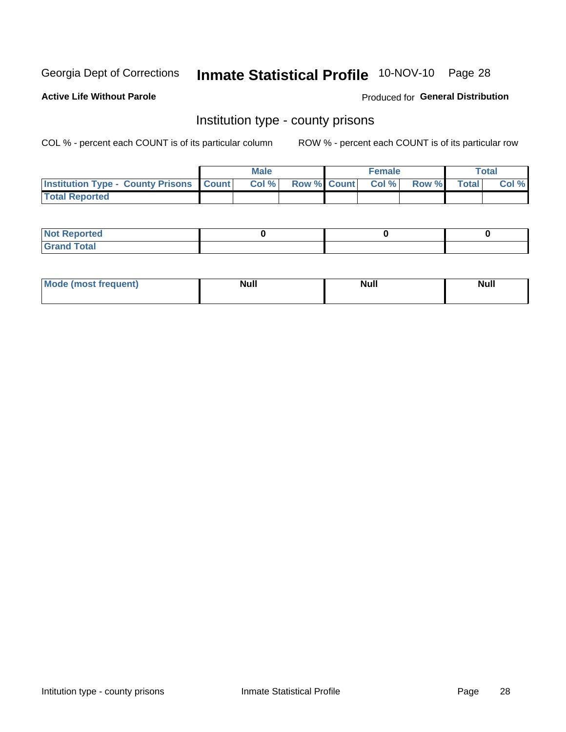Georgia Dept of Corrections **Inmate Statistical Profile** 10-NOV-10

**Active Life Without Parole**

Produced for **General Distribution**

## Institution type - county prisons

COL % - percent each COUNT is of its particular column

ROW % - percent each COUNT is of its particular row

| | Male | | | Female | | | Total | |
|---|---|---|---|---|---|---|---|---|
| **Institution Type - County Prisons** | **Count** | **Col %** | **Row %** | **Count** | **Col %** | **Row %** | **Total** | **Col %** |
| **Total Reported** | | | | | | | | |
| **Not Reported** | 0 | | | 0 | | | 0 | |
| **Grand Total** | | | | | | | | |
| **Mode (most frequent)** | Null | | | Null | | | Null | |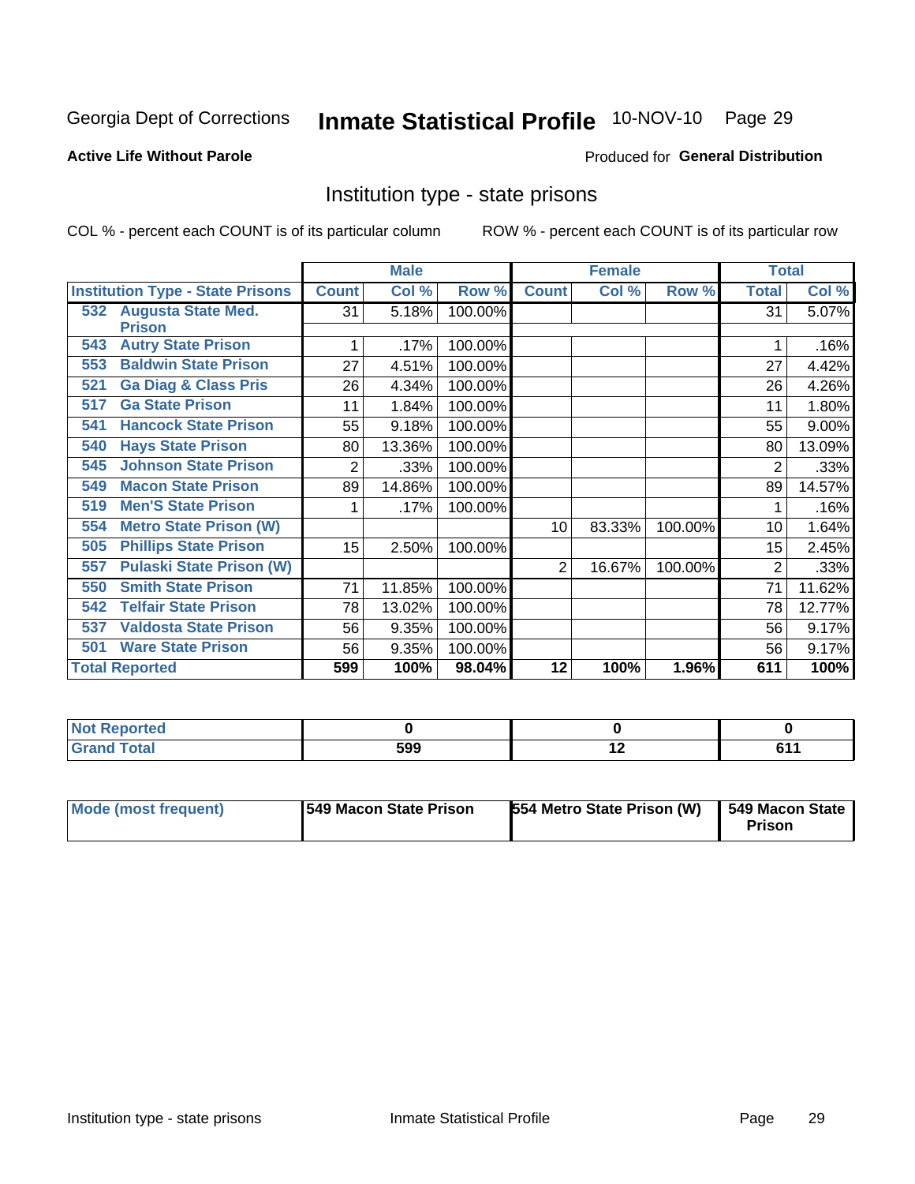Georgia Dept of Corrections **Inmate Statistical Profile** 10-NOV-10 Page 29

**Active Life Without Parole**

Produced for **General Distribution**

## Institution type - state prisons

COL % - percent each COUNT is of its particular column

ROW % - percent each COUNT is of its particular row

| Institution Type - State Prisons | Male | | | Female | | | Total | |
|---|---|---|---|---|---|---|---|---|
| | Count | Col % | Row % | Count | Col % | Row % | Total | Col % |
| 532 Augusta State Med. Prison | 31 | 5.18% | 100.00% | | | | 31 | 5.07% |
| 543 Autry State Prison | 1 | .17% | 100.00% | | | | 1 | .16% |
| 553 Baldwin State Prison | 27 | 4.51% | 100.00% | | | | 27 | 4.42% |
| 521 Ga Diag & Class Pris | 26 | 4.34% | 100.00% | | | | 26 | 4.26% |
| 517 Ga State Prison | 11 | 1.84% | 100.00% | | | | 11 | 1.80% |
| 541 Hancock State Prison | 55 | 9.18% | 100.00% | | | | 55 | 9.00% |
| 540 Hays State Prison | 80 | 13.36% | 100.00% | | | | 80 | 13.09% |
| 545 Johnson State Prison | 2 | .33% | 100.00% | | | | 2 | .33% |
| 549 Macon State Prison | 89 | 14.86% | 100.00% | | | | 89 | 14.57% |
| 519 Men'S State Prison | 1 | .17% | 100.00% | | | | 1 | .16% |
| 554 Metro State Prison (W) | | | | 10 | 83.33% | 100.00% | 10 | 1.64% |
| 505 Phillips State Prison | 15 | 2.50% | 100.00% | | | | 15 | 2.45% |
| 557 Pulaski State Prison (W) | | | | 2 | 16.67% | 100.00% | 2 | .33% |
| 550 Smith State Prison | 71 | 11.85% | 100.00% | | | | 71 | 11.62% |
| 542 Telfair State Prison | 78 | 13.02% | 100.00% | | | | 78 | 12.77% |
| 537 Valdosta State Prison | 56 | 9.35% | 100.00% | | | | 56 | 9.17% |
| 501 Ware State Prison | 56 | 9.35% | 100.00% | | | | 56 | 9.17% |
| **Total Reported** | **599** | **100%** | **98.04%** | **12** | **100%** | **1.96%** | **611** | **100%** |

| | Male | Female | Total |
|---|---|---|---|
| Not Reported | 0 | 0 | 0 |
| Grand Total | 599 | 12 | 611 |

| | Male | Female | Total |
|---|---|---|---|
| Mode (most frequent) | 549 Macon State Prison | 554 Metro State Prison (W) | 549 Macon State Prison |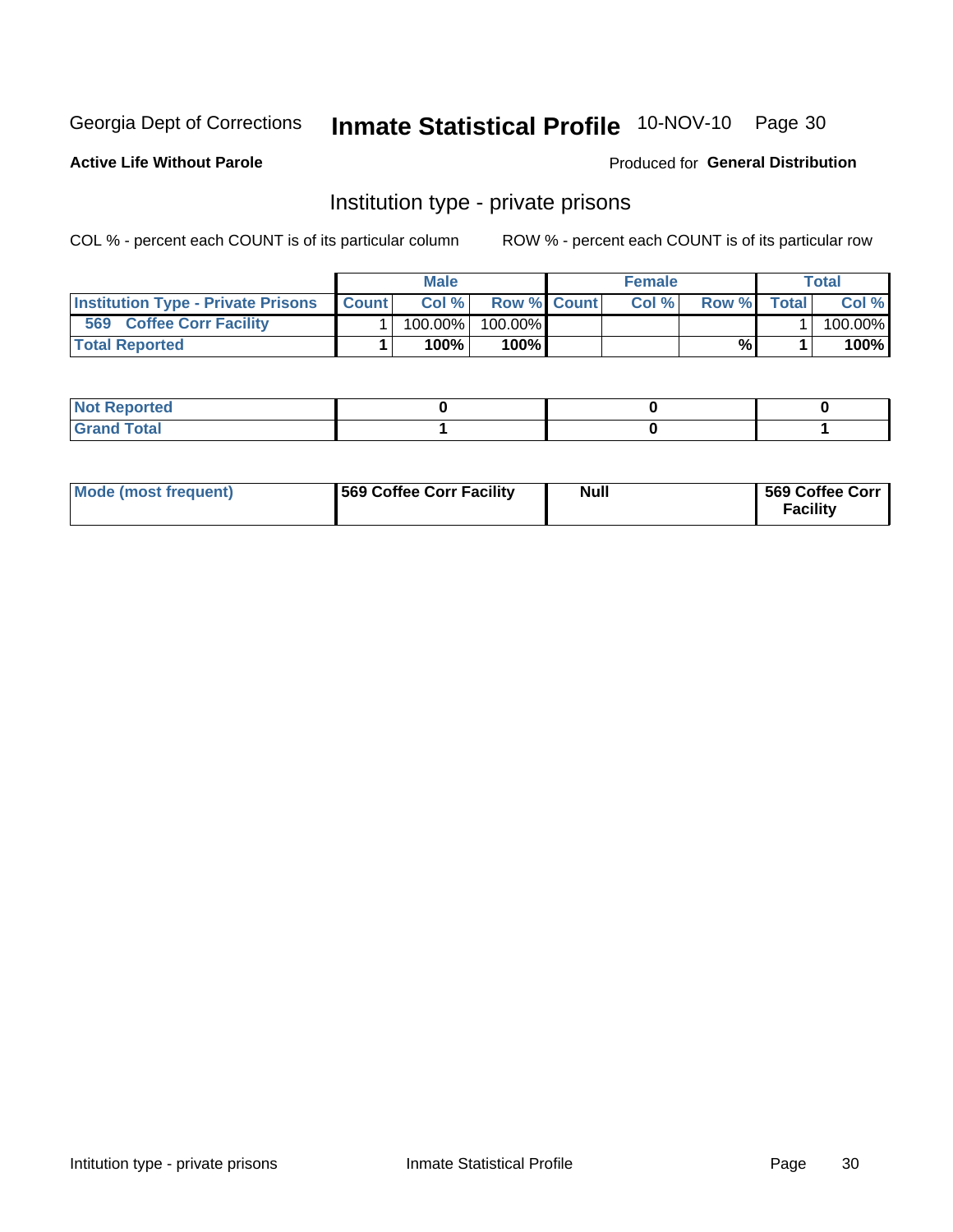Georgia Dept of Corrections **Inmate Statistical Profile** 10-NOV-10

**Active Life Without Parole**

Produced for **General Distribution**

## Institution type - private prisons

COL % - percent each COUNT is of its particular column

ROW % - percent each COUNT is of its particular row

| | Male | | | Female | | | Total | |
|---|---|---|---|---|---|---|---|---|
| **Institution Type - Private Prisons** | **Count** | **Col %** | **Row %** | **Count** | **Col %** | **Row %** | **Total** | **Col %** |
| 569 Coffee Corr Facility | 1 | 100.00% | 100.00% | | | | 1 | 100.00% |
| **Total Reported** | **1** | **100%** | **100%** | | | **%** | **1** | **100%** |

| | Male | Female | Total |
|---|---|---|---|
| **Not Reported** | **0** | **0** | **0** |
| **Grand Total** | **1** | **0** | **1** |

| | Male | Female | Total |
|---|---|---|---|
| **Mode (most frequent)** | **569 Coffee Corr Facility** | **Null** | **569 Coffee Corr Facility** |

Intitution type - private prisons Inmate Statistical Profile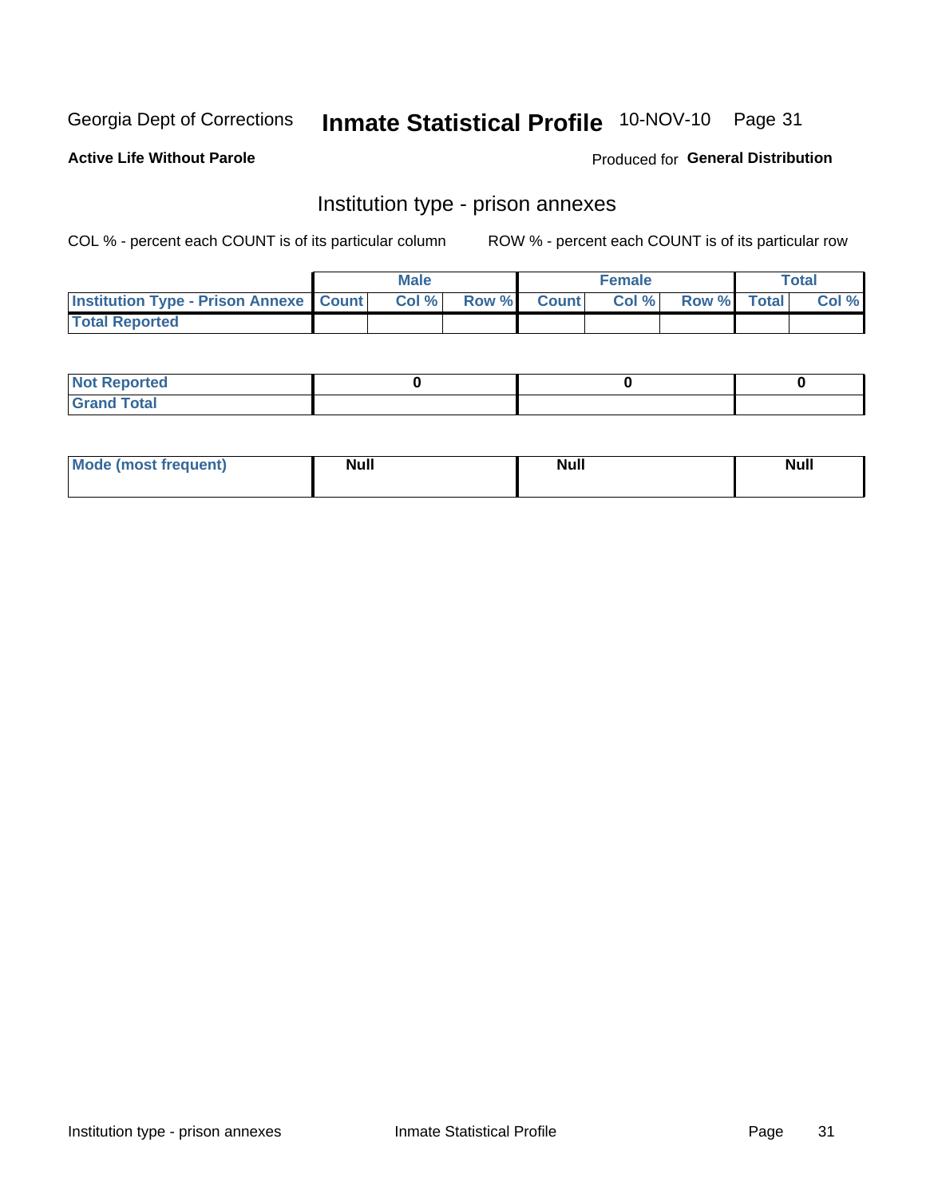Georgia Dept of Corrections **Inmate Statistical Profile** 10-NOV-10

**Active Life Without Parole** Produced for **General Distribution**

## Institution type - prison annexes

COL % - percent each COUNT is of its particular column ROW % - percent each COUNT is of its particular row

| | Male | | | Female | | | Total | |
|---|---|---|---|---|---|---|---|---|
| **Institution Type - Prison Annexe** | **Count** | **Col %** | **Row %** | **Count** | **Col %** | **Row %** | **Total** | **Col %** |
| **Total Reported** | | | | | | | | |

| | Male | Female | Total |
|---|---|---|---|
| **Not Reported** | **0** | **0** | **0** |
| **Grand Total** | | | |

| | Male | Female | Total |
|---|---|---|---|
| **Mode (most frequent)** | **Null** | **Null** | **Null** |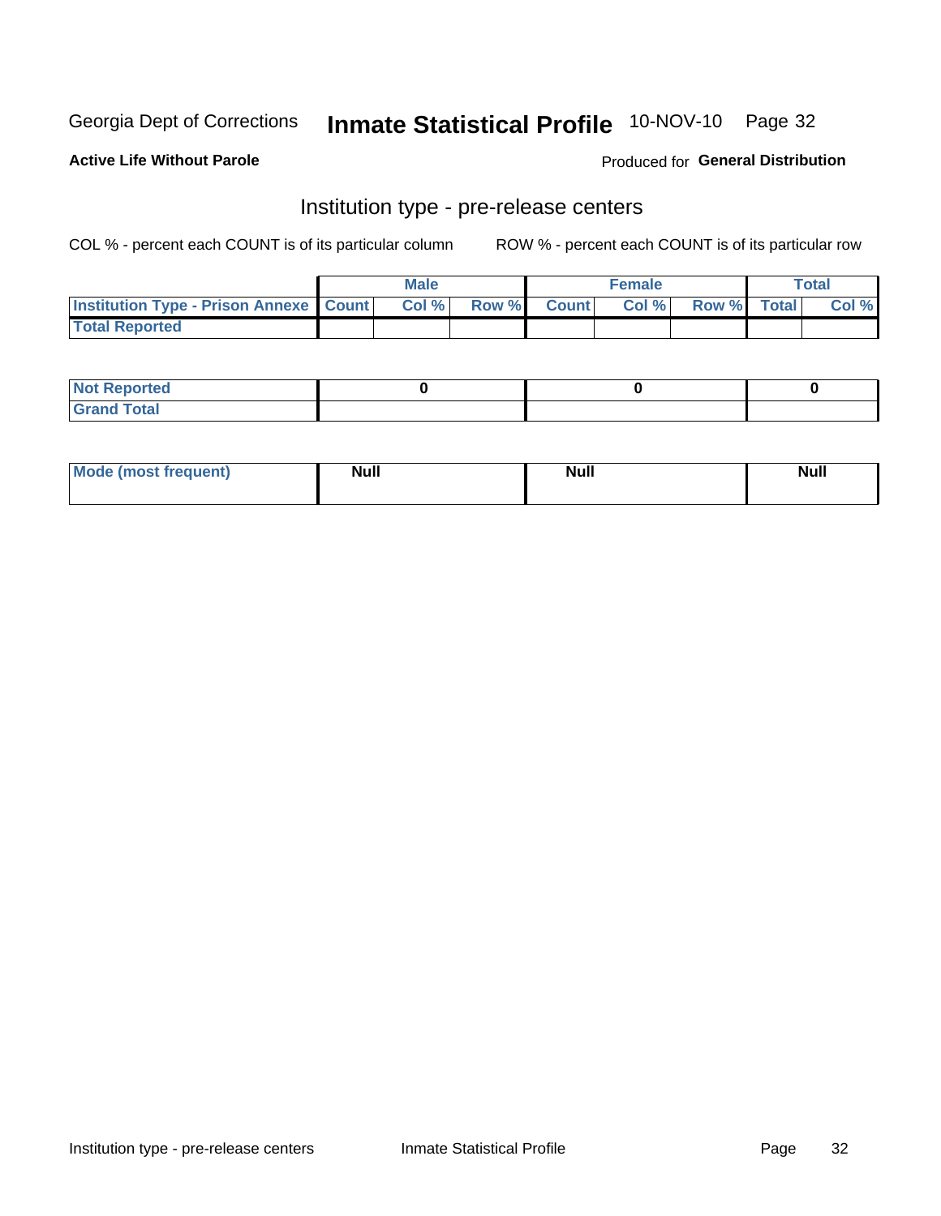Georgia Dept of Corrections **Inmate Statistical Profile** 10-NOV-10

**Active Life Without Parole**

Produced for **General Distribution**

## Institution type - pre-release centers

COL % - percent each COUNT is of its particular column ROW % - percent each COUNT is of its particular row

| | Male | | | Female | | | Total | |
|---|---|---|---|---|---|---|---|---|
| Institution Type - Prison Annexe | Count | Col % | Row % | Count | Col % | Row % | Total | Col % |
| Total Reported | | | | | | | | |

| | Male | Female | Total |
|---|---|---|---|
| Not Reported | 0 | 0 | 0 |
| Grand Total | | | |

| | Male | Female | Total |
|---|---|---|---|
| Mode (most frequent) | Null | Null | Null |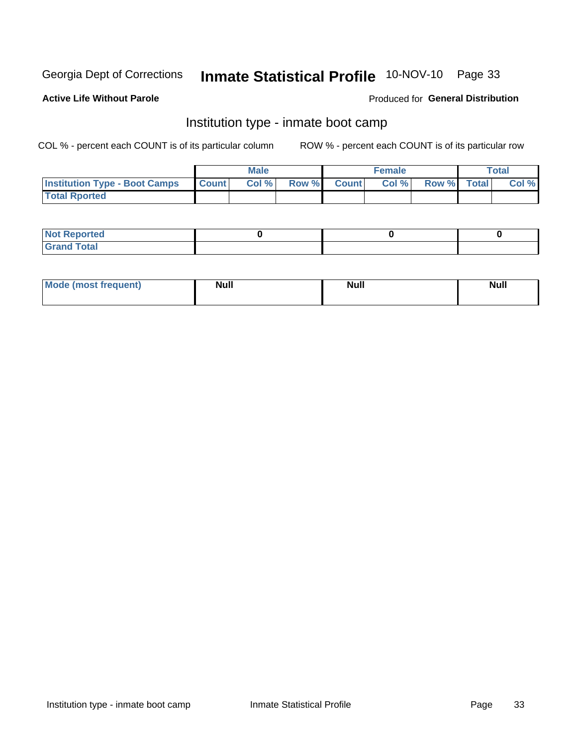Georgia Dept of Corrections **Inmate Statistical Profile** 10-NOV-10 Page 33

**Active Life Without Parole**

Produced for **General Distribution**

## Institution type - inmate boot camp

COL % - percent each COUNT is of its particular column

ROW % - percent each COUNT is of its particular row

| | Male | | | Female | | | Total | |
|---|---|---|---|---|---|---|---|---|
| Institution Type - Boot Camps | Count | Col % | Row % | Count | Col % | Row % | Total | Col % |
| Total Rported | | | | | | | | |

| | Male | Female | Total |
|---|---|---|---|
| Not Reported | 0 | 0 | 0 |
| Grand Total | | | |

| | Male | Female | Total |
|---|---|---|---|
| Mode (most frequent) | Null | Null | Null |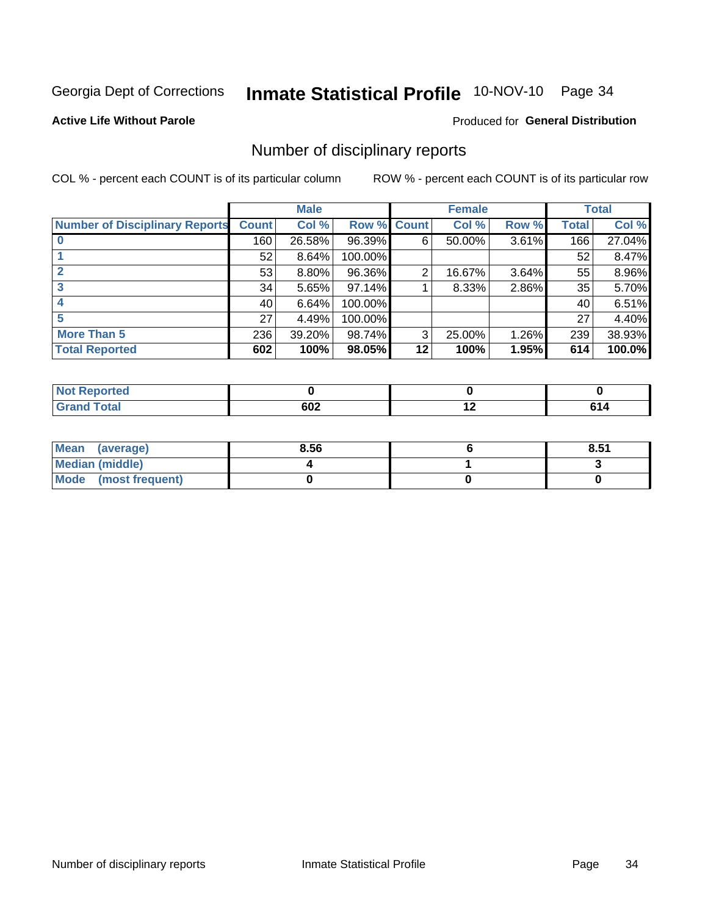Georgia Dept of Corrections **Inmate Statistical Profile** 10-NOV-10

**Active Life Without Parole**

Produced for **General Distribution**

## Number of disciplinary reports

COL % - percent each COUNT is of its particular column

ROW % - percent each COUNT is of its particular row

| | Male | | | Female | | | Total | |
|---|---|---|---|---|---|---|---|---|
| Number of Disciplinary Reports | Count | Col % | Row % | Count | Col % | Row % | Total | Col % |
| 0 | 160 | 26.58% | 96.39% | 6 | 50.00% | 3.61% | 166 | 27.04% |
| 1 | 52 | 8.64% | 100.00% | | | | 52 | 8.47% |
| 2 | 53 | 8.80% | 96.36% | 2 | 16.67% | 3.64% | 55 | 8.96% |
| 3 | 34 | 5.65% | 97.14% | 1 | 8.33% | 2.86% | 35 | 5.70% |
| 4 | 40 | 6.64% | 100.00% | | | | 40 | 6.51% |
| 5 | 27 | 4.49% | 100.00% | | | | 27 | 4.40% |
| More Than 5 | 236 | 39.20% | 98.74% | 3 | 25.00% | 1.26% | 239 | 38.93% |
| **Total Reported** | **602** | **100%** | **98.05%** | **12** | **100%** | **1.95%** | **614** | **100.0%** |

| | Male | Female | Total |
|---|---|---|---|
| Not Reported | 0 | 0 | 0 |
| Grand Total | 602 | 12 | 614 |

| | Male | Female | Total |
|---|---|---|---|
| Mean (average) | 8.56 | 6 | 8.51 |
| Median (middle) | 4 | 1 | 3 |
| Mode (most frequent) | 0 | 0 | 0 |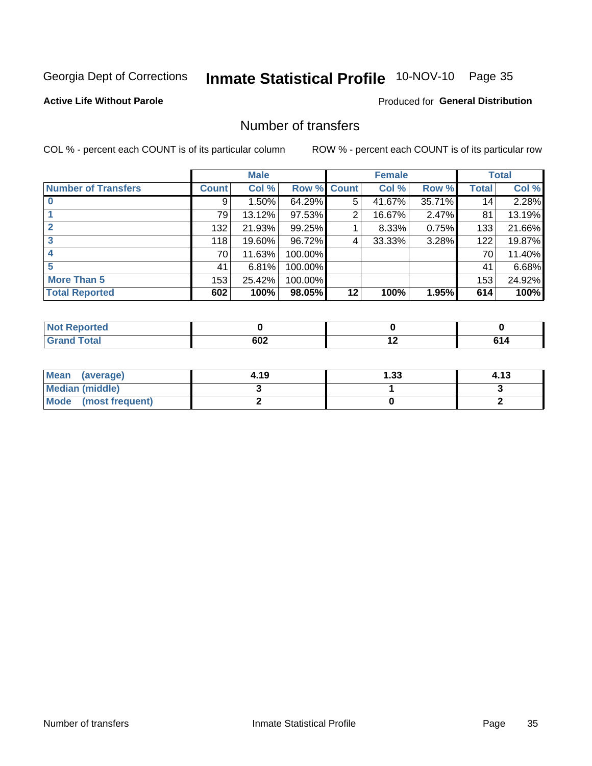Georgia Dept of Corrections **Inmate Statistical Profile** 10-NOV-10

**Active Life Without Parole**

Produced for **General Distribution**

## Number of transfers

COL % - percent each COUNT is of its particular column     ROW % - percent each COUNT is of its particular row

| | Male | | | Female | | | Total | |
|---|---|---|---|---|---|---|---|---|
| **Number of Transfers** | **Count** | **Col %** | **Row %** | **Count** | **Col %** | **Row %** | **Total** | **Col %** |
| **0** | 9 | 1.50% | 64.29% | 5 | 41.67% | 35.71% | 14 | 2.28% |
| **1** | 79 | 13.12% | 97.53% | 2 | 16.67% | 2.47% | 81 | 13.19% |
| **2** | 132 | 21.93% | 99.25% | 1 | 8.33% | 0.75% | 133 | 21.66% |
| **3** | 118 | 19.60% | 96.72% | 4 | 33.33% | 3.28% | 122 | 19.87% |
| **4** | 70 | 11.63% | 100.00% | | | | 70 | 11.40% |
| **5** | 41 | 6.81% | 100.00% | | | | 41 | 6.68% |
| **More Than 5** | 153 | 25.42% | 100.00% | | | | 153 | 24.92% |
| **Total Reported** | **602** | **100%** | **98.05%** | **12** | **100%** | **1.95%** | **614** | **100%** |

| | Male | Female | Total |
|---|---|---|---|
| **Not Reported** | **0** | **0** | **0** |
| **Grand Total** | **602** | **12** | **614** |

| | Male | Female | Total |
|---|---|---|---|
| **Mean (average)** | **4.19** | **1.33** | **4.13** |
| **Median (middle)** | **3** | **1** | **3** |
| **Mode (most frequent)** | **2** | **0** | **2** |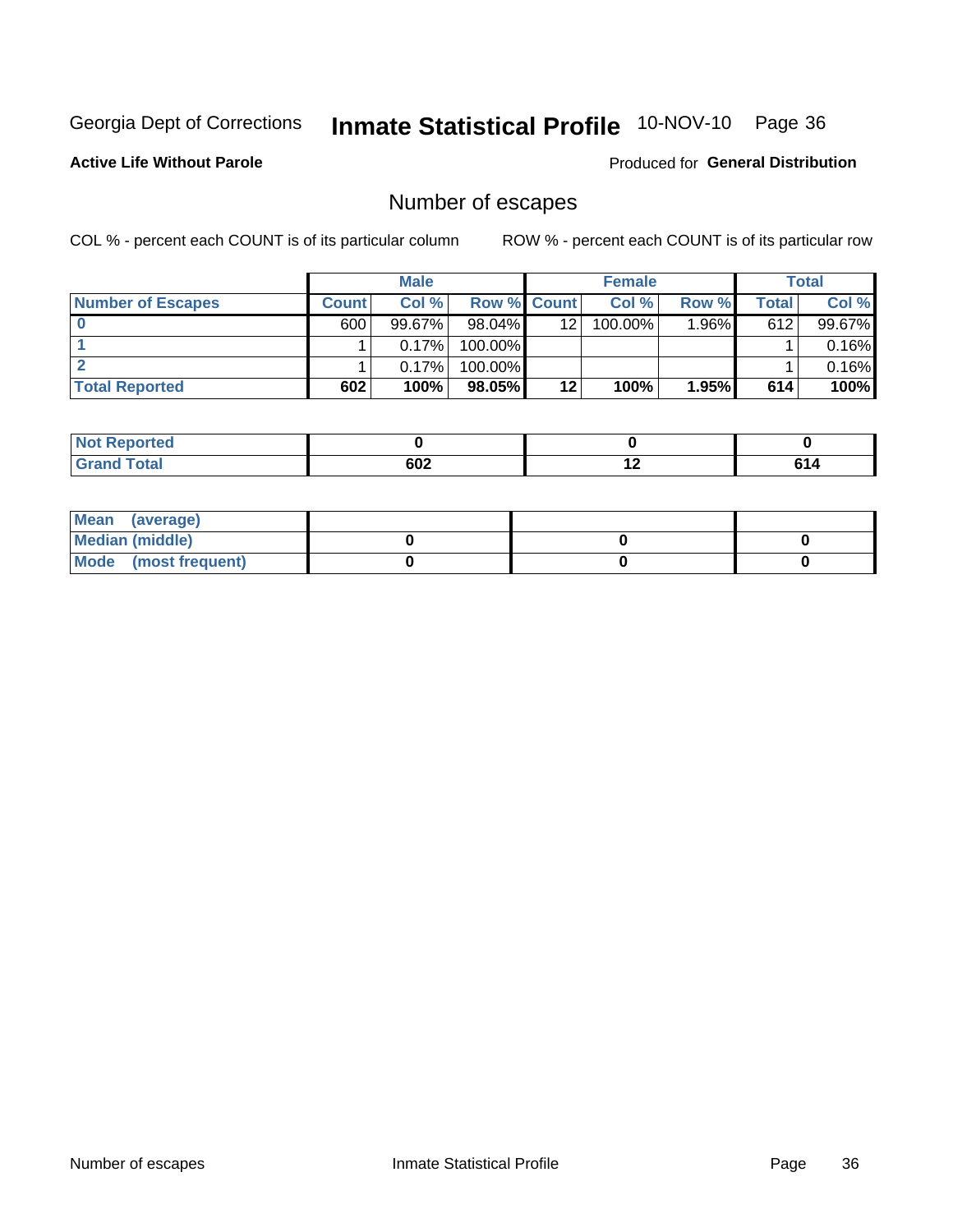Georgia Dept of Corrections **Inmate Statistical Profile** 10-NOV-10

**Active Life Without Parole**

Produced for **General Distribution**

## Number of escapes

COL % - percent each COUNT is of its particular column

ROW % - percent each COUNT is of its particular row

| | Male | | | Female | | | Total | |
|---|---|---|---|---|---|---|---|---|
| **Number of Escapes** | **Count** | **Col %** | **Row %** | **Count** | **Col %** | **Row %** | **Total** | **Col %** |
| **0** | 600 | 99.67% | 98.04% | 12 | 100.00% | 1.96% | 612 | 99.67% |
| **1** | 1 | 0.17% | 100.00% | | | | 1 | 0.16% |
| **2** | 1 | 0.17% | 100.00% | | | | 1 | 0.16% |
| **Total Reported** | **602** | **100%** | **98.05%** | **12** | **100%** | **1.95%** | **614** | **100%** |

| | Male | Female | Total |
|---|---|---|---|
| **Not Reported** | **0** | **0** | **0** |
| **Grand Total** | **602** | **12** | **614** |

| | Male | Female | Total |
|---|---|---|---|
| **Mean (average)** | | | |
| **Median (middle)** | **0** | **0** | **0** |
| **Mode (most frequent)** | **0** | **0** | **0** |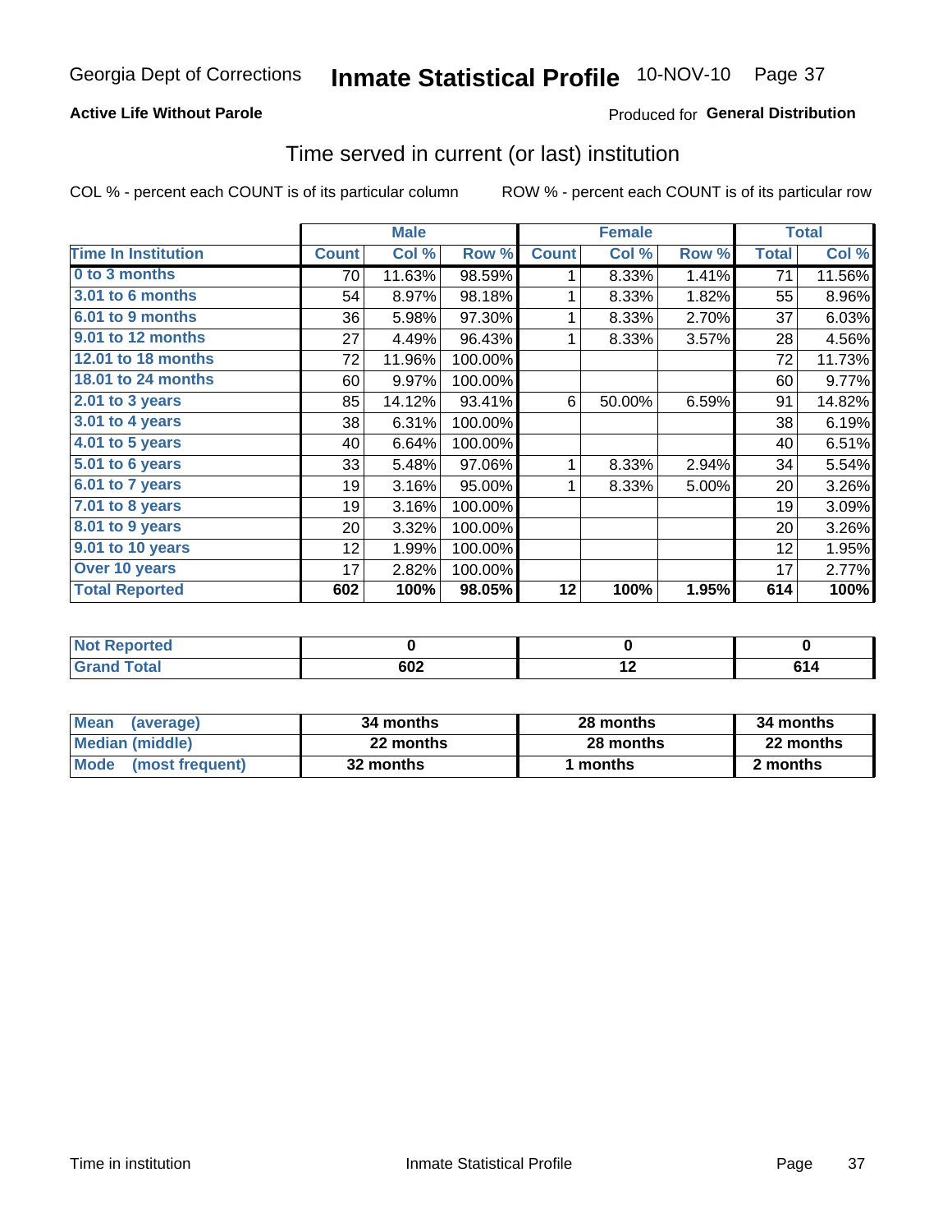Georgia Dept of Corrections **Inmate Statistical Profile** 10-NOV-10

**Active Life Without Parole**

Produced for **General Distribution**

## Time served in current (or last) institution

COL % - percent each COUNT is of its particular column

ROW % - percent each COUNT is of its particular row

| | Male | | | Female | | | Total | |
|---|---|---|---|---|---|---|---|---|
| **Time In Institution** | **Count** | **Col %** | **Row %** | **Count** | **Col %** | **Row %** | **Total** | **Col %** |
| 0 to 3 months | 70 | 11.63% | 98.59% | 1 | 8.33% | 1.41% | 71 | 11.56% |
| 3.01 to 6 months | 54 | 8.97% | 98.18% | 1 | 8.33% | 1.82% | 55 | 8.96% |
| 6.01 to 9 months | 36 | 5.98% | 97.30% | 1 | 8.33% | 2.70% | 37 | 6.03% |
| 9.01 to 12 months | 27 | 4.49% | 96.43% | 1 | 8.33% | 3.57% | 28 | 4.56% |
| 12.01 to 18 months | 72 | 11.96% | 100.00% | | | | 72 | 11.73% |
| 18.01 to 24 months | 60 | 9.97% | 100.00% | | | | 60 | 9.77% |
| 2.01 to 3 years | 85 | 14.12% | 93.41% | 6 | 50.00% | 6.59% | 91 | 14.82% |
| 3.01 to 4 years | 38 | 6.31% | 100.00% | | | | 38 | 6.19% |
| 4.01 to 5 years | 40 | 6.64% | 100.00% | | | | 40 | 6.51% |
| 5.01 to 6 years | 33 | 5.48% | 97.06% | 1 | 8.33% | 2.94% | 34 | 5.54% |
| 6.01 to 7 years | 19 | 3.16% | 95.00% | 1 | 8.33% | 5.00% | 20 | 3.26% |
| 7.01 to 8 years | 19 | 3.16% | 100.00% | | | | 19 | 3.09% |
| 8.01 to 9 years | 20 | 3.32% | 100.00% | | | | 20 | 3.26% |
| 9.01 to 10 years | 12 | 1.99% | 100.00% | | | | 12 | 1.95% |
| Over 10 years | 17 | 2.82% | 100.00% | | | | 17 | 2.77% |
| **Total Reported** | **602** | **100%** | **98.05%** | **12** | **100%** | **1.95%** | **614** | **100%** |

| | Male | Female | Total |
|---|---|---|---|
| Not Reported | 0 | 0 | 0 |
| Grand Total | 602 | 12 | 614 |

| | Male | Female | Total |
|---|---|---|---|
| Mean (average) | 34 months | 28 months | 34 months |
| Median (middle) | 22 months | 28 months | 22 months |
| Mode (most frequent) | 32 months | 1 months | 2 months |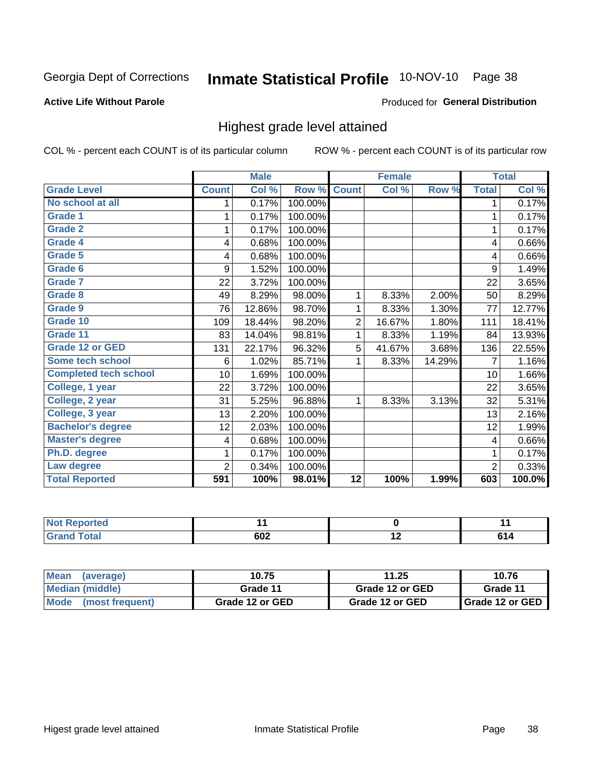Georgia Dept of Corrections **Inmate Statistical Profile** 10-NOV-10

**Active Life Without Parole**

Produced for **General Distribution**

## Highest grade level attained

COL % - percent each COUNT is of its particular column

ROW % - percent each COUNT is of its particular row

| | Male | | | Female | | | Total | |
|---|---|---|---|---|---|---|---|---|
| **Grade Level** | **Count** | **Col %** | **Row %** | **Count** | **Col %** | **Row %** | **Total** | **Col %** |
| No school at all | 1 | 0.17% | 100.00% | | | | 1 | 0.17% |
| Grade 1 | 1 | 0.17% | 100.00% | | | | 1 | 0.17% |
| Grade 2 | 1 | 0.17% | 100.00% | | | | 1 | 0.17% |
| Grade 4 | 4 | 0.68% | 100.00% | | | | 4 | 0.66% |
| Grade 5 | 4 | 0.68% | 100.00% | | | | 4 | 0.66% |
| Grade 6 | 9 | 1.52% | 100.00% | | | | 9 | 1.49% |
| Grade 7 | 22 | 3.72% | 100.00% | | | | 22 | 3.65% |
| Grade 8 | 49 | 8.29% | 98.00% | 1 | 8.33% | 2.00% | 50 | 8.29% |
| Grade 9 | 76 | 12.86% | 98.70% | 1 | 8.33% | 1.30% | 77 | 12.77% |
| Grade 10 | 109 | 18.44% | 98.20% | 2 | 16.67% | 1.80% | 111 | 18.41% |
| Grade 11 | 83 | 14.04% | 98.81% | 1 | 8.33% | 1.19% | 84 | 13.93% |
| Grade 12 or GED | 131 | 22.17% | 96.32% | 5 | 41.67% | 3.68% | 136 | 22.55% |
| Some tech school | 6 | 1.02% | 85.71% | 1 | 8.33% | 14.29% | 7 | 1.16% |
| Completed tech school | 10 | 1.69% | 100.00% | | | | 10 | 1.66% |
| College, 1 year | 22 | 3.72% | 100.00% | | | | 22 | 3.65% |
| College, 2 year | 31 | 5.25% | 96.88% | 1 | 8.33% | 3.13% | 32 | 5.31% |
| College, 3 year | 13 | 2.20% | 100.00% | | | | 13 | 2.16% |
| Bachelor's degree | 12 | 2.03% | 100.00% | | | | 12 | 1.99% |
| Master's degree | 4 | 0.68% | 100.00% | | | | 4 | 0.66% |
| Ph.D. degree | 1 | 0.17% | 100.00% | | | | 1 | 0.17% |
| Law degree | 2 | 0.34% | 100.00% | | | | 2 | 0.33% |
| **Total Reported** | **591** | **100%** | **98.01%** | **12** | **100%** | **1.99%** | **603** | **100.0%** |

| | Male | Female | Total |
|---|---|---|---|
| Not Reported | **11** | **0** | **11** |
| Grand Total | **602** | **12** | **614** |

| | Male | Female | Total |
|---|---|---|---|
| Mean (average) | **10.75** | **11.25** | **10.76** |
| Median (middle) | **Grade 11** | **Grade 12 or GED** | **Grade 11** |
| Mode (most frequent) | **Grade 12 or GED** | **Grade 12 or GED** | **Grade 12 or GED** |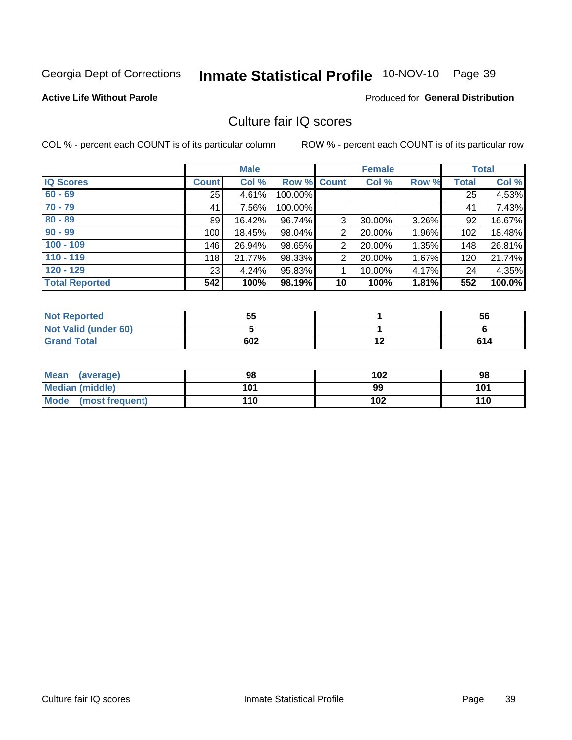Georgia Dept of Corrections **Inmate Statistical Profile** 10-NOV-10

**Active Life Without Parole**

Produced for **General Distribution**

## Culture fair IQ scores

COL % - percent each COUNT is of its particular column

ROW % - percent each COUNT is of its particular row

| | Male | | | Female | | | Total | |
|---|---|---|---|---|---|---|---|---|
| **IQ Scores** | **Count** | **Col %** | **Row %** | **Count** | **Col %** | **Row %** | **Total** | **Col %** |
| **60 - 69** | 25 | 4.61% | 100.00% | | | | 25 | 4.53% |
| **70 - 79** | 41 | 7.56% | 100.00% | | | | 41 | 7.43% |
| **80 - 89** | 89 | 16.42% | 96.74% | 3 | 30.00% | 3.26% | 92 | 16.67% |
| **90 - 99** | 100 | 18.45% | 98.04% | 2 | 20.00% | 1.96% | 102 | 18.48% |
| **100 - 109** | 146 | 26.94% | 98.65% | 2 | 20.00% | 1.35% | 148 | 26.81% |
| **110 - 119** | 118 | 21.77% | 98.33% | 2 | 20.00% | 1.67% | 120 | 21.74% |
| **120 - 129** | 23 | 4.24% | 95.83% | 1 | 10.00% | 4.17% | 24 | 4.35% |
| **Total Reported** | **542** | **100%** | **98.19%** | **10** | **100%** | **1.81%** | **552** | **100.0%** |

| | Male | Female | Total |
|---|---|---|---|
| **Not Reported** | **55** | **1** | **56** |
| **Not Valid (under 60)** | **5** | **1** | **6** |
| **Grand Total** | **602** | **12** | **614** |

| | Male | Female | Total |
|---|---|---|---|
| **Mean (average)** | **98** | **102** | **98** |
| **Median (middle)** | **101** | **99** | **101** |
| **Mode (most frequent)** | **110** | **102** | **110** |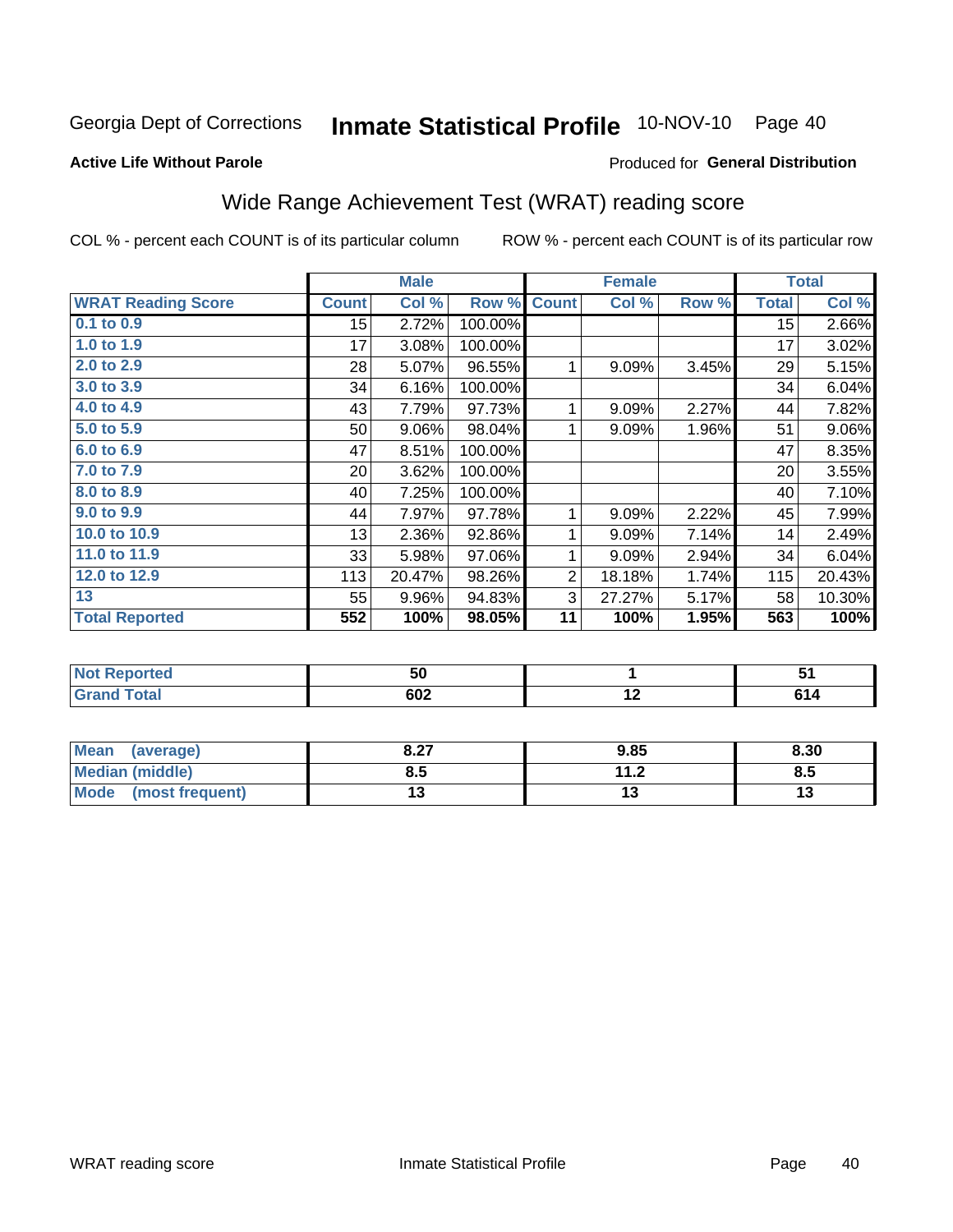Georgia Dept of Corrections **Inmate Statistical Profile** 10-NOV-10 Page 40

**Active Life Without Parole**

Produced for **General Distribution**

## Wide Range Achievement Test (WRAT) reading score

COL % - percent each COUNT is of its particular column ROW % - percent each COUNT is of its particular row

| | Male | | | Female | | | Total | |
|---|---|---|---|---|---|---|---|---|
| **WRAT Reading Score** | **Count** | **Col %** | **Row %** | **Count** | **Col %** | **Row %** | **Total** | **Col %** |
| 0.1 to 0.9 | 15 | 2.72% | 100.00% | | | | 15 | 2.66% |
| 1.0 to 1.9 | 17 | 3.08% | 100.00% | | | | 17 | 3.02% |
| 2.0 to 2.9 | 28 | 5.07% | 96.55% | 1 | 9.09% | 3.45% | 29 | 5.15% |
| 3.0 to 3.9 | 34 | 6.16% | 100.00% | | | | 34 | 6.04% |
| 4.0 to 4.9 | 43 | 7.79% | 97.73% | 1 | 9.09% | 2.27% | 44 | 7.82% |
| 5.0 to 5.9 | 50 | 9.06% | 98.04% | 1 | 9.09% | 1.96% | 51 | 9.06% |
| 6.0 to 6.9 | 47 | 8.51% | 100.00% | | | | 47 | 8.35% |
| 7.0 to 7.9 | 20 | 3.62% | 100.00% | | | | 20 | 3.55% |
| 8.0 to 8.9 | 40 | 7.25% | 100.00% | | | | 40 | 7.10% |
| 9.0 to 9.9 | 44 | 7.97% | 97.78% | 1 | 9.09% | 2.22% | 45 | 7.99% |
| 10.0 to 10.9 | 13 | 2.36% | 92.86% | 1 | 9.09% | 7.14% | 14 | 2.49% |
| 11.0 to 11.9 | 33 | 5.98% | 97.06% | 1 | 9.09% | 2.94% | 34 | 6.04% |
| 12.0 to 12.9 | 113 | 20.47% | 98.26% | 2 | 18.18% | 1.74% | 115 | 20.43% |
| 13 | 55 | 9.96% | 94.83% | 3 | 27.27% | 5.17% | 58 | 10.30% |
| **Total Reported** | **552** | **100%** | **98.05%** | **11** | **100%** | **1.95%** | **563** | **100%** |

| | Male | Female | Total |
|---|---|---|---|
| Not Reported | 50 | 1 | 51 |
| Grand Total | 602 | 12 | 614 |

| | Male | Female | Total |
|---|---|---|---|
| Mean (average) | 8.27 | 9.85 | 8.30 |
| Median (middle) | 8.5 | 11.2 | 8.5 |
| Mode (most frequent) | 13 | 13 | 13 |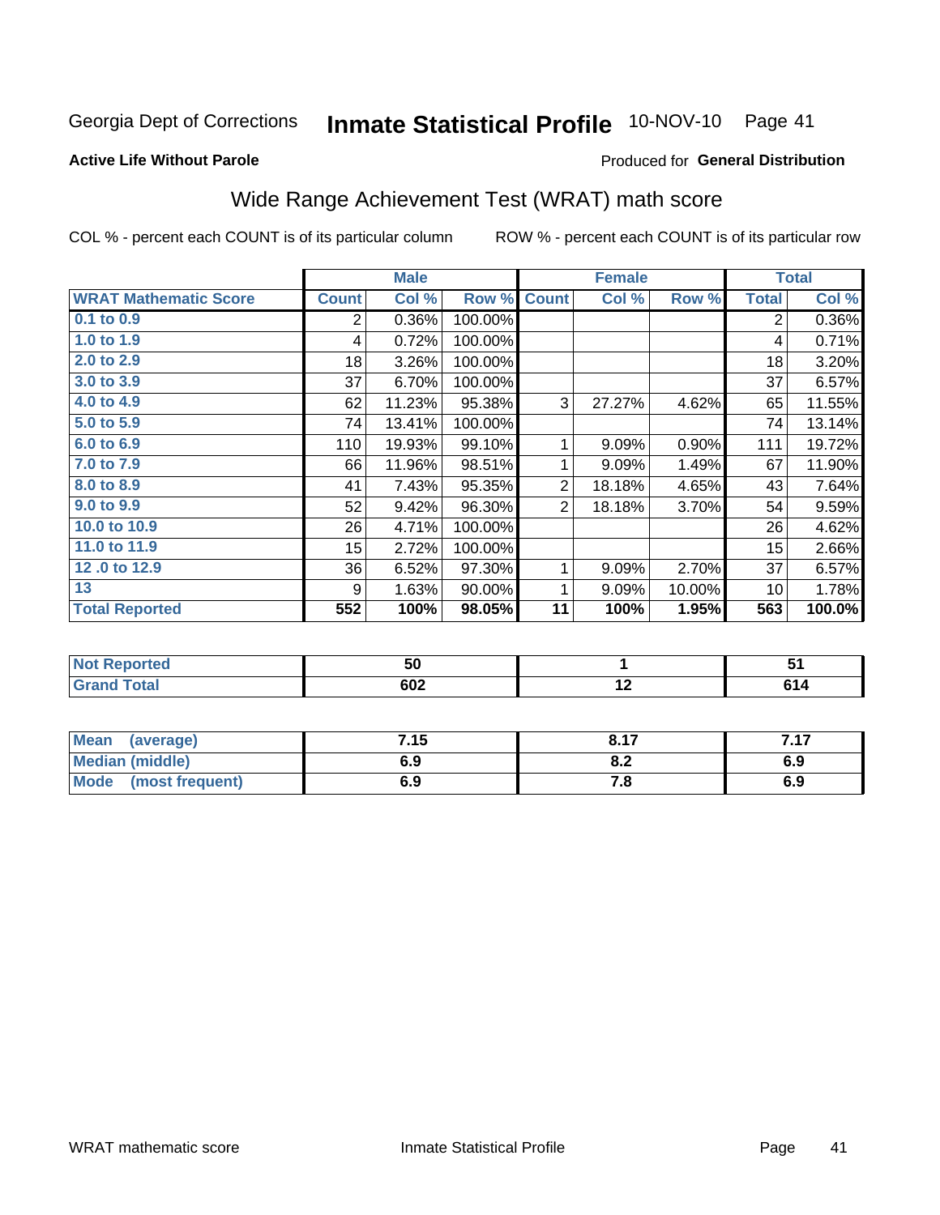Georgia Dept of Corrections **Inmate Statistical Profile** 10-NOV-10 Page 41

**Active Life Without Parole**

Produced for **General Distribution**

## Wide Range Achievement Test (WRAT) math score

COL % - percent each COUNT is of its particular column

ROW % - percent each COUNT is of its particular row

| | Male | | | Female | | | Total | |
|---|---|---|---|---|---|---|---|---|
| **WRAT Mathematic Score** | **Count** | **Col %** | **Row %** | **Count** | **Col %** | **Row %** | **Total** | **Col %** |
| 0.1 to 0.9 | 2 | 0.36% | 100.00% | | | | 2 | 0.36% |
| 1.0 to 1.9 | 4 | 0.72% | 100.00% | | | | 4 | 0.71% |
| 2.0 to 2.9 | 18 | 3.26% | 100.00% | | | | 18 | 3.20% |
| 3.0 to 3.9 | 37 | 6.70% | 100.00% | | | | 37 | 6.57% |
| 4.0 to 4.9 | 62 | 11.23% | 95.38% | 3 | 27.27% | 4.62% | 65 | 11.55% |
| 5.0 to 5.9 | 74 | 13.41% | 100.00% | | | | 74 | 13.14% |
| 6.0 to 6.9 | 110 | 19.93% | 99.10% | 1 | 9.09% | 0.90% | 111 | 19.72% |
| 7.0 to 7.9 | 66 | 11.96% | 98.51% | 1 | 9.09% | 1.49% | 67 | 11.90% |
| 8.0 to 8.9 | 41 | 7.43% | 95.35% | 2 | 18.18% | 4.65% | 43 | 7.64% |
| 9.0 to 9.9 | 52 | 9.42% | 96.30% | 2 | 18.18% | 3.70% | 54 | 9.59% |
| 10.0 to 10.9 | 26 | 4.71% | 100.00% | | | | 26 | 4.62% |
| 11.0 to 11.9 | 15 | 2.72% | 100.00% | | | | 15 | 2.66% |
| 12 .0 to 12.9 | 36 | 6.52% | 97.30% | 1 | 9.09% | 2.70% | 37 | 6.57% |
| 13 | 9 | 1.63% | 90.00% | 1 | 9.09% | 10.00% | 10 | 1.78% |
| **Total Reported** | **552** | **100%** | **98.05%** | **11** | **100%** | **1.95%** | **563** | **100.0%** |

| | Male | Female | Total |
|---|---|---|---|
| **Not Reported** | **50** | **1** | **51** |
| **Grand Total** | **602** | **12** | **614** |

| | Male | Female | Total |
|---|---|---|---|
| **Mean (average)** | **7.15** | **8.17** | **7.17** |
| **Median (middle)** | **6.9** | **8.2** | **6.9** |
| **Mode (most frequent)** | **6.9** | **7.8** | **6.9** |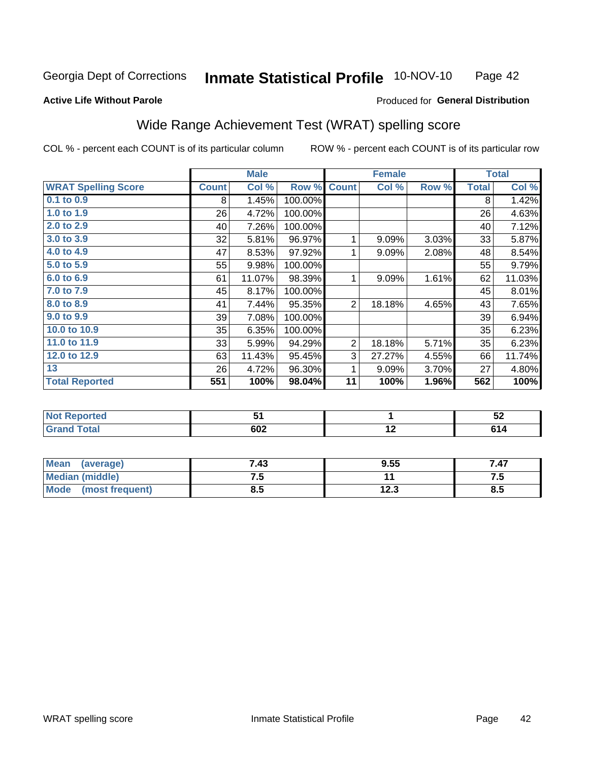Georgia Dept of Corrections **Inmate Statistical Profile** 10-NOV-10

**Active Life Without Parole**

Produced for **General Distribution**

## Wide Range Achievement Test (WRAT) spelling score

COL % - percent each COUNT is of its particular column ROW % - percent each COUNT is of its particular row

| | Male | | | Female | | | Total | |
|---|---|---|---|---|---|---|---|---|
| **WRAT Spelling Score** | **Count** | **Col %** | **Row %** | **Count** | **Col %** | **Row %** | **Total** | **Col %** |
| 0.1 to 0.9 | 8 | 1.45% | 100.00% | | | | 8 | 1.42% |
| 1.0 to 1.9 | 26 | 4.72% | 100.00% | | | | 26 | 4.63% |
| 2.0 to 2.9 | 40 | 7.26% | 100.00% | | | | 40 | 7.12% |
| 3.0 to 3.9 | 32 | 5.81% | 96.97% | 1 | 9.09% | 3.03% | 33 | 5.87% |
| 4.0 to 4.9 | 47 | 8.53% | 97.92% | 1 | 9.09% | 2.08% | 48 | 8.54% |
| 5.0 to 5.9 | 55 | 9.98% | 100.00% | | | | 55 | 9.79% |
| 6.0 to 6.9 | 61 | 11.07% | 98.39% | 1 | 9.09% | 1.61% | 62 | 11.03% |
| 7.0 to 7.9 | 45 | 8.17% | 100.00% | | | | 45 | 8.01% |
| 8.0 to 8.9 | 41 | 7.44% | 95.35% | 2 | 18.18% | 4.65% | 43 | 7.65% |
| 9.0 to 9.9 | 39 | 7.08% | 100.00% | | | | 39 | 6.94% |
| 10.0 to 10.9 | 35 | 6.35% | 100.00% | | | | 35 | 6.23% |
| 11.0 to 11.9 | 33 | 5.99% | 94.29% | 2 | 18.18% | 5.71% | 35 | 6.23% |
| 12.0 to 12.9 | 63 | 11.43% | 95.45% | 3 | 27.27% | 4.55% | 66 | 11.74% |
| 13 | 26 | 4.72% | 96.30% | 1 | 9.09% | 3.70% | 27 | 4.80% |
| **Total Reported** | **551** | **100%** | **98.04%** | **11** | **100%** | **1.96%** | **562** | **100%** |

| | Male | Female | Total |
|---|---|---|---|
| Not Reported | 51 | 1 | 52 |
| Grand Total | 602 | 12 | 614 |

| | Male | Female | Total |
|---|---|---|---|
| Mean (average) | 7.43 | 9.55 | 7.47 |
| Median (middle) | 7.5 | 11 | 7.5 |
| Mode (most frequent) | 8.5 | 12.3 | 8.5 |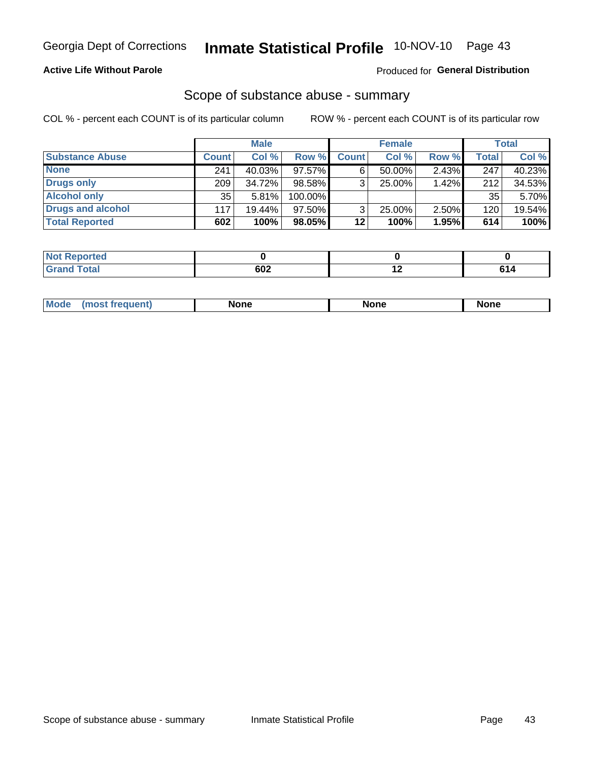Georgia Dept of Corrections **Inmate Statistical Profile** 10-NOV-10

**Active Life Without Parole**

Produced for **General Distribution**

## Scope of substance abuse - summary

COL % - percent each COUNT is of its particular column

ROW % - percent each COUNT is of its particular row

| | Male | | | Female | | | Total | |
|---|---|---|---|---|---|---|---|---|
| **Substance Abuse** | **Count** | **Col %** | **Row %** | **Count** | **Col %** | **Row %** | **Total** | **Col %** |
| **None** | 241 | 40.03% | 97.57% | 6 | 50.00% | 2.43% | 247 | 40.23% |
| **Drugs only** | 209 | 34.72% | 98.58% | 3 | 25.00% | 1.42% | 212 | 34.53% |
| **Alcohol only** | 35 | 5.81% | 100.00% | | | | 35 | 5.70% |
| **Drugs and alcohol** | 117 | 19.44% | 97.50% | 3 | 25.00% | 2.50% | 120 | 19.54% |
| **Total Reported** | **602** | **100%** | **98.05%** | **12** | **100%** | **1.95%** | **614** | **100%** |

| | Male | Female | Total |
|---|---|---|---|
| **Not Reported** | **0** | **0** | **0** |
| **Grand Total** | **602** | **12** | **614** |

| | Male | Female | Total |
|---|---|---|---|
| **Mode (most frequent)** | **None** | **None** | **None** |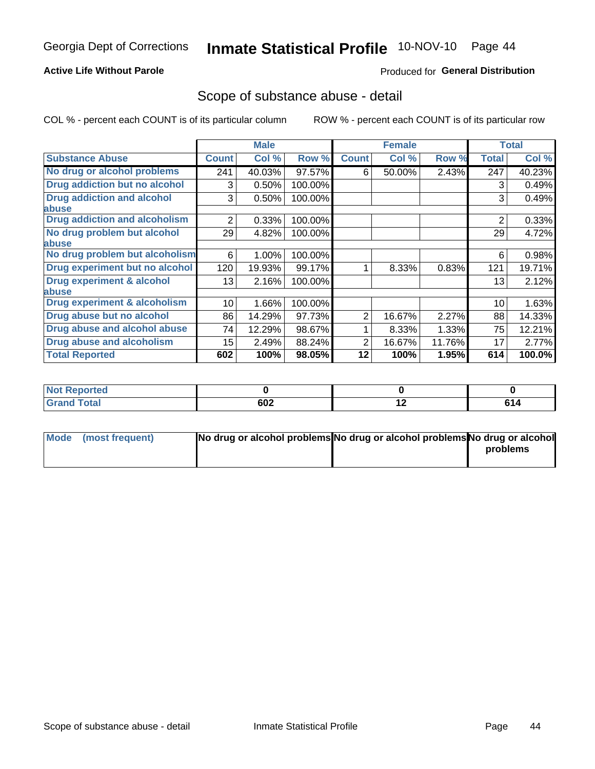Georgia Dept of Corrections **Inmate Statistical Profile** 10-NOV-10

**Active Life Without Parole**

Produced for **General Distribution**

## Scope of substance abuse - detail

COL % - percent each COUNT is of its particular column ROW % - percent each COUNT is of its particular row

| | Male | | | Female | | | Total | |
|---|---|---|---|---|---|---|---|---|
| **Substance Abuse** | **Count** | **Col %** | **Row %** | **Count** | **Col %** | **Row %** | **Total** | **Col %** |
| **No drug or alcohol problems** | 241 | 40.03% | 97.57% | 6 | 50.00% | 2.43% | 247 | 40.23% |
| **Drug addiction but no alcohol** | 3 | 0.50% | 100.00% | | | | 3 | 0.49% |
| **Drug addiction and alcohol abuse** | 3 | 0.50% | 100.00% | | | | 3 | 0.49% |
| **Drug addiction and alcoholism** | 2 | 0.33% | 100.00% | | | | 2 | 0.33% |
| **No drug problem but alcohol abuse** | 29 | 4.82% | 100.00% | | | | 29 | 4.72% |
| **No drug problem but alcoholism** | 6 | 1.00% | 100.00% | | | | 6 | 0.98% |
| **Drug experiment but no alcohol** | 120 | 19.93% | 99.17% | 1 | 8.33% | 0.83% | 121 | 19.71% |
| **Drug experiment & alcohol abuse** | 13 | 2.16% | 100.00% | | | | 13 | 2.12% |
| **Drug experiment & alcoholism** | 10 | 1.66% | 100.00% | | | | 10 | 1.63% |
| **Drug abuse but no alcohol** | 86 | 14.29% | 97.73% | 2 | 16.67% | 2.27% | 88 | 14.33% |
| **Drug abuse and alcohol abuse** | 74 | 12.29% | 98.67% | 1 | 8.33% | 1.33% | 75 | 12.21% |
| **Drug abuse and alcoholism** | 15 | 2.49% | 88.24% | 2 | 16.67% | 11.76% | 17 | 2.77% |
| **Total Reported** | **602** | **100%** | **98.05%** | **12** | **100%** | **1.95%** | **614** | **100.0%** |

| | Male | Female | Total |
|---|---|---|---|
| **Not Reported** | **0** | **0** | **0** |
| **Grand Total** | **602** | **12** | **614** |

| | Male | Female | Total |
|---|---|---|---|
| **Mode (most frequent)** | **No drug or alcohol problems** | **No drug or alcohol problems** | **No drug or alcohol problems** |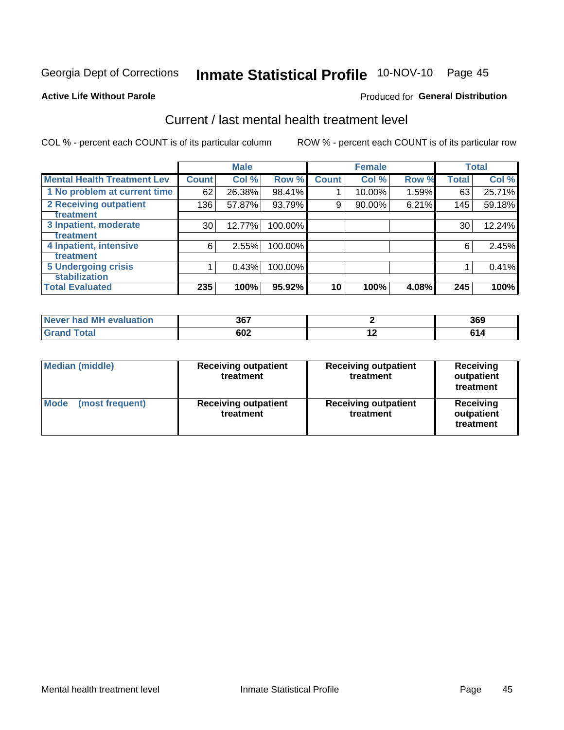Georgia Dept of Corrections **Inmate Statistical Profile** 10-NOV-10 Page 45

**Active Life Without Parole** Produced for **General Distribution**

## Current / last mental health treatment level

COL % - percent each COUNT is of its particular column ROW % - percent each COUNT is of its particular row

| | Male | | | Female | | | Total | |
|---|---|---|---|---|---|---|---|---|
| **Mental Health Treatment Lev** | **Count** | **Col %** | **Row %** | **Count** | **Col %** | **Row %** | **Total** | **Col %** |
| 1 No problem at current time | 62 | 26.38% | 98.41% | 1 | 10.00% | 1.59% | 63 | 25.71% |
| 2 Receiving outpatient treatment | 136 | 57.87% | 93.79% | 9 | 90.00% | 6.21% | 145 | 59.18% |
| 3 Inpatient, moderate treatment | 30 | 12.77% | 100.00% | | | | 30 | 12.24% |
| 4 Inpatient, intensive treatment | 6 | 2.55% | 100.00% | | | | 6 | 2.45% |
| 5 Undergoing crisis stabilization | 1 | 0.43% | 100.00% | | | | 1 | 0.41% |
| **Total Evaluated** | **235** | **100%** | **95.92%** | **10** | **100%** | **4.08%** | **245** | **100%** |

| | Male | Female | Total |
|---|---|---|---|
| Never had MH evaluation | 367 | 2 | 369 |
| Grand Total | 602 | 12 | 614 |

| | Male | Female | Total |
|---|---|---|---|
| Median (middle) | Receiving outpatient treatment | Receiving outpatient treatment | Receiving outpatient treatment |
| Mode (most frequent) | Receiving outpatient treatment | Receiving outpatient treatment | Receiving outpatient treatment |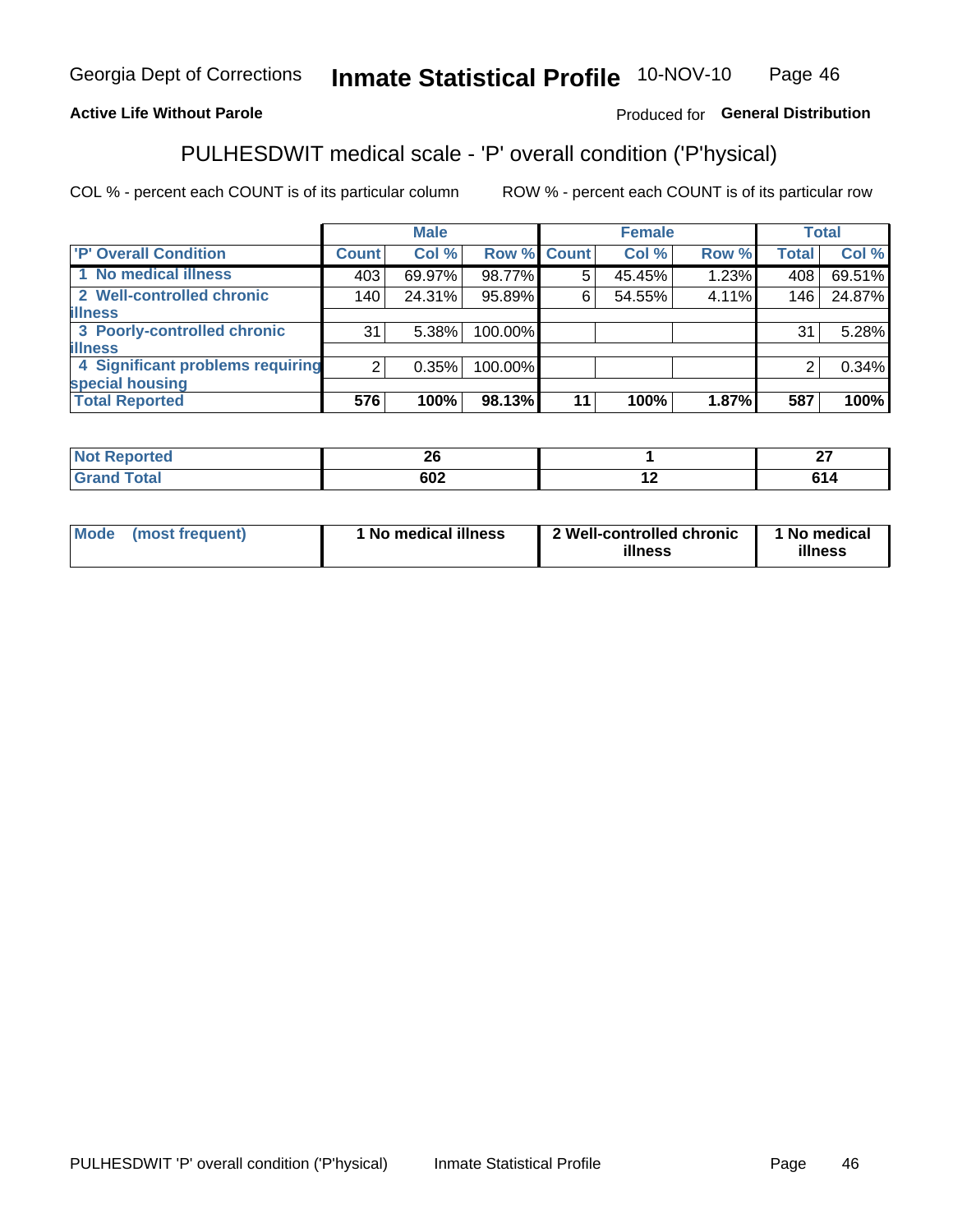Georgia Dept of Corrections **Inmate Statistical Profile** 10-NOV-10

**Active Life Without Parole**

Produced for **General Distribution**

## PULHESDWIT medical scale - 'P' overall condition ('P'hysical)

COL % - percent each COUNT is of its particular column ROW % - percent each COUNT is of its particular row

| | Male | | | Female | | | Total | |
|---|---|---|---|---|---|---|---|---|
| **'P' Overall Condition** | **Count** | **Col %** | **Row %** | **Count** | **Col %** | **Row %** | **Total** | **Col %** |
| **1 No medical illness** | 403 | 69.97% | 98.77% | 5 | 45.45% | 1.23% | 408 | 69.51% |
| **2 Well-controlled chronic illness** | 140 | 24.31% | 95.89% | 6 | 54.55% | 4.11% | 146 | 24.87% |
| **3 Poorly-controlled chronic illness** | 31 | 5.38% | 100.00% | | | | 31 | 5.28% |
| **4 Significant problems requiring special housing** | 2 | 0.35% | 100.00% | | | | 2 | 0.34% |
| **Total Reported** | **576** | **100%** | **98.13%** | **11** | **100%** | **1.87%** | **587** | **100%** |

| | Male | Female | Total |
|---|---|---|---|
| **Not Reported** | **26** | **1** | **27** |
| **Grand Total** | **602** | **12** | **614** |

| | Male | Female | Total |
|---|---|---|---|
| **Mode (most frequent)** | **1 No medical illness** | **2 Well-controlled chronic illness** | **1 No medical illness** |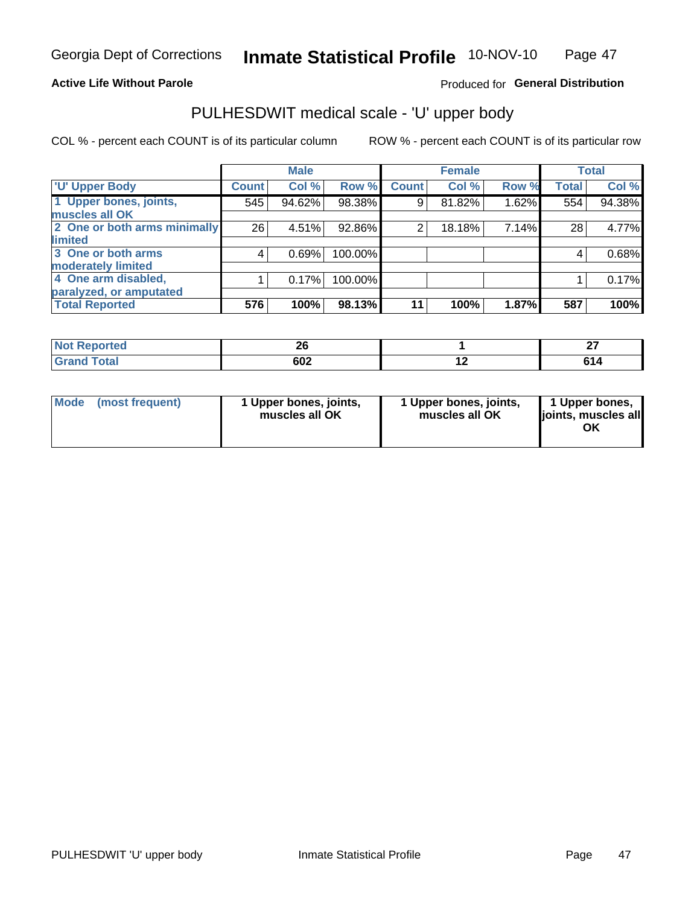**Active Life Without Parole**

Produced for **General Distribution**

## PULHESDWIT medical scale - 'U' upper body

COL % - percent each COUNT is of its particular column

ROW % - percent each COUNT is of its particular row

| | Male | | | Female | | | Total | |
|---|---|---|---|---|---|---|---|---|
| 'U' Upper Body | Count | Col % | Row % | Count | Col % | Row % | Total | Col % |
| 1 Upper bones, joints, muscles all OK | 545 | 94.62% | 98.38% | 9 | 81.82% | 1.62% | 554 | 94.38% |
| 2 One or both arms minimally limited | 26 | 4.51% | 92.86% | 2 | 18.18% | 7.14% | 28 | 4.77% |
| 3 One or both arms moderately limited | 4 | 0.69% | 100.00% | | | | 4 | 0.68% |
| 4 One arm disabled, paralyzed, or amputated | 1 | 0.17% | 100.00% | | | | 1 | 0.17% |
| **Total Reported** | **576** | **100%** | **98.13%** | **11** | **100%** | **1.87%** | **587** | **100%** |

| | Male | Female | Total |
|---|---|---|---|
| Not Reported | 26 | 1 | 27 |
| Grand Total | 602 | 12 | 614 |

| | Male | Female | Total |
|---|---|---|---|
| Mode (most frequent) | 1 Upper bones, joints, muscles all OK | 1 Upper bones, joints, muscles all OK | 1 Upper bones, joints, muscles all OK |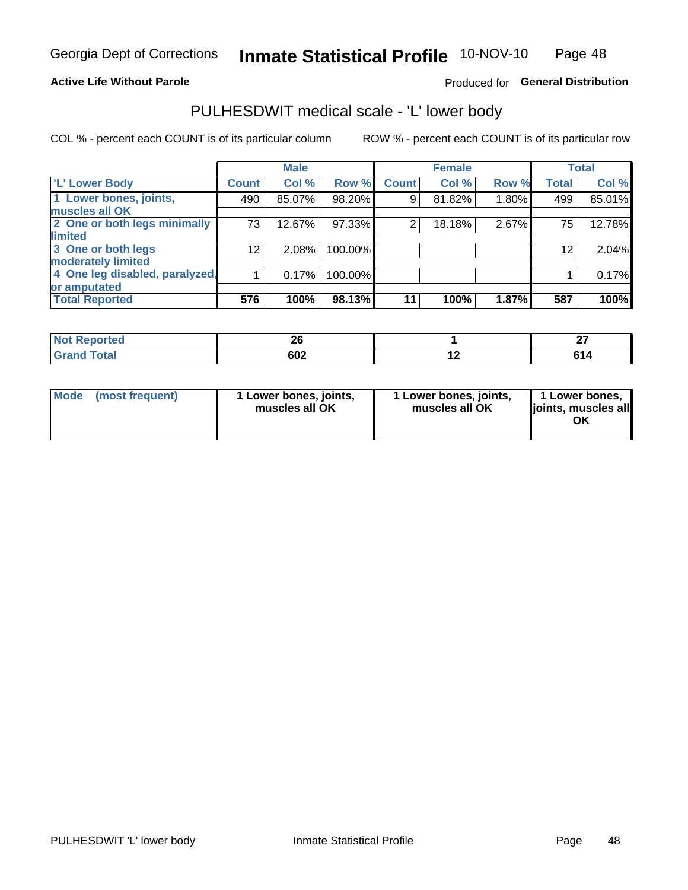Georgia Dept of Corrections **Inmate Statistical Profile** 10-NOV-10

**Active Life Without Parole**

Produced for **General Distribution**

## PULHESDWIT medical scale - 'L' lower body

COL % - percent each COUNT is of its particular column ROW % - percent each COUNT is of its particular row

| 'L' Lower Body | Male | | | Female | | | Total | |
|---|---|---|---|---|---|---|---|---|
| | Count | Col % | Row % | Count | Col % | Row % | Total | Col % |
| 1 Lower bones, joints, muscles all OK | 490 | 85.07% | 98.20% | 9 | 81.82% | 1.80% | 499 | 85.01% |
| 2 One or both legs minimally limited | 73 | 12.67% | 97.33% | 2 | 18.18% | 2.67% | 75 | 12.78% |
| 3 One or both legs moderately limited | 12 | 2.08% | 100.00% | | | | 12 | 2.04% |
| 4 One leg disabled, paralyzed, or amputated | 1 | 0.17% | 100.00% | | | | 1 | 0.17% |
| **Total Reported** | **576** | **100%** | **98.13%** | **11** | **100%** | **1.87%** | **587** | **100%** |

| | Male | Female | Total |
|---|---|---|---|
| Not Reported | 26 | 1 | 27 |
| Grand Total | 602 | 12 | 614 |

| | Male | Female | Total |
|---|---|---|---|
| Mode (most frequent) | 1 Lower bones, joints, muscles all OK | 1 Lower bones, joints, muscles all OK | 1 Lower bones, joints, muscles all OK |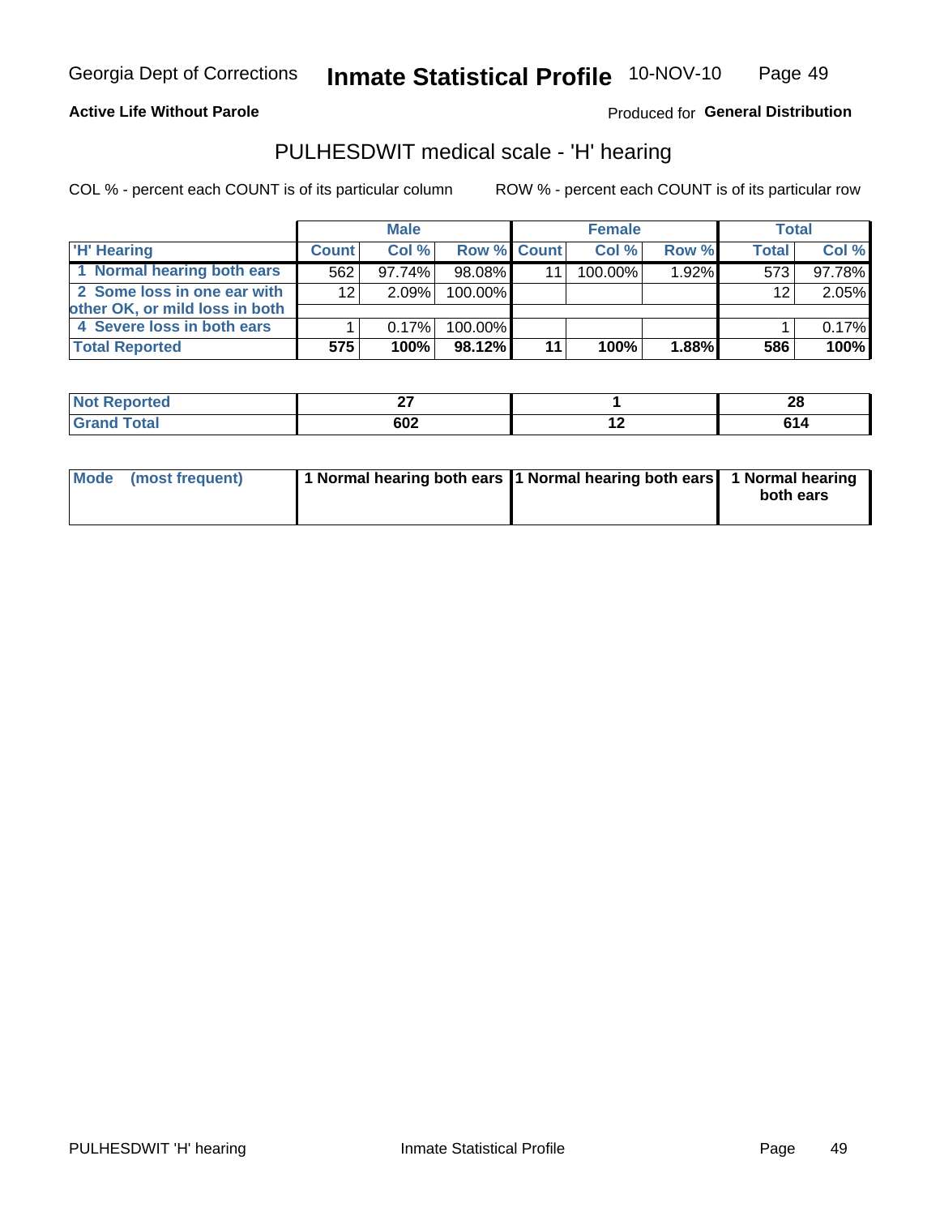Georgia Dept of Corrections **Inmate Statistical Profile** 10-NOV-10

**Active Life Without Parole**

Produced for **General Distribution**

## PULHESDWIT medical scale - 'H' hearing

COL % - percent each COUNT is of its particular column

ROW % - percent each COUNT is of its particular row

| | Male | | | Female | | | Total | |
|---|---|---|---|---|---|---|---|---|
| 'H' Hearing | Count | Col % | Row % | Count | Col % | Row % | Total | Col % |
| 1 Normal hearing both ears | 562 | 97.74% | 98.08% | 11 | 100.00% | 1.92% | 573 | 97.78% |
| 2 Some loss in one ear with other OK, or mild loss in both | 12 | 2.09% | 100.00% | | | | 12 | 2.05% |
| 4 Severe loss in both ears | 1 | 0.17% | 100.00% | | | | 1 | 0.17% |
| **Total Reported** | **575** | **100%** | **98.12%** | **11** | **100%** | **1.88%** | **586** | **100%** |

| | Male | Female | Total |
|---|---|---|---|
| Not Reported | 27 | 1 | 28 |
| Grand Total | 602 | 12 | 614 |

| | Male | Female | Total |
|---|---|---|---|
| Mode (most frequent) | 1 Normal hearing both ears | 1 Normal hearing both ears | 1 Normal hearing both ears |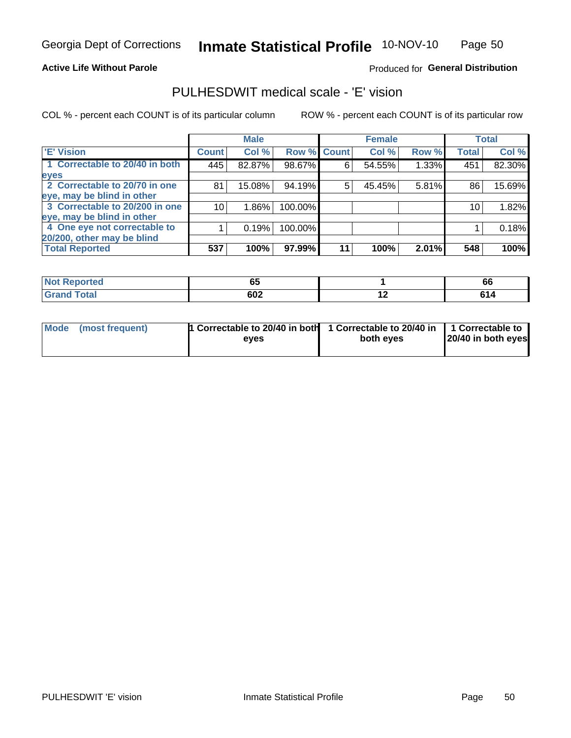Georgia Dept of Corrections **Inmate Statistical Profile** 10-NOV-10

**Active Life Without Parole**

Produced for **General Distribution**

## PULHESDWIT medical scale - 'E' vision

COL % - percent each COUNT is of its particular column

ROW % - percent each COUNT is of its particular row

| | Male | | | Female | | | Total | |
|---|---|---|---|---|---|---|---|---|
| 'E' Vision | Count | Col % | Row % | Count | Col % | Row % | Total | Col % |
| 1 Correctable to 20/40 in both eyes | 445 | 82.87% | 98.67% | 6 | 54.55% | 1.33% | 451 | 82.30% |
| 2 Correctable to 20/70 in one eye, may be blind in other | 81 | 15.08% | 94.19% | 5 | 45.45% | 5.81% | 86 | 15.69% |
| 3 Correctable to 20/200 in one eye, may be blind in other | 10 | 1.86% | 100.00% | | | | 10 | 1.82% |
| 4 One eye not correctable to 20/200, other may be blind | 1 | 0.19% | 100.00% | | | | 1 | 0.18% |
| **Total Reported** | **537** | **100%** | **97.99%** | **11** | **100%** | **2.01%** | **548** | **100%** |

| | Male | Female | Total |
|---|---|---|---|
| Not Reported | 65 | 1 | 66 |
| Grand Total | 602 | 12 | 614 |

| | Male | Female | Total |
|---|---|---|---|
| Mode (most frequent) | 1 Correctable to 20/40 in both eyes | 1 Correctable to 20/40 in both eyes | 1 Correctable to 20/40 in both eyes |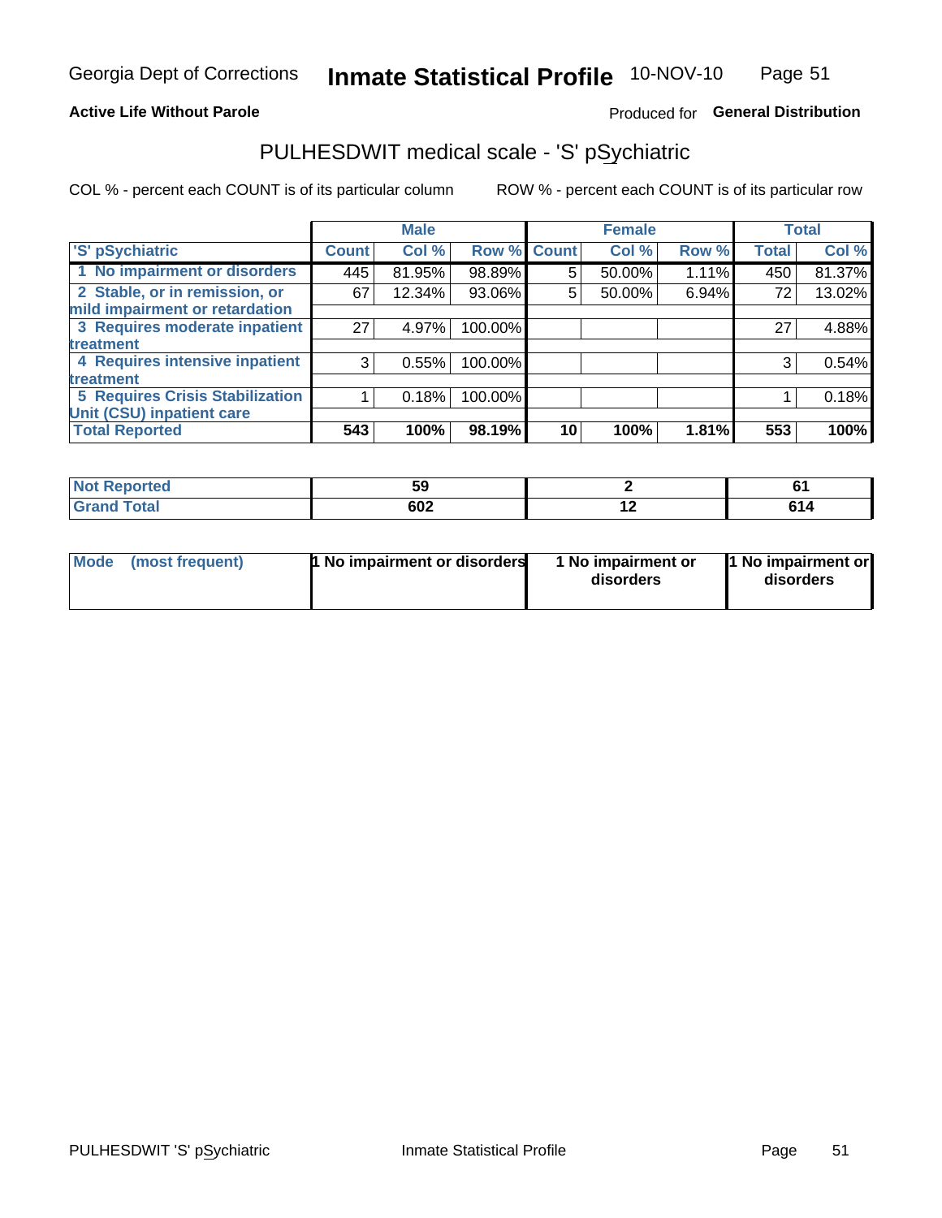Georgia Dept of Corrections **Inmate Statistical Profile** 10-NOV-10

**Active Life Without Parole**

Produced for **General Distribution**

# PULHESDWIT medical scale - 'S' pSychiatric

COL % - percent each COUNT is of its particular column

ROW % - percent each COUNT is of its particular row

| 'S' pSychiatric | Male | | | Female | | | Total | |
|---|---|---|---|---|---|---|---|---|
| | Count | Col % | Row % | Count | Col % | Row % | Total | Col % |
| 1 No impairment or disorders | 445 | 81.95% | 98.89% | 5 | 50.00% | 1.11% | 450 | 81.37% |
| 2 Stable, or in remission, or mild impairment or retardation | 67 | 12.34% | 93.06% | 5 | 50.00% | 6.94% | 72 | 13.02% |
| 3 Requires moderate inpatient treatment | 27 | 4.97% | 100.00% | | | | 27 | 4.88% |
| 4 Requires intensive inpatient treatment | 3 | 0.55% | 100.00% | | | | 3 | 0.54% |
| 5 Requires Crisis Stabilization Unit (CSU) inpatient care | 1 | 0.18% | 100.00% | | | | 1 | 0.18% |
| **Total Reported** | **543** | **100%** | **98.19%** | **10** | **100%** | **1.81%** | **553** | **100%** |

| | Male | Female | Total |
|---|---|---|---|
| Not Reported | 59 | 2 | 61 |
| Grand Total | 602 | 12 | 614 |

| | Male | Female | Total |
|---|---|---|---|
| Mode (most frequent) | 1 No impairment or disorders | 1 No impairment or disorders | 1 No impairment or disorders |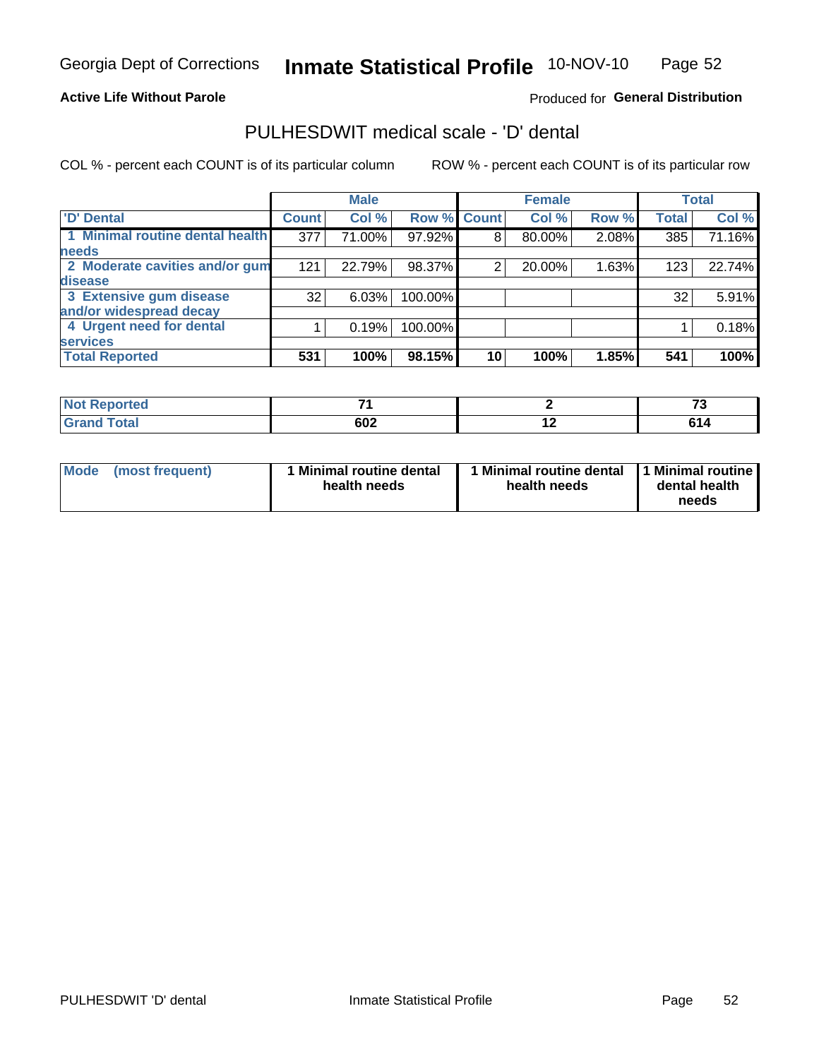Georgia Dept of Corrections **Inmate Statistical Profile** 10-NOV-10

**Active Life Without Parole**

Produced for **General Distribution**

## PULHESDWIT medical scale - 'D' dental

COL % - percent each COUNT is of its particular column

ROW % - percent each COUNT is of its particular row

| | Male | | | Female | | | Total | |
|---|---|---|---|---|---|---|---|---|
| 'D' Dental | Count | Col % | Row % | Count | Col % | Row % | Total | Col % |
| 1 Minimal routine dental health needs | 377 | 71.00% | 97.92% | 8 | 80.00% | 2.08% | 385 | 71.16% |
| 2 Moderate cavities and/or gum disease | 121 | 22.79% | 98.37% | 2 | 20.00% | 1.63% | 123 | 22.74% |
| 3 Extensive gum disease and/or widespread decay | 32 | 6.03% | 100.00% | | | | 32 | 5.91% |
| 4 Urgent need for dental services | 1 | 0.19% | 100.00% | | | | 1 | 0.18% |
| **Total Reported** | **531** | **100%** | **98.15%** | **10** | **100%** | **1.85%** | **541** | **100%** |

| | Male | Female | Total |
|---|---|---|---|
| Not Reported | 71 | 2 | 73 |
| Grand Total | 602 | 12 | 614 |

| | Male | Female | Total |
|---|---|---|---|
| Mode (most frequent) | 1 Minimal routine dental health needs | 1 Minimal routine dental health needs | 1 Minimal routine dental health needs |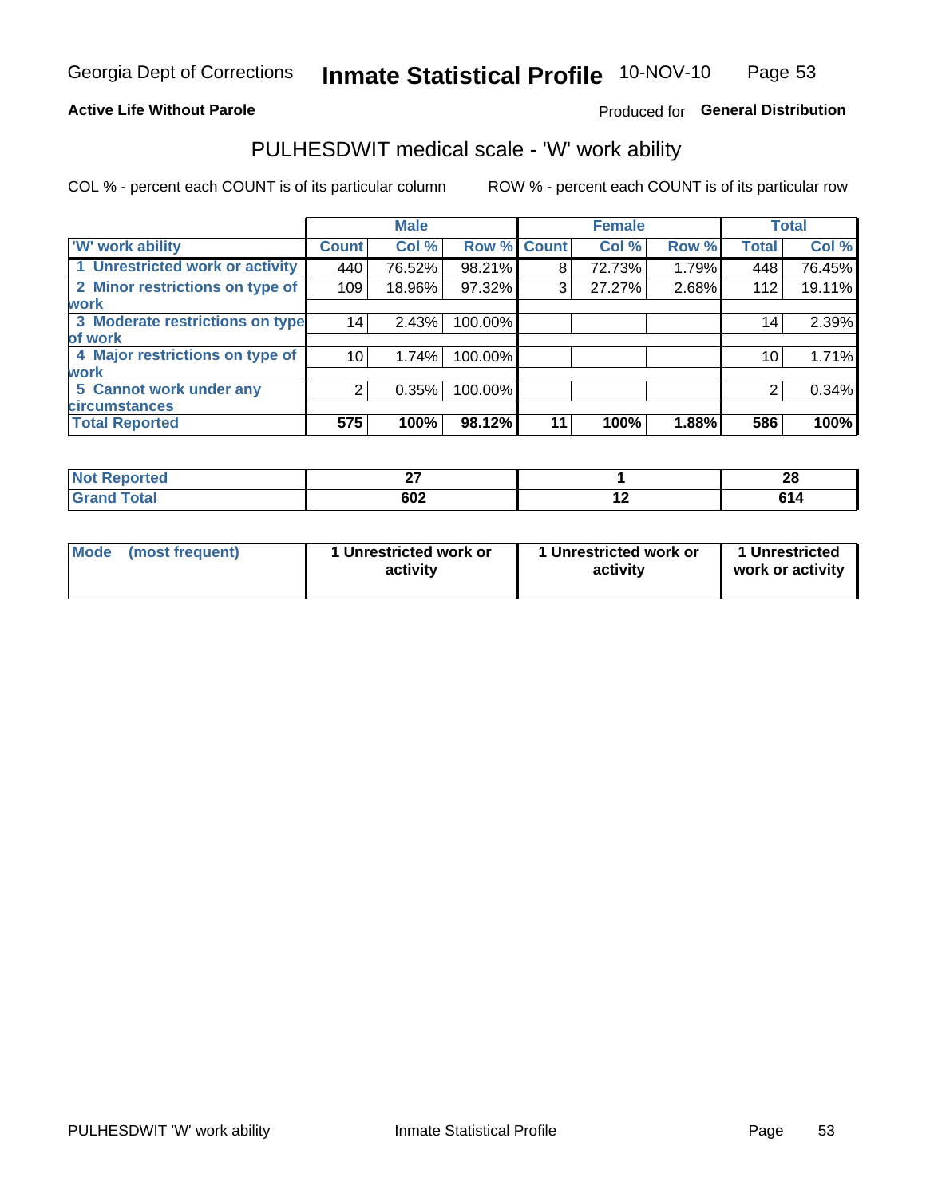Georgia Dept of Corrections **Inmate Statistical Profile** 10-NOV-10

**Active Life Without Parole**

Produced for **General Distribution**

## PULHESDWIT medical scale - 'W' work ability

COL % - percent each COUNT is of its particular column

ROW % - percent each COUNT is of its particular row

| | Male | | | Female | | | Total | |
|---|---|---|---|---|---|---|---|---|
| 'W' work ability | Count | Col % | Row % | Count | Col % | Row % | Total | Col % |
| 1 Unrestricted work or activity | 440 | 76.52% | 98.21% | 8 | 72.73% | 1.79% | 448 | 76.45% |
| 2 Minor restrictions on type of work | 109 | 18.96% | 97.32% | 3 | 27.27% | 2.68% | 112 | 19.11% |
| 3 Moderate restrictions on type of work | 14 | 2.43% | 100.00% | | | | 14 | 2.39% |
| 4 Major restrictions on type of work | 10 | 1.74% | 100.00% | | | | 10 | 1.71% |
| 5 Cannot work under any circumstances | 2 | 0.35% | 100.00% | | | | 2 | 0.34% |
| **Total Reported** | **575** | **100%** | **98.12%** | **11** | **100%** | **1.88%** | **586** | **100%** |

| | Male | Female | Total |
|---|---|---|---|
| Not Reported | 27 | 1 | 28 |
| Grand Total | 602 | 12 | 614 |

| | Male | Female | Total |
|---|---|---|---|
| Mode (most frequent) | 1 Unrestricted work or activity | 1 Unrestricted work or activity | 1 Unrestricted work or activity |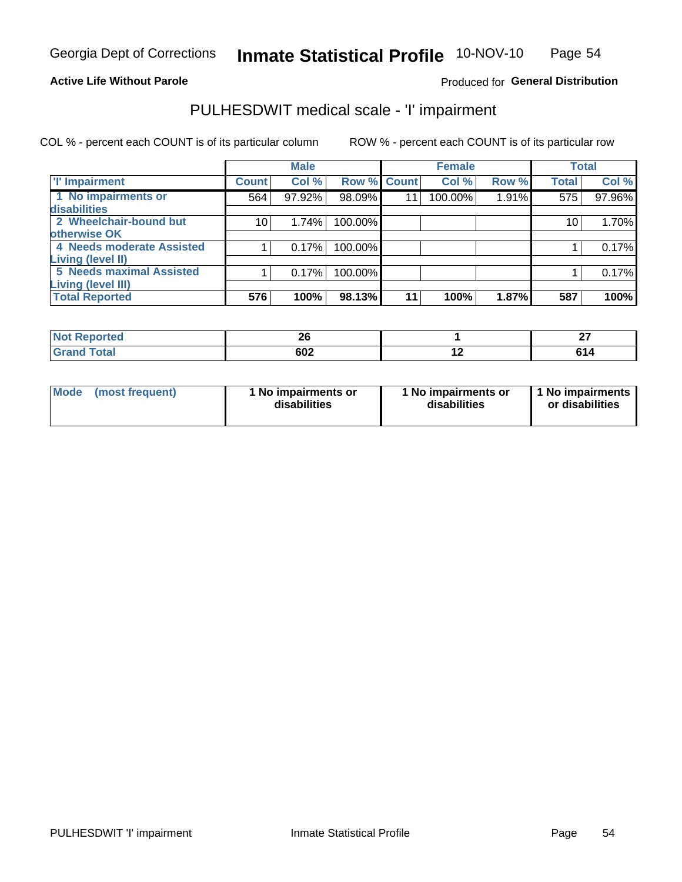Georgia Dept of Corrections **Inmate Statistical Profile** 10-NOV-10

**Active Life Without Parole**

Produced for **General Distribution**

## PULHESDWIT medical scale - 'I' impairment

COL % - percent each COUNT is of its particular column ROW % - percent each COUNT is of its particular row

| | Male | | | Female | | | Total | |
|---|---|---|---|---|---|---|---|---|
| 'I' Impairment | Count | Col % | Row % | Count | Col % | Row % | Total | Col % |
| 1 No impairments or disabilities | 564 | 97.92% | 98.09% | 11 | 100.00% | 1.91% | 575 | 97.96% |
| 2 Wheelchair-bound but otherwise OK | 10 | 1.74% | 100.00% | | | | 10 | 1.70% |
| 4 Needs moderate Assisted Living (level II) | 1 | 0.17% | 100.00% | | | | 1 | 0.17% |
| 5 Needs maximal Assisted Living (level III) | 1 | 0.17% | 100.00% | | | | 1 | 0.17% |
| **Total Reported** | **576** | **100%** | **98.13%** | **11** | **100%** | **1.87%** | **587** | **100%** |

| | Male | Female | Total |
|---|---|---|---|
| Not Reported | 26 | 1 | 27 |
| Grand Total | 602 | 12 | 614 |

| | Male | Female | Total |
|---|---|---|---|
| Mode (most frequent) | 1 No impairments or disabilities | 1 No impairments or disabilities | 1 No impairments or disabilities |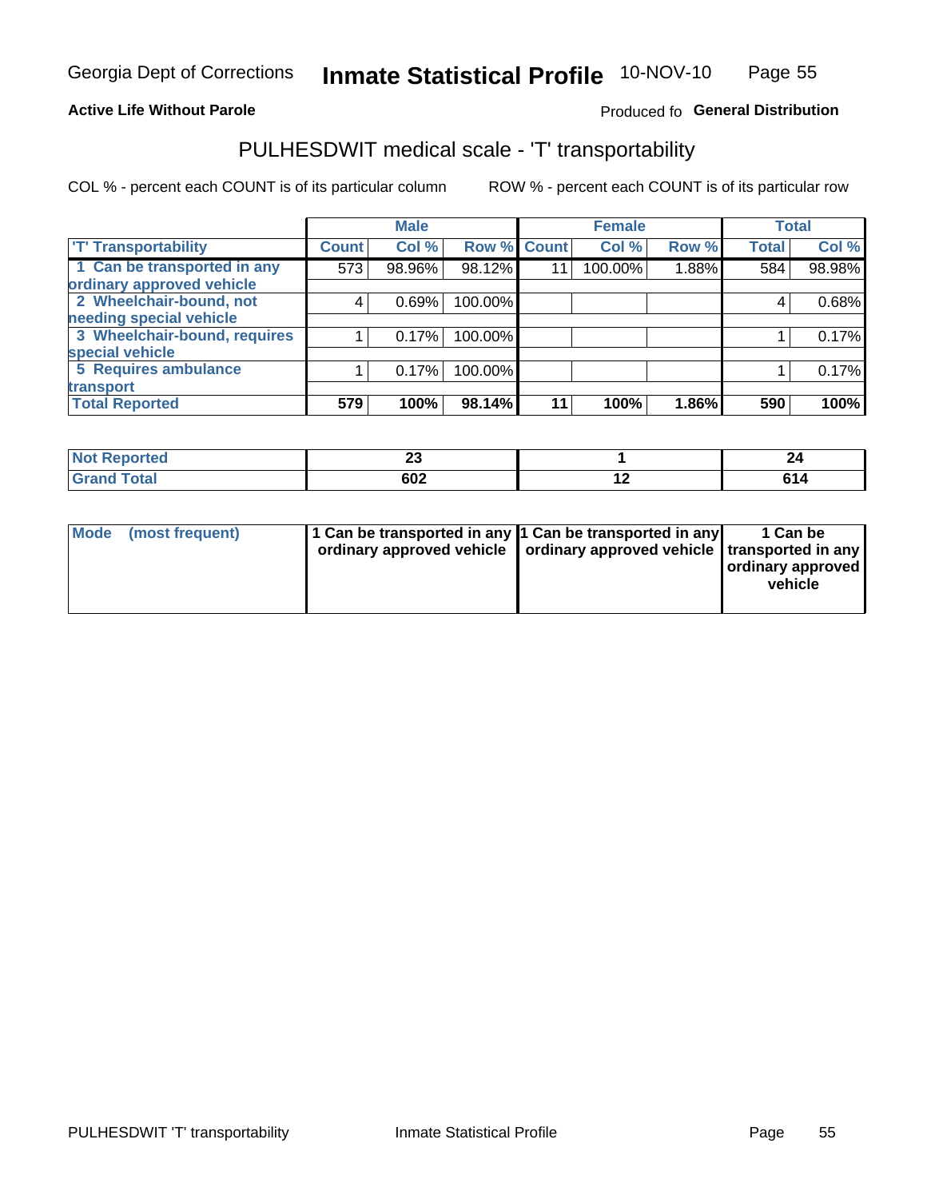Georgia Dept of Corrections **Inmate Statistical Profile** 10-NOV-10

**Active Life Without Parole**

Produced fo **General Distribution**

## PULHESDWIT medical scale - 'T' transportability

COL % - percent each COUNT is of its particular column

ROW % - percent each COUNT is of its particular row

| | Male | | | Female | | | Total | |
|---|---|---|---|---|---|---|---|---|
| 'T' Transportability | Count | Col % | Row % | Count | Col % | Row % | Total | Col % |
| 1 Can be transported in any ordinary approved vehicle | 573 | 98.96% | 98.12% | 11 | 100.00% | 1.88% | 584 | 98.98% |
| 2 Wheelchair-bound, not needing special vehicle | 4 | 0.69% | 100.00% | | | | 4 | 0.68% |
| 3 Wheelchair-bound, requires special vehicle | 1 | 0.17% | 100.00% | | | | 1 | 0.17% |
| 5 Requires ambulance transport | 1 | 0.17% | 100.00% | | | | 1 | 0.17% |
| **Total Reported** | **579** | **100%** | **98.14%** | **11** | **100%** | **1.86%** | **590** | **100%** |

| | Male | Female | Total |
|---|---|---|---|
| Not Reported | 23 | 1 | 24 |
| Grand Total | 602 | 12 | 614 |

| | Male | Female | Total |
|---|---|---|---|
| Mode (most frequent) | 1 Can be transported in any ordinary approved vehicle | 1 Can be transported in any ordinary approved vehicle | 1 Can be transported in any ordinary approved vehicle |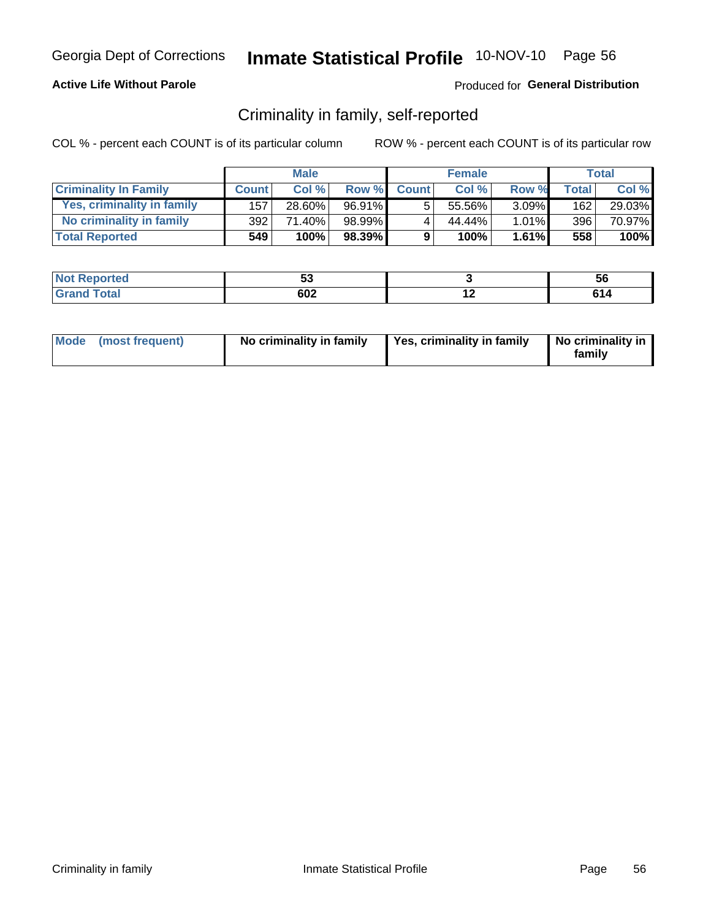Georgia Dept of Corrections **Inmate Statistical Profile** 10-NOV-10 Page 56

**Active Life Without Parole**

Produced for **General Distribution**

## Criminality in family, self-reported

COL % - percent each COUNT is of its particular column

ROW % - percent each COUNT is of its particular row

| | Male | | | Female | | | Total | |
|---|---|---|---|---|---|---|---|---|
| **Criminality In Family** | **Count** | **Col %** | **Row %** | **Count** | **Col %** | **Row %** | **Total** | **Col %** |
| Yes, criminality in family | 157 | 28.60% | 96.91% | 5 | 55.56% | 3.09% | 162 | 29.03% |
| No criminality in family | 392 | 71.40% | 98.99% | 4 | 44.44% | 1.01% | 396 | 70.97% |
| **Total Reported** | **549** | **100%** | **98.39%** | **9** | **100%** | **1.61%** | **558** | **100%** |

| | Male | Female | Total |
|---|---|---|---|
| Not Reported | 53 | 3 | 56 |
| Grand Total | 602 | 12 | 614 |

| | Male | Female | Total |
|---|---|---|---|
| Mode (most frequent) | No criminality in family | Yes, criminality in family | No criminality in family |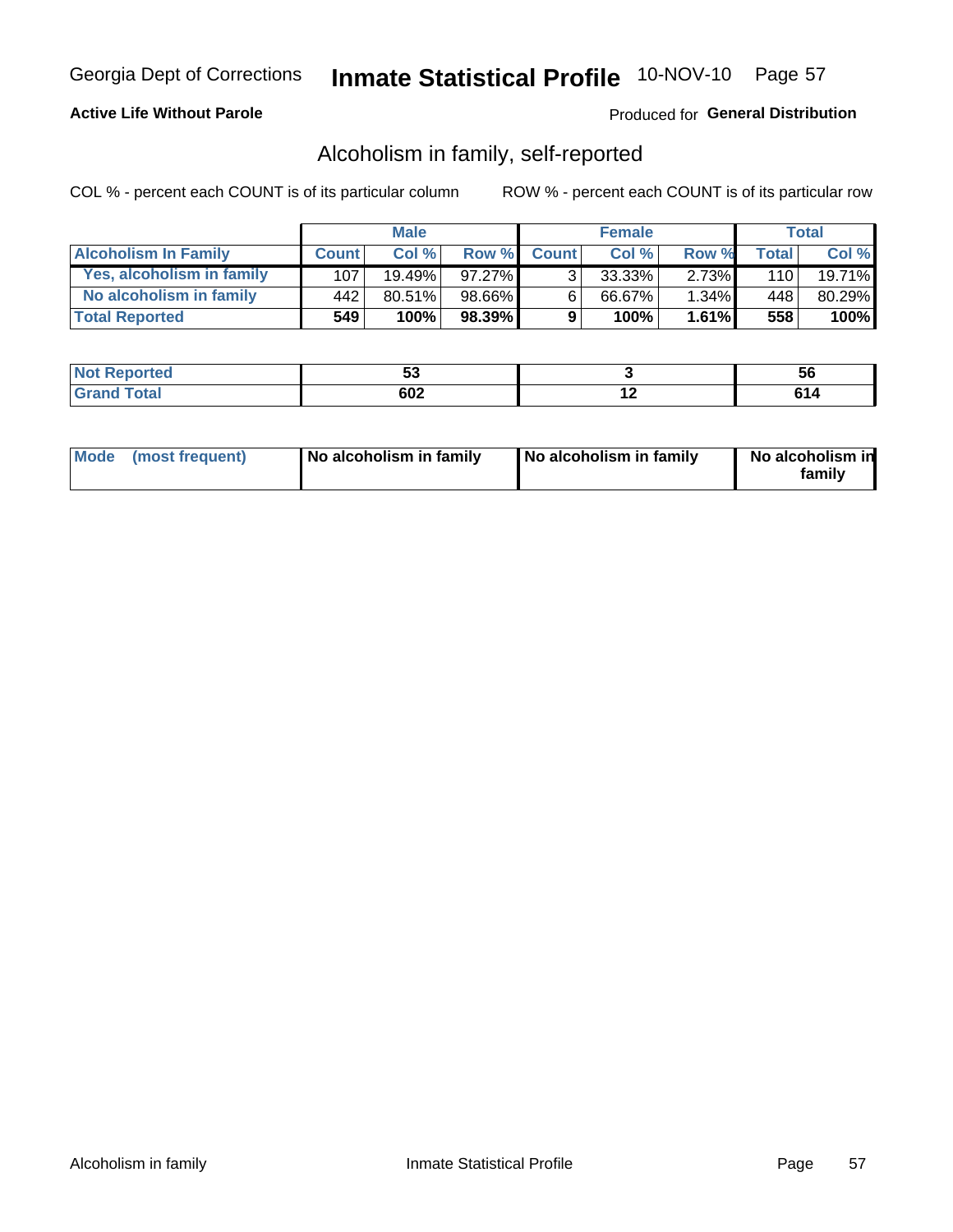Georgia Dept of Corrections **Inmate Statistical Profile** 10-NOV-10

**Active Life Without Parole**

Produced for **General Distribution**

## Alcoholism in family, self-reported

COL % - percent each COUNT is of its particular column

ROW % - percent each COUNT is of its particular row

| | Male | | | Female | | | Total | |
|---|---|---|---|---|---|---|---|---|
| **Alcoholism In Family** | **Count** | **Col %** | **Row %** | **Count** | **Col %** | **Row %** | **Total** | **Col %** |
| **Yes, alcoholism in family** | 107 | 19.49% | 97.27% | 3 | 33.33% | 2.73% | 110 | 19.71% |
| **No alcoholism in family** | 442 | 80.51% | 98.66% | 6 | 66.67% | 1.34% | 448 | 80.29% |
| **Total Reported** | **549** | **100%** | **98.39%** | **9** | **100%** | **1.61%** | **558** | **100%** |

| | Male | Female | Total |
|---|---|---|---|
| **Not Reported** | **53** | **3** | **56** |
| **Grand Total** | **602** | **12** | **614** |

| | Male | Female | Total |
|---|---|---|---|
| **Mode (most frequent)** | **No alcoholism in family** | **No alcoholism in family** | **No alcoholism in family** |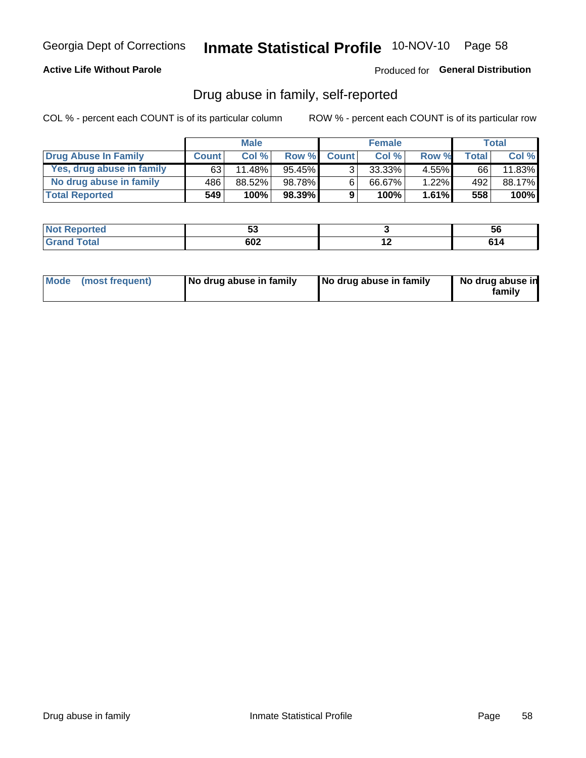Georgia Dept of Corrections **Inmate Statistical Profile** 10-NOV-10

**Active Life Without Parole**

Produced for **General Distribution**

## Drug abuse in family, self-reported

COL % - percent each COUNT is of its particular column

ROW % - percent each COUNT is of its particular row

| | Male | | | Female | | | Total | |
|---|---|---|---|---|---|---|---|---|
| **Drug Abuse In Family** | **Count** | **Col %** | **Row %** | **Count** | **Col %** | **Row %** | **Total** | **Col %** |
| Yes, drug abuse in family | 63 | 11.48% | 95.45% | 3 | 33.33% | 4.55% | 66 | 11.83% |
| No drug abuse in family | 486 | 88.52% | 98.78% | 6 | 66.67% | 1.22% | 492 | 88.17% |
| **Total Reported** | **549** | **100%** | **98.39%** | **9** | **100%** | **1.61%** | **558** | **100%** |

| | Male | Female | Total |
|---|---|---|---|
| **Not Reported** | **53** | **3** | **56** |
| **Grand Total** | **602** | **12** | **614** |

| | Male | Female | Total |
|---|---|---|---|
| **Mode (most frequent)** | **No drug abuse in family** | **No drug abuse in family** | **No drug abuse in family** |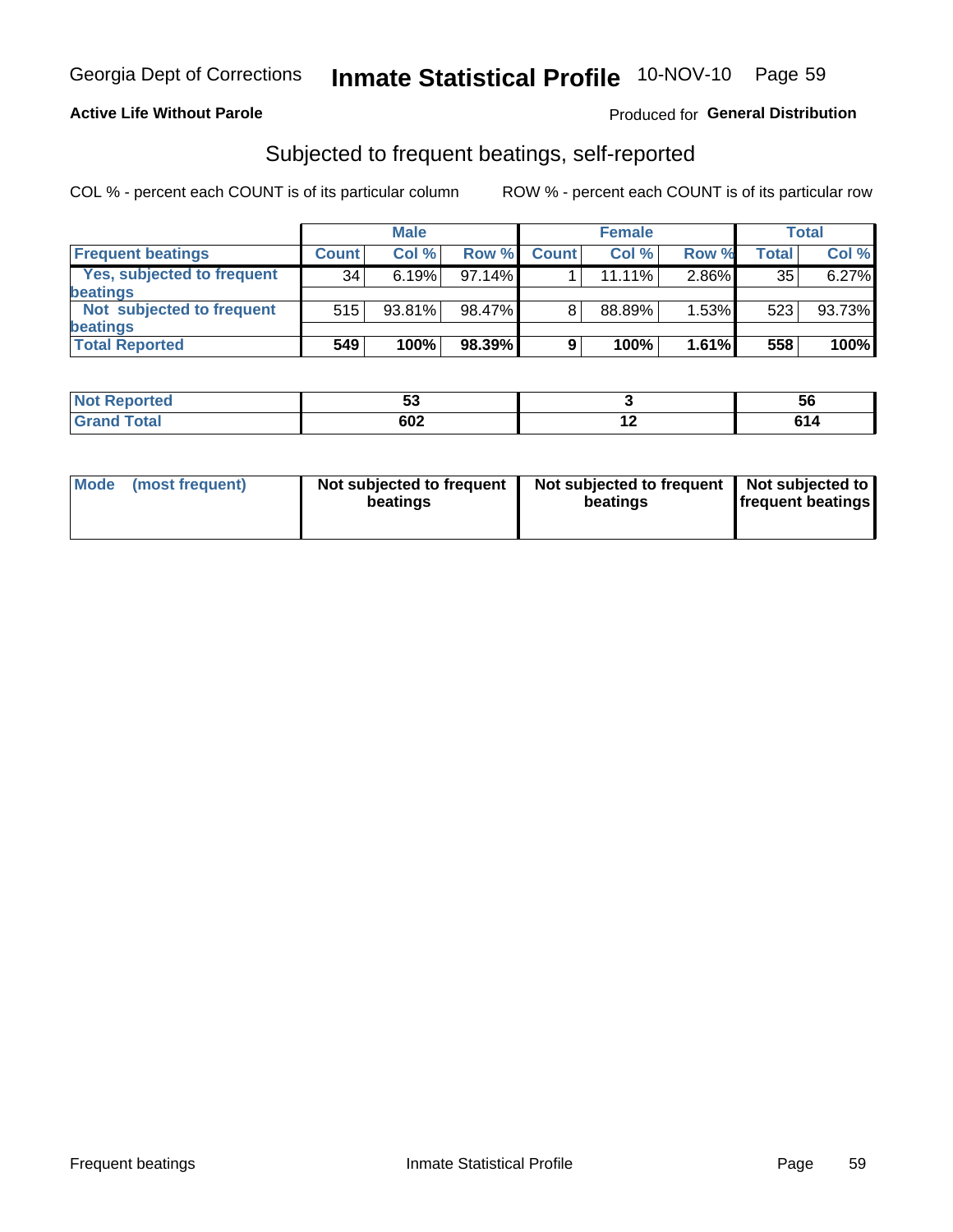Georgia Dept of Corrections **Inmate Statistical Profile** 10-NOV-10 Page 59

**Active Life Without Parole**

Produced for **General Distribution**

## Subjected to frequent beatings, self-reported

COL % - percent each COUNT is of its particular column

ROW % - percent each COUNT is of its particular row

| | Male | | | Female | | | Total | |
|---|---|---|---|---|---|---|---|---|
| **Frequent beatings** | **Count** | **Col %** | **Row %** | **Count** | **Col %** | **Row %** | **Total** | **Col %** |
| Yes, subjected to frequent beatings | 34 | 6.19% | 97.14% | 1 | 11.11% | 2.86% | 35 | 6.27% |
| Not subjected to frequent beatings | 515 | 93.81% | 98.47% | 8 | 88.89% | 1.53% | 523 | 93.73% |
| **Total Reported** | **549** | **100%** | **98.39%** | **9** | **100%** | **1.61%** | **558** | **100%** |

| | Male | Female | Total |
|---|---|---|---|
| **Not Reported** | **53** | **3** | **56** |
| **Grand Total** | **602** | **12** | **614** |

| | Male | Female | Total |
|---|---|---|---|
| **Mode (most frequent)** | **Not subjected to frequent beatings** | **Not subjected to frequent beatings** | **Not subjected to frequent beatings** |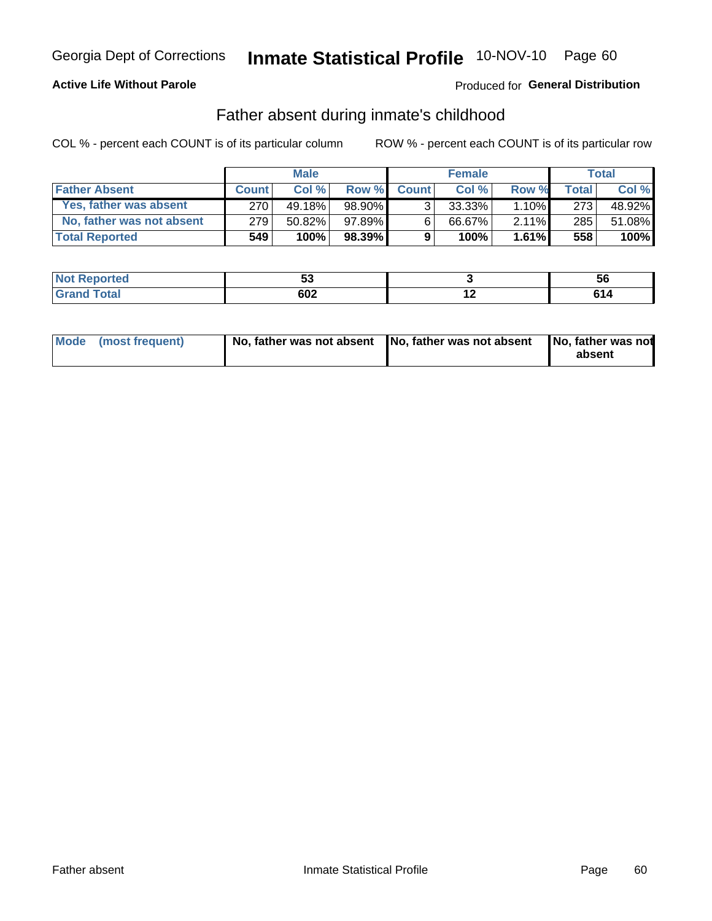Georgia Dept of Corrections **Inmate Statistical Profile** 10-NOV-10

**Active Life Without Parole**

Produced for **General Distribution**

## Father absent during inmate's childhood

COL % - percent each COUNT is of its particular column

ROW % - percent each COUNT is of its particular row

| | Male | | | Female | | | Total | |
|---|---|---|---|---|---|---|---|---|
| **Father Absent** | **Count** | **Col %** | **Row %** | **Count** | **Col %** | **Row %** | **Total** | **Col %** |
| **Yes, father was absent** | 270 | 49.18% | 98.90% | 3 | 33.33% | 1.10% | 273 | 48.92% |
| **No, father was not absent** | 279 | 50.82% | 97.89% | 6 | 66.67% | 2.11% | 285 | 51.08% |
| **Total Reported** | **549** | **100%** | **98.39%** | **9** | **100%** | **1.61%** | **558** | **100%** |

| | Male | Female | Total |
|---|---|---|---|
| **Not Reported** | **53** | **3** | **56** |
| **Grand Total** | **602** | **12** | **614** |

| | Male | Female | Total |
|---|---|---|---|
| **Mode (most frequent)** | **No, father was not absent** | **No, father was not absent** | **No, father was not absent** |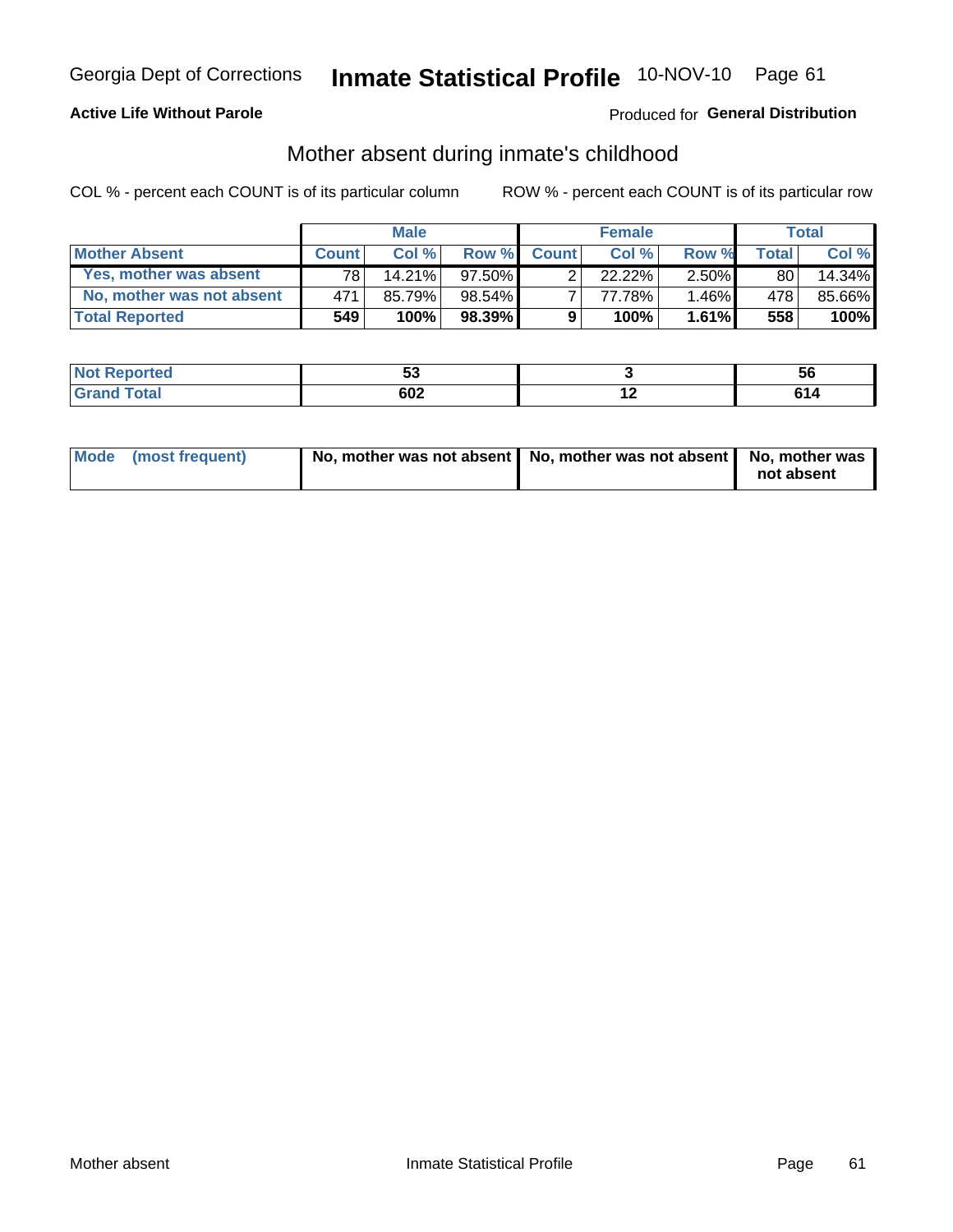Georgia Dept of Corrections **Inmate Statistical Profile** 10-NOV-10

**Active Life Without Parole**

Produced for **General Distribution**

## Mother absent during inmate's childhood

COL % - percent each COUNT is of its particular column    ROW % - percent each COUNT is of its particular row

| | Male | | | Female | | | Total | |
|---|---|---|---|---|---|---|---|---|
| **Mother Absent** | **Count** | **Col %** | **Row %** | **Count** | **Col %** | **Row %** | **Total** | **Col %** |
| Yes, mother was absent | 78 | 14.21% | 97.50% | 2 | 22.22% | 2.50% | 80 | 14.34% |
| No, mother was not absent | 471 | 85.79% | 98.54% | 7 | 77.78% | 1.46% | 478 | 85.66% |
| **Total Reported** | **549** | **100%** | **98.39%** | **9** | **100%** | **1.61%** | **558** | **100%** |

| | Male | Female | Total |
|---|---|---|---|
| Not Reported | 53 | 3 | 56 |
| Grand Total | 602 | 12 | 614 |

| | Male | Female | Total |
|---|---|---|---|
| Mode (most frequent) | No, mother was not absent | No, mother was not absent | No, mother was not absent |

Mother absent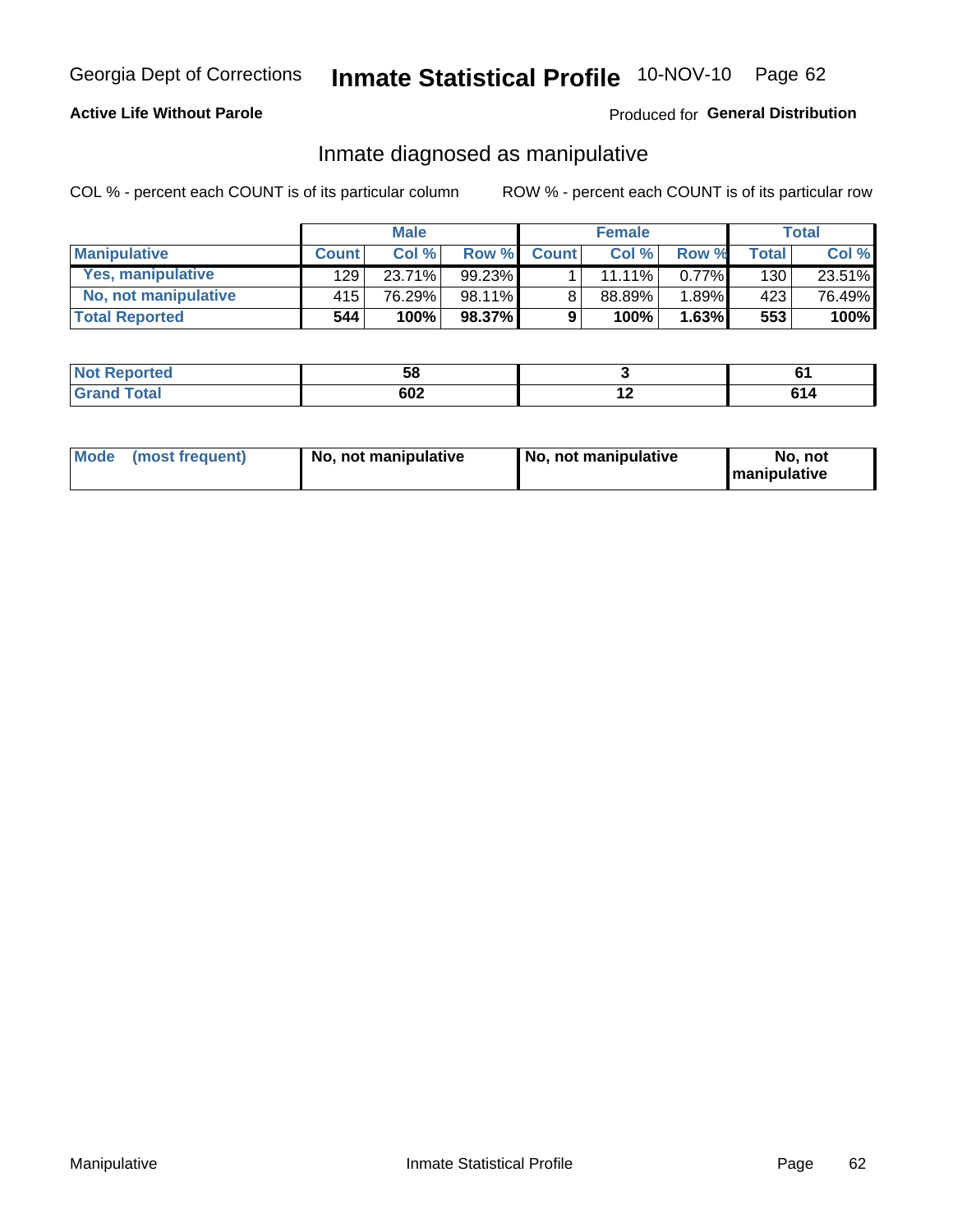Georgia Dept of Corrections **Inmate Statistical Profile** 10-NOV-10

**Active Life Without Parole**

Produced for **General Distribution**

## Inmate diagnosed as manipulative

COL % - percent each COUNT is of its particular column

ROW % - percent each COUNT is of its particular row

| | Male | | | Female | | | Total | |
|---|---|---|---|---|---|---|---|---|
| **Manipulative** | **Count** | **Col %** | **Row %** | **Count** | **Col %** | **Row %** | **Total** | **Col %** |
| **Yes, manipulative** | 129 | 23.71% | 99.23% | 1 | 11.11% | 0.77% | 130 | 23.51% |
| **No, not manipulative** | 415 | 76.29% | 98.11% | 8 | 88.89% | 1.89% | 423 | 76.49% |
| **Total Reported** | **544** | **100%** | **98.37%** | **9** | **100%** | **1.63%** | **553** | **100%** |

| | Male | Female | Total |
|---|---|---|---|
| **Not Reported** | **58** | **3** | **61** |
| **Grand Total** | **602** | **12** | **614** |

| | Male | Female | Total |
|---|---|---|---|
| **Mode (most frequent)** | **No, not manipulative** | **No, not manipulative** | **No, not manipulative** |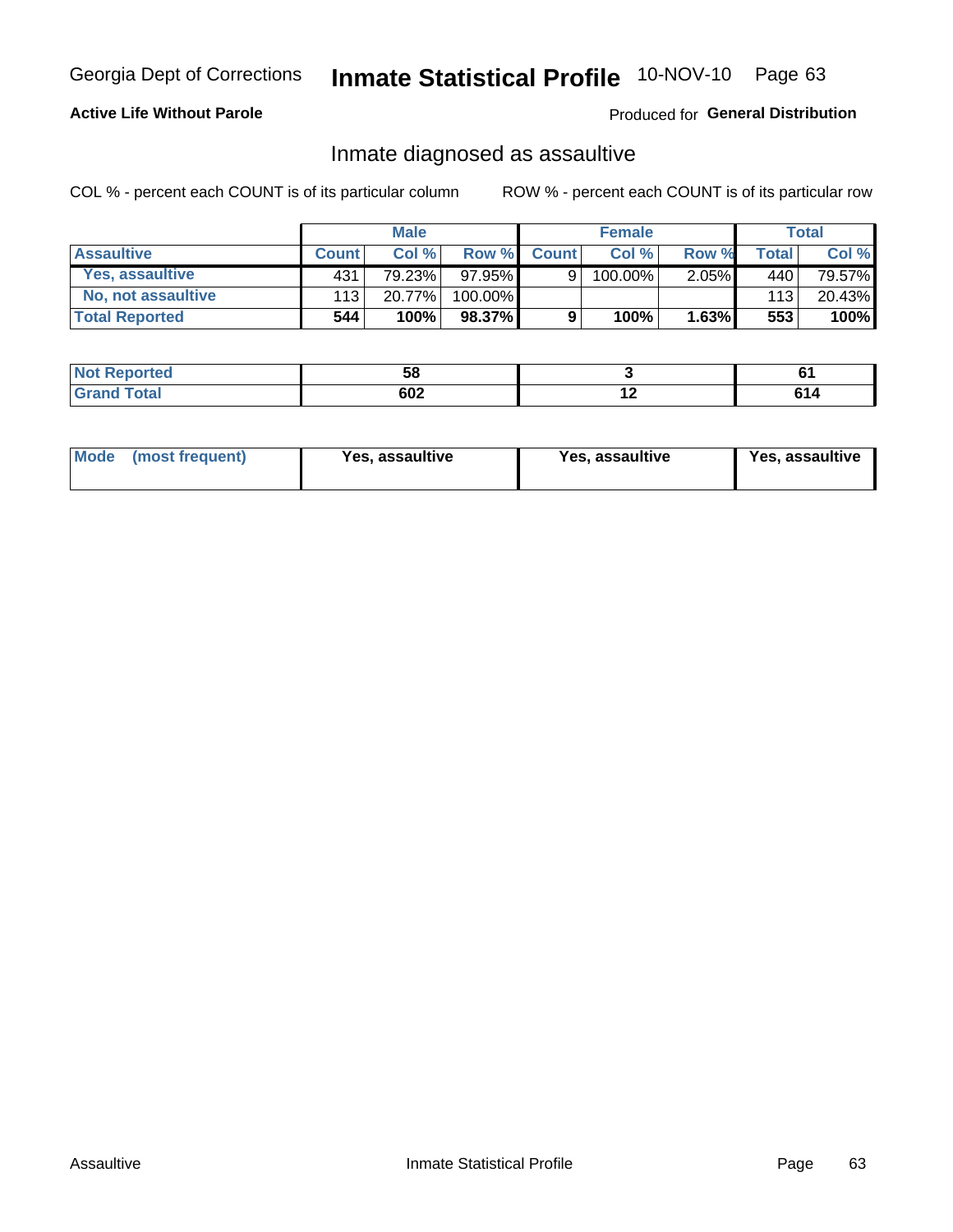Georgia Dept of Corrections **Inmate Statistical Profile** 10-NOV-10

**Active Life Without Parole**

Produced for **General Distribution**

## Inmate diagnosed as assaultive

COL % - percent each COUNT is of its particular column

ROW % - percent each COUNT is of its particular row

| | Male | | | Female | | | Total | |
|---|---|---|---|---|---|---|---|---|
| **Assaultive** | **Count** | **Col %** | **Row %** | **Count** | **Col %** | **Row %** | **Total** | **Col %** |
| Yes, assaultive | 431 | 79.23% | 97.95% | 9 | 100.00% | 2.05% | 440 | 79.57% |
| No, not assaultive | 113 | 20.77% | 100.00% | | | | 113 | 20.43% |
| **Total Reported** | **544** | **100%** | **98.37%** | **9** | **100%** | **1.63%** | **553** | **100%** |

| | Male | Female | Total |
|---|---|---|---|
| **Not Reported** | **58** | **3** | **61** |
| **Grand Total** | **602** | **12** | **614** |

| | Male | Female | Total |
|---|---|---|---|
| **Mode (most frequent)** | **Yes, assaultive** | **Yes, assaultive** | **Yes, assaultive** |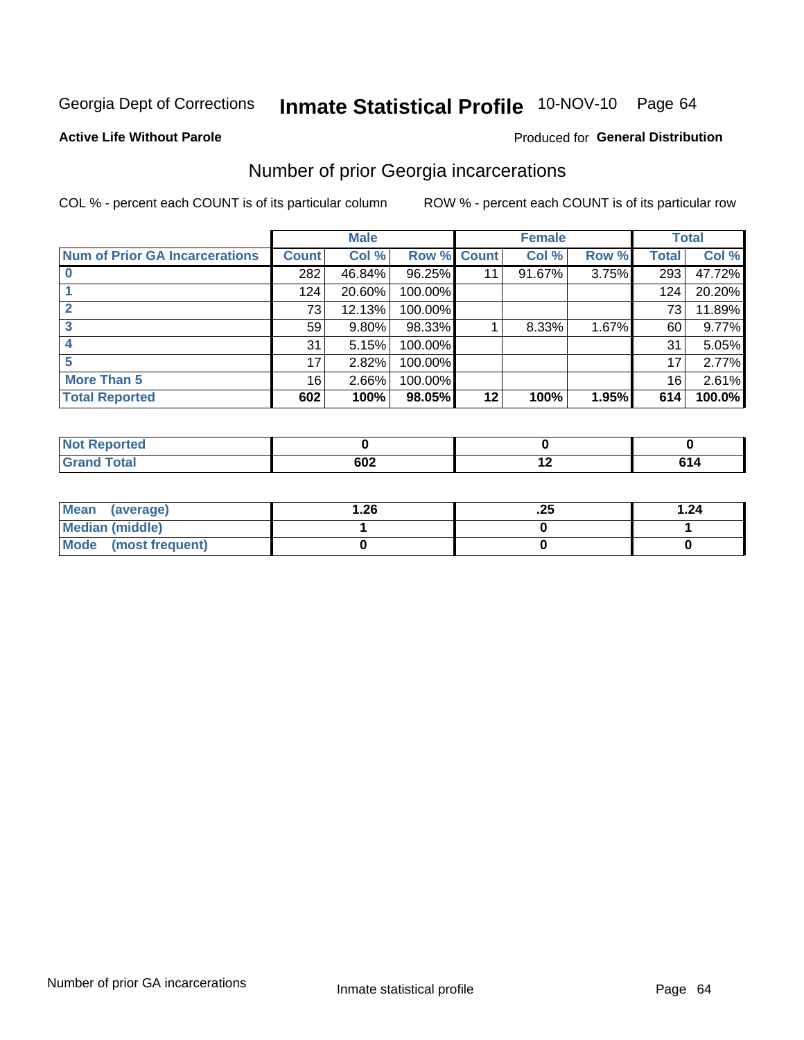Georgia Dept of Corrections **Inmate Statistical Profile** 10-NOV-10 Page 64

**Active Life Without Parole**

Produced for **General Distribution**

## Number of prior Georgia incarcerations

COL % - percent each COUNT is of its particular column

ROW % - percent each COUNT is of its particular row

| | Male | | | Female | | | Total | |
|---|---|---|---|---|---|---|---|---|
| **Num of Prior GA Incarcerations** | **Count** | **Col %** | **Row %** | **Count** | **Col %** | **Row %** | **Total** | **Col %** |
| **0** | 282 | 46.84% | 96.25% | 11 | 91.67% | 3.75% | 293 | 47.72% |
| **1** | 124 | 20.60% | 100.00% | | | | 124 | 20.20% |
| **2** | 73 | 12.13% | 100.00% | | | | 73 | 11.89% |
| **3** | 59 | 9.80% | 98.33% | 1 | 8.33% | 1.67% | 60 | 9.77% |
| **4** | 31 | 5.15% | 100.00% | | | | 31 | 5.05% |
| **5** | 17 | 2.82% | 100.00% | | | | 17 | 2.77% |
| **More Than 5** | 16 | 2.66% | 100.00% | | | | 16 | 2.61% |
| **Total Reported** | **602** | **100%** | **98.05%** | **12** | **100%** | **1.95%** | **614** | **100.0%** |

| | Male | Female | Total |
|---|---|---|---|
| **Not Reported** | **0** | **0** | **0** |
| **Grand Total** | **602** | **12** | **614** |

| | Male | Female | Total |
|---|---|---|---|
| **Mean (average)** | **1.26** | **.25** | **1.24** |
| **Median (middle)** | **1** | **0** | **1** |
| **Mode (most frequent)** | **0** | **0** | **0** |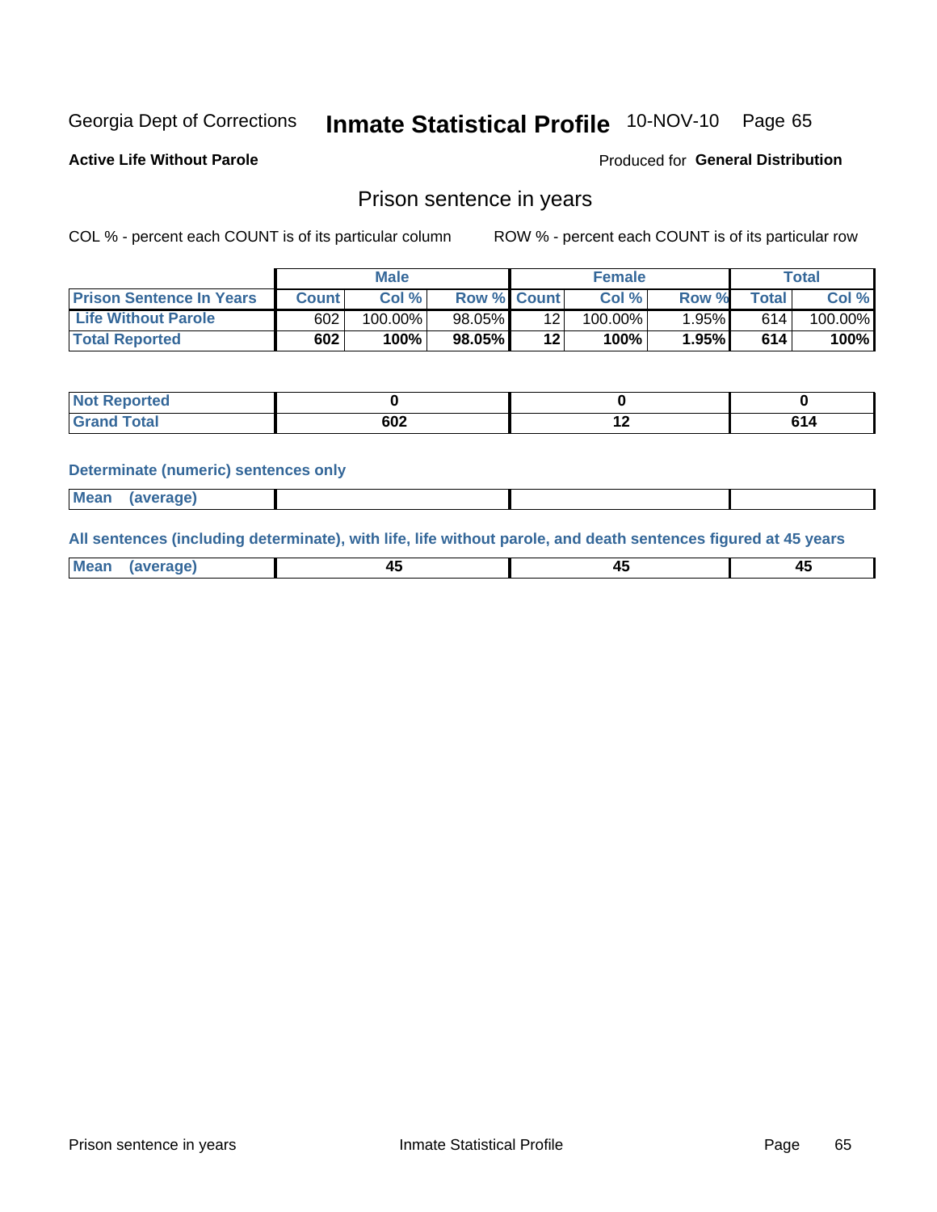Georgia Dept of Corrections **Inmate Statistical Profile** 10-NOV-10 Page 65

**Active Life Without Parole**

Produced for **General Distribution**

## Prison sentence in years

COL % - percent each COUNT is of its particular column ROW % - percent each COUNT is of its particular row

| | Male | | | Female | | | Total | |
|---|---|---|---|---|---|---|---|---|
| **Prison Sentence In Years** | **Count** | **Col %** | **Row %** | **Count** | **Col %** | **Row %** | **Total** | **Col %** |
| **Life Without Parole** | 602 | 100.00% | 98.05% | 12 | 100.00% | 1.95% | 614 | 100.00% |
| **Total Reported** | **602** | **100%** | **98.05%** | **12** | **100%** | **1.95%** | **614** | **100%** |

| | Male | Female | Total |
|---|---|---|---|
| **Not Reported** | **0** | **0** | **0** |
| **Grand Total** | **602** | **12** | **614** |

**Determinate (numeric) sentences only**

| | Male | Female | Total |
|---|---|---|---|
| **Mean (average)** | | | |

**All sentences (including determinate), with life, life without parole, and death sentences figured at 45 years**

| | Male | Female | Total |
|---|---|---|---|
| **Mean (average)** | **45** | **45** | **45** |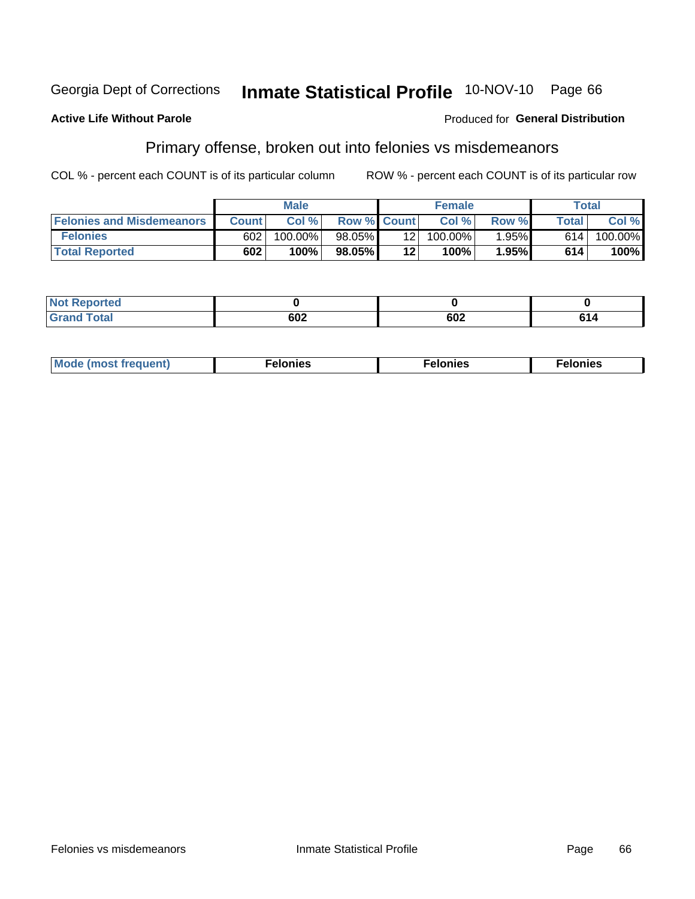Georgia Dept of Corrections **Inmate Statistical Profile** 10-NOV-10

**Active Life Without Parole**

Produced for **General Distribution**

## Primary offense, broken out into felonies vs misdemeanors

COL % - percent each COUNT is of its particular column    ROW % - percent each COUNT is of its particular row

| | Male | | | Female | | | Total | |
|---|---|---|---|---|---|---|---|---|
| **Felonies and Misdemeanors** | **Count** | **Col %** | **Row %** | **Count** | **Col %** | **Row %** | **Total** | **Col %** |
| **Felonies** | 602 | 100.00% | 98.05% | 12 | 100.00% | 1.95% | 614 | 100.00% |
| **Total Reported** | **602** | **100%** | **98.05%** | **12** | **100%** | **1.95%** | **614** | **100%** |

| | | | |
|---|---|---|---|
| **Not Reported** | **0** | **0** | **0** |
| **Grand Total** | **602** | **602** | **614** |

| | | | |
|---|---|---|---|
| **Mode (most frequent)** | **Felonies** | **Felonies** | **Felonies** |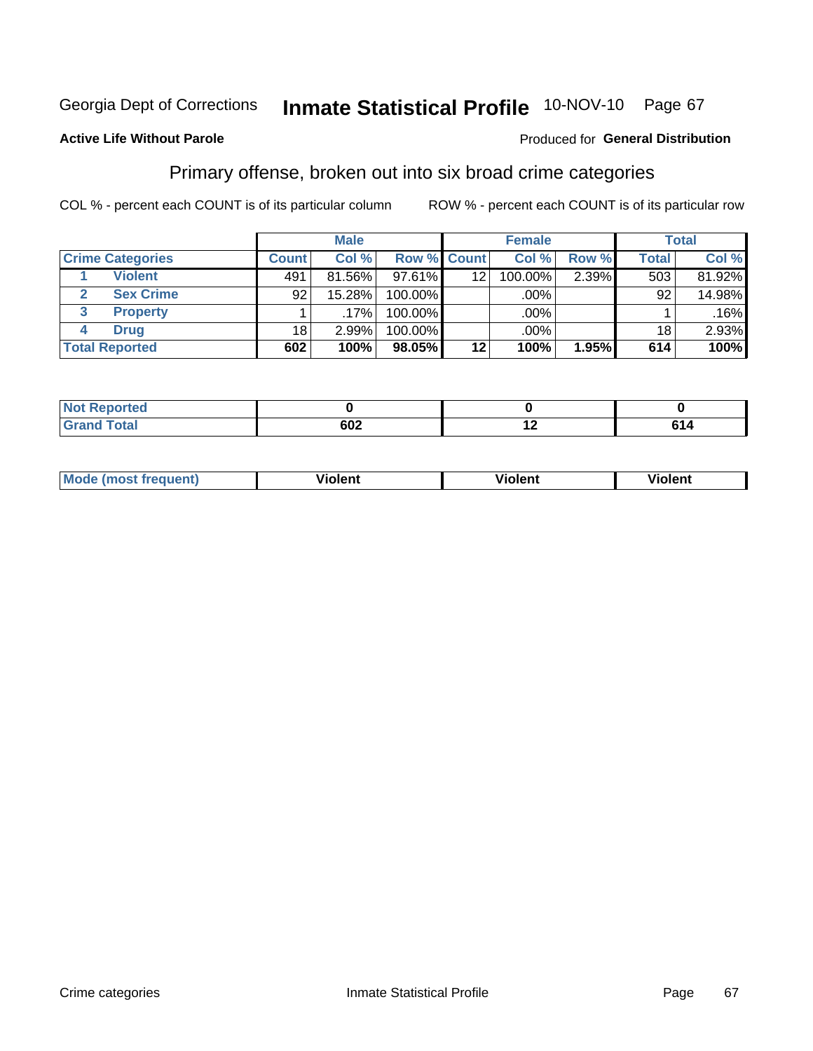Georgia Dept of Corrections **Inmate Statistical Profile** 10-NOV-10 Page 67

**Active Life Without Parole**

Produced for **General Distribution**

## Primary offense, broken out into six broad crime categories

COL % - percent each COUNT is of its particular column

ROW % - percent each COUNT is of its particular row

| | | Male | | | Female | | | Total | |
|---|---|---|---|---|---|---|---|---|---|
| **Crime Categories** | | **Count** | **Col %** | **Row %** | **Count** | **Col %** | **Row %** | **Total** | **Col %** |
| 1 | Violent | 491 | 81.56% | 97.61% | 12 | 100.00% | 2.39% | 503 | 81.92% |
| 2 | Sex Crime | 92 | 15.28% | 100.00% | | .00% | | 92 | 14.98% |
| 3 | Property | 1 | .17% | 100.00% | | .00% | | 1 | .16% |
| 4 | Drug | 18 | 2.99% | 100.00% | | .00% | | 18 | 2.93% |
| **Total Reported** | | **602** | **100%** | **98.05%** | **12** | **100%** | **1.95%** | **614** | **100%** |

| | Male | Female | Total |
|---|---|---|---|
| **Not Reported** | **0** | **0** | **0** |
| **Grand Total** | **602** | **12** | **614** |

| | Male | Female | Total |
|---|---|---|---|
| **Mode (most frequent)** | **Violent** | **Violent** | **Violent** |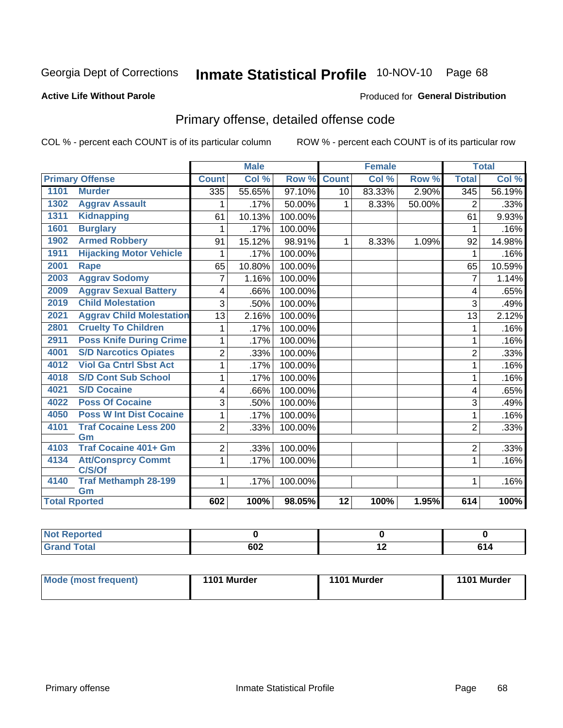Georgia Dept of Corrections

# Inmate Statistical Profile

10-NOV-10

**Active Life Without Parole**

Produced for **General Distribution**

## Primary offense, detailed offense code

COL % - percent each COUNT is of its particular column

ROW % - percent each COUNT is of its particular row

| Primary Offense | | Male | | | Female | | | Total | |
|---|---|---|---|---|---|---|---|---|---|
| | | Count | Col % | Row % | Count | Col % | Row % | Total | Col % |
| 1101 | Murder | 335 | 55.65% | 97.10% | 10 | 83.33% | 2.90% | 345 | 56.19% |
| 1302 | Aggrav Assault | 1 | .17% | 50.00% | 1 | 8.33% | 50.00% | 2 | .33% |
| 1311 | Kidnapping | 61 | 10.13% | 100.00% | | | | 61 | 9.93% |
| 1601 | Burglary | 1 | .17% | 100.00% | | | | 1 | .16% |
| 1902 | Armed Robbery | 91 | 15.12% | 98.91% | 1 | 8.33% | 1.09% | 92 | 14.98% |
| 1911 | Hijacking Motor Vehicle | 1 | .17% | 100.00% | | | | 1 | .16% |
| 2001 | Rape | 65 | 10.80% | 100.00% | | | | 65 | 10.59% |
| 2003 | Aggrav Sodomy | 7 | 1.16% | 100.00% | | | | 7 | 1.14% |
| 2009 | Aggrav Sexual Battery | 4 | .66% | 100.00% | | | | 4 | .65% |
| 2019 | Child Molestation | 3 | .50% | 100.00% | | | | 3 | .49% |
| 2021 | Aggrav Child Molestation | 13 | 2.16% | 100.00% | | | | 13 | 2.12% |
| 2801 | Cruelty To Children | 1 | .17% | 100.00% | | | | 1 | .16% |
| 2911 | Poss Knife During Crime | 1 | .17% | 100.00% | | | | 1 | .16% |
| 4001 | S/D Narcotics Opiates | 2 | .33% | 100.00% | | | | 2 | .33% |
| 4012 | Viol Ga Cntrl Sbst Act | 1 | .17% | 100.00% | | | | 1 | .16% |
| 4018 | S/D Cont Sub School | 1 | .17% | 100.00% | | | | 1 | .16% |
| 4021 | S/D Cocaine | 4 | .66% | 100.00% | | | | 4 | .65% |
| 4022 | Poss Of Cocaine | 3 | .50% | 100.00% | | | | 3 | .49% |
| 4050 | Poss W Int Dist Cocaine | 1 | .17% | 100.00% | | | | 1 | .16% |
| 4101 | Traf Cocaine Less 200 Gm | 2 | .33% | 100.00% | | | | 2 | .33% |
| 4103 | Traf Cocaine 401+ Gm | 2 | .33% | 100.00% | | | | 2 | .33% |
| 4134 | Att/Consprcy Commt C/S/Of | 1 | .17% | 100.00% | | | | 1 | .16% |
| 4140 | Traf Methamph 28-199 Gm | 1 | .17% | 100.00% | | | | 1 | .16% |
| Total Rported | | 602 | 100% | 98.05% | 12 | 100% | 1.95% | 614 | 100% |

| | Male | Female | Total |
|---|---|---|---|
| Not Reported | 0 | 0 | 0 |
| Grand Total | 602 | 12 | 614 |

| | Male | Female | Total |
|---|---|---|---|
| Mode (most frequent) | 1101 Murder | 1101 Murder | 1101 Murder |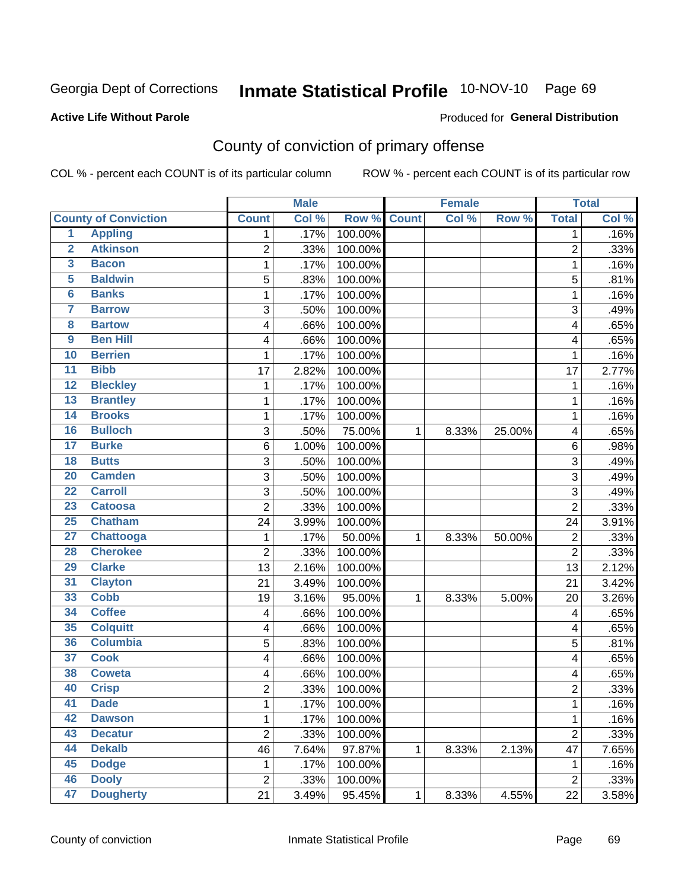Georgia Dept of Corrections **Inmate Statistical Profile** 10-NOV-10

**Active Life Without Parole**

Produced for **General Distribution**

## County of conviction of primary offense

COL % - percent each COUNT is of its particular column     ROW % - percent each COUNT is of its particular row

| | | Male | | | Female | | | Total | |
|---|---|---|---|---|---|---|---|---|---|
| **County of Conviction** | | **Count** | **Col %** | **Row %** | **Count** | **Col %** | **Row %** | **Total** | **Col %** |
| 1 | Appling | 1 | .17% | 100.00% | | | | 1 | .16% |
| 2 | Atkinson | 2 | .33% | 100.00% | | | | 2 | .33% |
| 3 | Bacon | 1 | .17% | 100.00% | | | | 1 | .16% |
| 5 | Baldwin | 5 | .83% | 100.00% | | | | 5 | .81% |
| 6 | Banks | 1 | .17% | 100.00% | | | | 1 | .16% |
| 7 | Barrow | 3 | .50% | 100.00% | | | | 3 | .49% |
| 8 | Bartow | 4 | .66% | 100.00% | | | | 4 | .65% |
| 9 | Ben Hill | 4 | .66% | 100.00% | | | | 4 | .65% |
| 10 | Berrien | 1 | .17% | 100.00% | | | | 1 | .16% |
| 11 | Bibb | 17 | 2.82% | 100.00% | | | | 17 | 2.77% |
| 12 | Bleckley | 1 | .17% | 100.00% | | | | 1 | .16% |
| 13 | Brantley | 1 | .17% | 100.00% | | | | 1 | .16% |
| 14 | Brooks | 1 | .17% | 100.00% | | | | 1 | .16% |
| 16 | Bulloch | 3 | .50% | 75.00% | 1 | 8.33% | 25.00% | 4 | .65% |
| 17 | Burke | 6 | 1.00% | 100.00% | | | | 6 | .98% |
| 18 | Butts | 3 | .50% | 100.00% | | | | 3 | .49% |
| 20 | Camden | 3 | .50% | 100.00% | | | | 3 | .49% |
| 22 | Carroll | 3 | .50% | 100.00% | | | | 3 | .49% |
| 23 | Catoosa | 2 | .33% | 100.00% | | | | 2 | .33% |
| 25 | Chatham | 24 | 3.99% | 100.00% | | | | 24 | 3.91% |
| 27 | Chattooga | 1 | .17% | 50.00% | 1 | 8.33% | 50.00% | 2 | .33% |
| 28 | Cherokee | 2 | .33% | 100.00% | | | | 2 | .33% |
| 29 | Clarke | 13 | 2.16% | 100.00% | | | | 13 | 2.12% |
| 31 | Clayton | 21 | 3.49% | 100.00% | | | | 21 | 3.42% |
| 33 | Cobb | 19 | 3.16% | 95.00% | 1 | 8.33% | 5.00% | 20 | 3.26% |
| 34 | Coffee | 4 | .66% | 100.00% | | | | 4 | .65% |
| 35 | Colquitt | 4 | .66% | 100.00% | | | | 4 | .65% |
| 36 | Columbia | 5 | .83% | 100.00% | | | | 5 | .81% |
| 37 | Cook | 4 | .66% | 100.00% | | | | 4 | .65% |
| 38 | Coweta | 4 | .66% | 100.00% | | | | 4 | .65% |
| 40 | Crisp | 2 | .33% | 100.00% | | | | 2 | .33% |
| 41 | Dade | 1 | .17% | 100.00% | | | | 1 | .16% |
| 42 | Dawson | 1 | .17% | 100.00% | | | | 1 | .16% |
| 43 | Decatur | 2 | .33% | 100.00% | | | | 2 | .33% |
| 44 | Dekalb | 46 | 7.64% | 97.87% | 1 | 8.33% | 2.13% | 47 | 7.65% |
| 45 | Dodge | 1 | .17% | 100.00% | | | | 1 | .16% |
| 46 | Dooly | 2 | .33% | 100.00% | | | | 2 | .33% |
| 47 | Dougherty | 21 | 3.49% | 95.45% | 1 | 8.33% | 4.55% | 22 | 3.58% |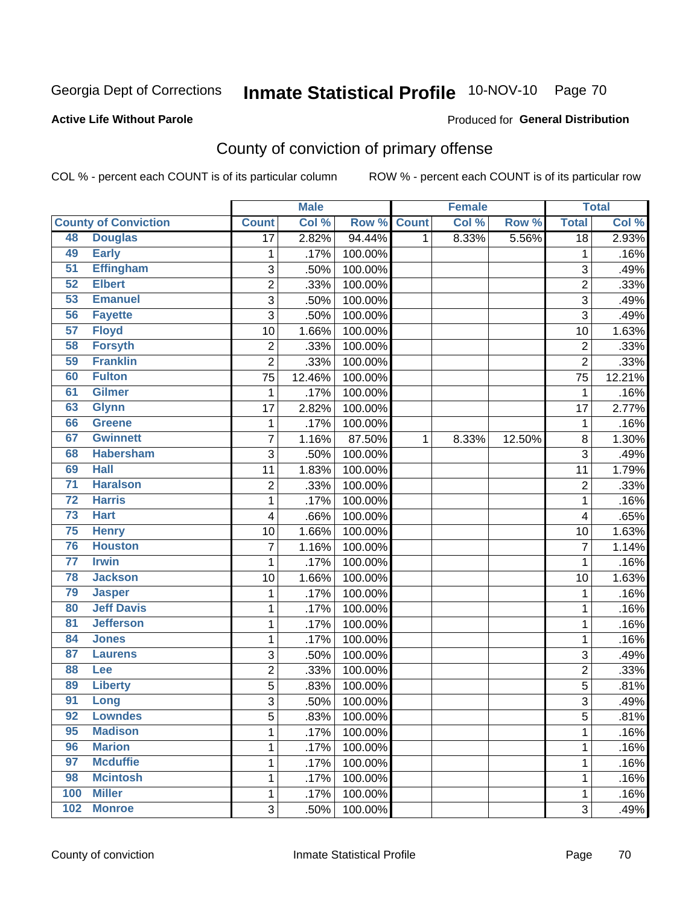# Georgia Dept of Corrections — Inmate Statistical Profile — 10-NOV-10

**Active Life Without Parole**

Produced for **General Distribution**

## County of conviction of primary offense

COL % - percent each COUNT is of its particular column

ROW % - percent each COUNT is of its particular row

| County of Conviction | | Male | | | Female | | | Total | |
|---|---|---|---|---|---|---|---|---|---|
| | | Count | Col % | Row % | Count | Col % | Row % | Total | Col % |
| 48 | Douglas | 17 | 2.82% | 94.44% | 1 | 8.33% | 5.56% | 18 | 2.93% |
| 49 | Early | 1 | .17% | 100.00% | | | | 1 | .16% |
| 51 | Effingham | 3 | .50% | 100.00% | | | | 3 | .49% |
| 52 | Elbert | 2 | .33% | 100.00% | | | | 2 | .33% |
| 53 | Emanuel | 3 | .50% | 100.00% | | | | 3 | .49% |
| 56 | Fayette | 3 | .50% | 100.00% | | | | 3 | .49% |
| 57 | Floyd | 10 | 1.66% | 100.00% | | | | 10 | 1.63% |
| 58 | Forsyth | 2 | .33% | 100.00% | | | | 2 | .33% |
| 59 | Franklin | 2 | .33% | 100.00% | | | | 2 | .33% |
| 60 | Fulton | 75 | 12.46% | 100.00% | | | | 75 | 12.21% |
| 61 | Gilmer | 1 | .17% | 100.00% | | | | 1 | .16% |
| 63 | Glynn | 17 | 2.82% | 100.00% | | | | 17 | 2.77% |
| 66 | Greene | 1 | .17% | 100.00% | | | | 1 | .16% |
| 67 | Gwinnett | 7 | 1.16% | 87.50% | 1 | 8.33% | 12.50% | 8 | 1.30% |
| 68 | Habersham | 3 | .50% | 100.00% | | | | 3 | .49% |
| 69 | Hall | 11 | 1.83% | 100.00% | | | | 11 | 1.79% |
| 71 | Haralson | 2 | .33% | 100.00% | | | | 2 | .33% |
| 72 | Harris | 1 | .17% | 100.00% | | | | 1 | .16% |
| 73 | Hart | 4 | .66% | 100.00% | | | | 4 | .65% |
| 75 | Henry | 10 | 1.66% | 100.00% | | | | 10 | 1.63% |
| 76 | Houston | 7 | 1.16% | 100.00% | | | | 7 | 1.14% |
| 77 | Irwin | 1 | .17% | 100.00% | | | | 1 | .16% |
| 78 | Jackson | 10 | 1.66% | 100.00% | | | | 10 | 1.63% |
| 79 | Jasper | 1 | .17% | 100.00% | | | | 1 | .16% |
| 80 | Jeff Davis | 1 | .17% | 100.00% | | | | 1 | .16% |
| 81 | Jefferson | 1 | .17% | 100.00% | | | | 1 | .16% |
| 84 | Jones | 1 | .17% | 100.00% | | | | 1 | .16% |
| 87 | Laurens | 3 | .50% | 100.00% | | | | 3 | .49% |
| 88 | Lee | 2 | .33% | 100.00% | | | | 2 | .33% |
| 89 | Liberty | 5 | .83% | 100.00% | | | | 5 | .81% |
| 91 | Long | 3 | .50% | 100.00% | | | | 3 | .49% |
| 92 | Lowndes | 5 | .83% | 100.00% | | | | 5 | .81% |
| 95 | Madison | 1 | .17% | 100.00% | | | | 1 | .16% |
| 96 | Marion | 1 | .17% | 100.00% | | | | 1 | .16% |
| 97 | Mcduffie | 1 | .17% | 100.00% | | | | 1 | .16% |
| 98 | Mcintosh | 1 | .17% | 100.00% | | | | 1 | .16% |
| 100 | Miller | 1 | .17% | 100.00% | | | | 1 | .16% |
| 102 | Monroe | 3 | .50% | 100.00% | | | | 3 | .49% |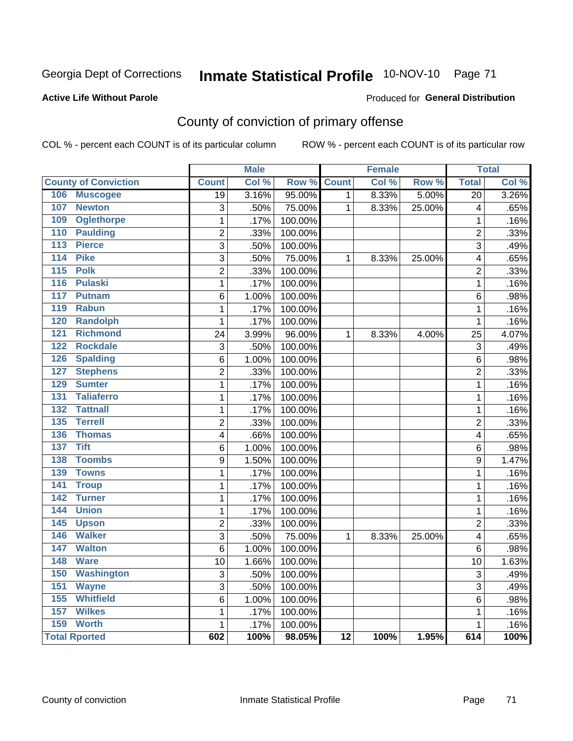Georgia Dept of Corrections **Inmate Statistical Profile** 10-NOV-10

**Active Life Without Parole**

Produced for **General Distribution**

## County of conviction of primary offense

COL % - percent each COUNT is of its particular column ROW % - percent each COUNT is of its particular row

| County of Conviction | Male | | | Female | | | Total | |
|---|---|---|---|---|---|---|---|---|
| | Count | Col % | Row % | Count | Col % | Row % | Total | Col % |
| 106 Muscogee | 19 | 3.16% | 95.00% | 1 | 8.33% | 5.00% | 20 | 3.26% |
| 107 Newton | 3 | .50% | 75.00% | 1 | 8.33% | 25.00% | 4 | .65% |
| 109 Oglethorpe | 1 | .17% | 100.00% | | | | 1 | .16% |
| 110 Paulding | 2 | .33% | 100.00% | | | | 2 | .33% |
| 113 Pierce | 3 | .50% | 100.00% | | | | 3 | .49% |
| 114 Pike | 3 | .50% | 75.00% | 1 | 8.33% | 25.00% | 4 | .65% |
| 115 Polk | 2 | .33% | 100.00% | | | | 2 | .33% |
| 116 Pulaski | 1 | .17% | 100.00% | | | | 1 | .16% |
| 117 Putnam | 6 | 1.00% | 100.00% | | | | 6 | .98% |
| 119 Rabun | 1 | .17% | 100.00% | | | | 1 | .16% |
| 120 Randolph | 1 | .17% | 100.00% | | | | 1 | .16% |
| 121 Richmond | 24 | 3.99% | 96.00% | 1 | 8.33% | 4.00% | 25 | 4.07% |
| 122 Rockdale | 3 | .50% | 100.00% | | | | 3 | .49% |
| 126 Spalding | 6 | 1.00% | 100.00% | | | | 6 | .98% |
| 127 Stephens | 2 | .33% | 100.00% | | | | 2 | .33% |
| 129 Sumter | 1 | .17% | 100.00% | | | | 1 | .16% |
| 131 Taliaferro | 1 | .17% | 100.00% | | | | 1 | .16% |
| 132 Tattnall | 1 | .17% | 100.00% | | | | 1 | .16% |
| 135 Terrell | 2 | .33% | 100.00% | | | | 2 | .33% |
| 136 Thomas | 4 | .66% | 100.00% | | | | 4 | .65% |
| 137 Tift | 6 | 1.00% | 100.00% | | | | 6 | .98% |
| 138 Toombs | 9 | 1.50% | 100.00% | | | | 9 | 1.47% |
| 139 Towns | 1 | .17% | 100.00% | | | | 1 | .16% |
| 141 Troup | 1 | .17% | 100.00% | | | | 1 | .16% |
| 142 Turner | 1 | .17% | 100.00% | | | | 1 | .16% |
| 144 Union | 1 | .17% | 100.00% | | | | 1 | .16% |
| 145 Upson | 2 | .33% | 100.00% | | | | 2 | .33% |
| 146 Walker | 3 | .50% | 75.00% | 1 | 8.33% | 25.00% | 4 | .65% |
| 147 Walton | 6 | 1.00% | 100.00% | | | | 6 | .98% |
| 148 Ware | 10 | 1.66% | 100.00% | | | | 10 | 1.63% |
| 150 Washington | 3 | .50% | 100.00% | | | | 3 | .49% |
| 151 Wayne | 3 | .50% | 100.00% | | | | 3 | .49% |
| 155 Whitfield | 6 | 1.00% | 100.00% | | | | 6 | .98% |
| 157 Wilkes | 1 | .17% | 100.00% | | | | 1 | .16% |
| 159 Worth | 1 | .17% | 100.00% | | | | 1 | .16% |
| **Total Rported** | **602** | **100%** | **98.05%** | **12** | **100%** | **1.95%** | **614** | **100%** |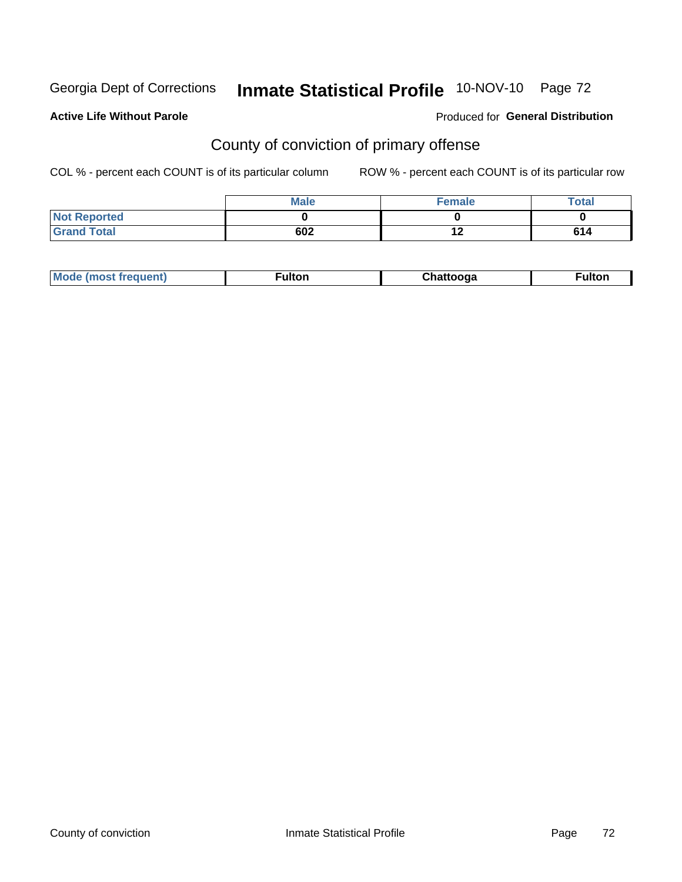Georgia Dept of Corrections **Inmate Statistical Profile** 10-NOV-10 Page 72

**Active Life Without Parole**

Produced for **General Distribution**

## County of conviction of primary offense

COL % - percent each COUNT is of its particular column

ROW % - percent each COUNT is of its particular row

| | Male | Female | Total |
|---|---|---|---|
| Not Reported | 0 | 0 | 0 |
| Grand Total | 602 | 12 | 614 |

| Mode (most frequent) | Fulton | Chattooga | Fulton |
|---|---|---|---|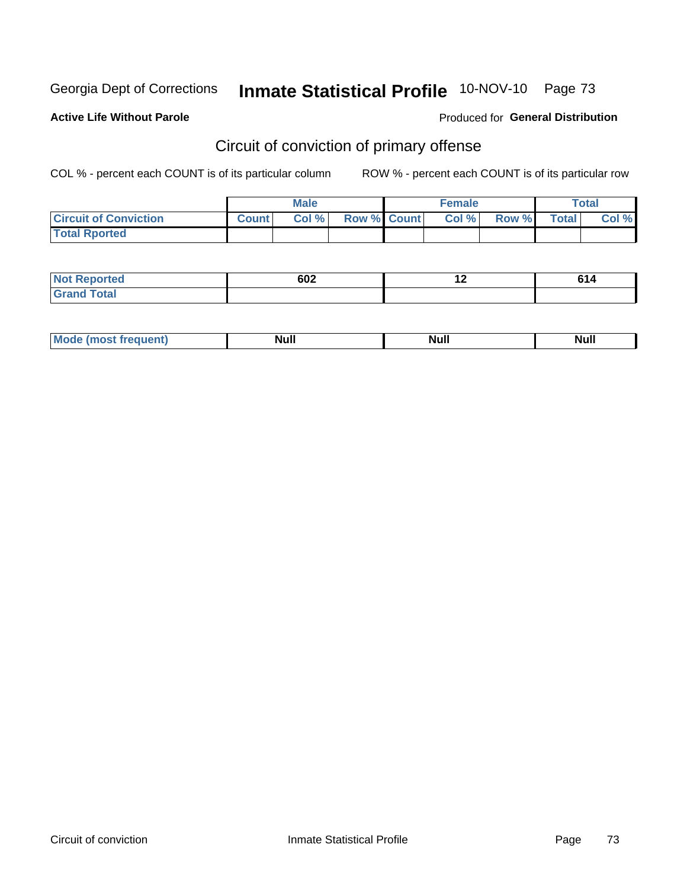Georgia Dept of Corrections **Inmate Statistical Profile** 10-NOV-10

**Active Life Without Parole**

Produced for **General Distribution**

## Circuit of conviction of primary offense

COL % - percent each COUNT is of its particular column

ROW % - percent each COUNT is of its particular row

| | Male | | | Female | | | Total | |
|---|---|---|---|---|---|---|---|---|
| Circuit of Conviction | Count | Col % | Row % | Count | Col % | Row % | Total | Col % |
| Total Rported | | | | | | | | |

| | Male | Female | Total |
|---|---|---|---|
| Not Reported | 602 | 12 | 614 |
| Grand Total | | | |

| | Male | Female | Total |
|---|---|---|---|
| Mode (most frequent) | Null | Null | Null |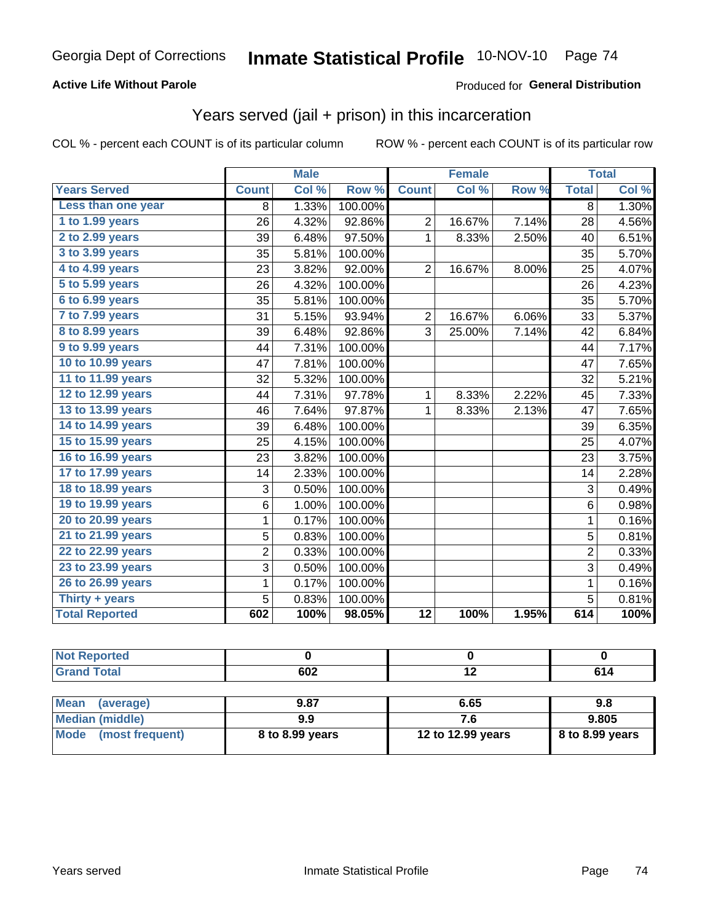Georgia Dept of Corrections **Inmate Statistical Profile** 10-NOV-10 Page 74

**Active Life Without Parole**

Produced for **General Distribution**

## Years served (jail + prison) in this incarceration

COL % - percent each COUNT is of its particular column

ROW % - percent each COUNT is of its particular row

| | Male | | | Female | | | Total | |
|---|---|---|---|---|---|---|---|---|
| **Years Served** | **Count** | **Col %** | **Row %** | **Count** | **Col %** | **Row %** | **Total** | **Col %** |
| Less than one year | 8 | 1.33% | 100.00% | | | | 8 | 1.30% |
| 1 to 1.99 years | 26 | 4.32% | 92.86% | 2 | 16.67% | 7.14% | 28 | 4.56% |
| 2 to 2.99 years | 39 | 6.48% | 97.50% | 1 | 8.33% | 2.50% | 40 | 6.51% |
| 3 to 3.99 years | 35 | 5.81% | 100.00% | | | | 35 | 5.70% |
| 4 to 4.99 years | 23 | 3.82% | 92.00% | 2 | 16.67% | 8.00% | 25 | 4.07% |
| 5 to 5.99 years | 26 | 4.32% | 100.00% | | | | 26 | 4.23% |
| 6 to 6.99 years | 35 | 5.81% | 100.00% | | | | 35 | 5.70% |
| 7 to 7.99 years | 31 | 5.15% | 93.94% | 2 | 16.67% | 6.06% | 33 | 5.37% |
| 8 to 8.99 years | 39 | 6.48% | 92.86% | 3 | 25.00% | 7.14% | 42 | 6.84% |
| 9 to 9.99 years | 44 | 7.31% | 100.00% | | | | 44 | 7.17% |
| 10 to 10.99 years | 47 | 7.81% | 100.00% | | | | 47 | 7.65% |
| 11 to 11.99 years | 32 | 5.32% | 100.00% | | | | 32 | 5.21% |
| 12 to 12.99 years | 44 | 7.31% | 97.78% | 1 | 8.33% | 2.22% | 45 | 7.33% |
| 13 to 13.99 years | 46 | 7.64% | 97.87% | 1 | 8.33% | 2.13% | 47 | 7.65% |
| 14 to 14.99 years | 39 | 6.48% | 100.00% | | | | 39 | 6.35% |
| 15 to 15.99 years | 25 | 4.15% | 100.00% | | | | 25 | 4.07% |
| 16 to 16.99 years | 23 | 3.82% | 100.00% | | | | 23 | 3.75% |
| 17 to 17.99 years | 14 | 2.33% | 100.00% | | | | 14 | 2.28% |
| 18 to 18.99 years | 3 | 0.50% | 100.00% | | | | 3 | 0.49% |
| 19 to 19.99 years | 6 | 1.00% | 100.00% | | | | 6 | 0.98% |
| 20 to 20.99 years | 1 | 0.17% | 100.00% | | | | 1 | 0.16% |
| 21 to 21.99 years | 5 | 0.83% | 100.00% | | | | 5 | 0.81% |
| 22 to 22.99 years | 2 | 0.33% | 100.00% | | | | 2 | 0.33% |
| 23 to 23.99 years | 3 | 0.50% | 100.00% | | | | 3 | 0.49% |
| 26 to 26.99 years | 1 | 0.17% | 100.00% | | | | 1 | 0.16% |
| Thirty + years | 5 | 0.83% | 100.00% | | | | 5 | 0.81% |
| **Total Reported** | **602** | **100%** | **98.05%** | **12** | **100%** | **1.95%** | **614** | **100%** |

| | Male | Female | Total |
|---|---|---|---|
| Not Reported | 0 | 0 | 0 |
| Grand Total | 602 | 12 | 614 |

| | Male | Female | Total |
|---|---|---|---|
| Mean (average) | 9.87 | 6.65 | 9.8 |
| Median (middle) | 9.9 | 7.6 | 9.805 |
| Mode (most frequent) | 8 to 8.99 years | 12 to 12.99 years | 8 to 8.99 years |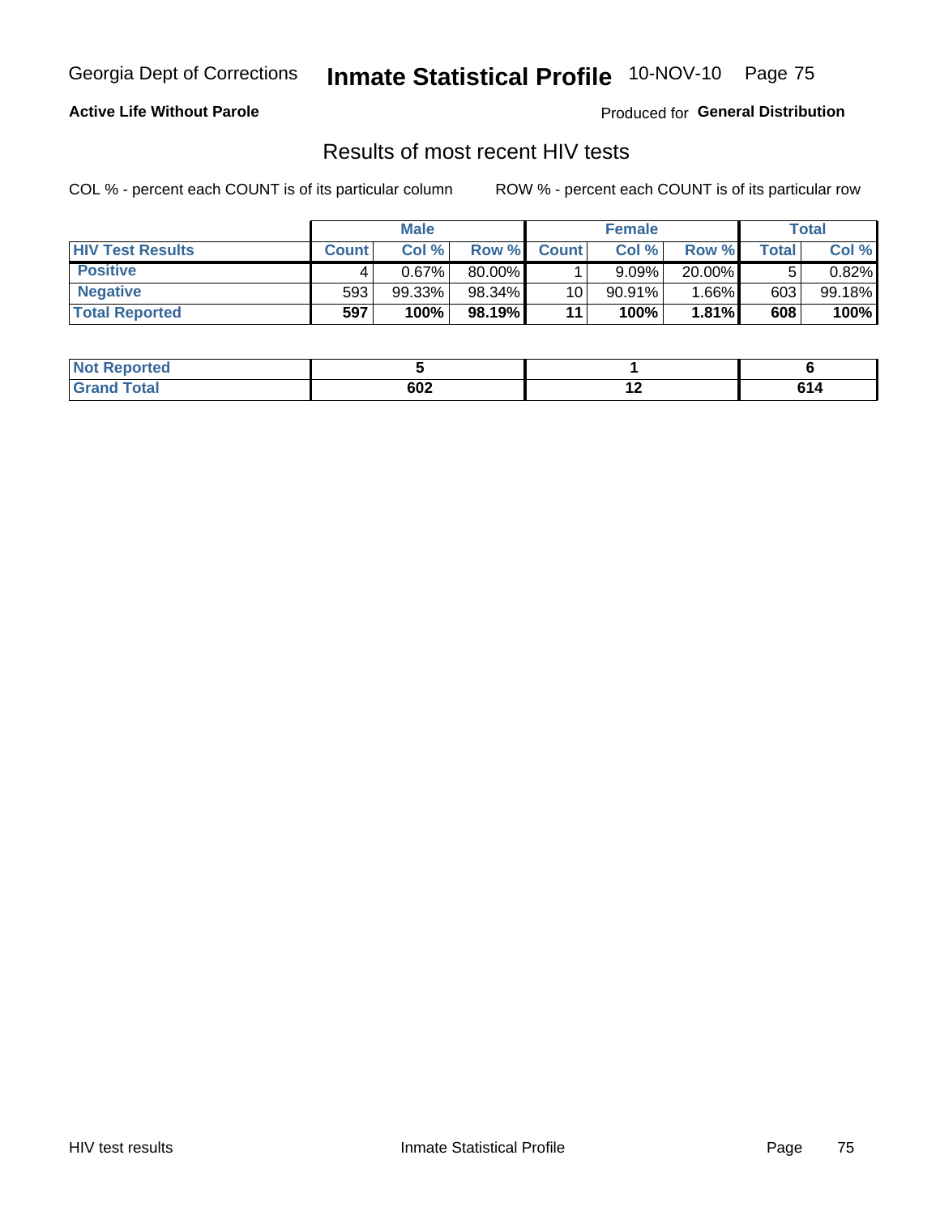Georgia Dept of Corrections **Inmate Statistical Profile** 10-NOV-10

**Active Life Without Parole**

Produced for **General Distribution**

## Results of most recent HIV tests

COL % - percent each COUNT is of its particular column    ROW % - percent each COUNT is of its particular row

| | Male | | | Female | | | Total | |
|---|---|---|---|---|---|---|---|---|
| **HIV Test Results** | **Count** | **Col %** | **Row %** | **Count** | **Col %** | **Row %** | **Total** | **Col %** |
| **Positive** | 4 | 0.67% | 80.00% | 1 | 9.09% | 20.00% | 5 | 0.82% |
| **Negative** | 593 | 99.33% | 98.34% | 10 | 90.91% | 1.66% | 603 | 99.18% |
| **Total Reported** | **597** | **100%** | **98.19%** | **11** | **100%** | **1.81%** | **608** | **100%** |

| | Male | Female | Total |
|---|---|---|---|
| **Not Reported** | **5** | **1** | **6** |
| **Grand Total** | **602** | **12** | **614** |

HIV test results    Inmate Statistical Profile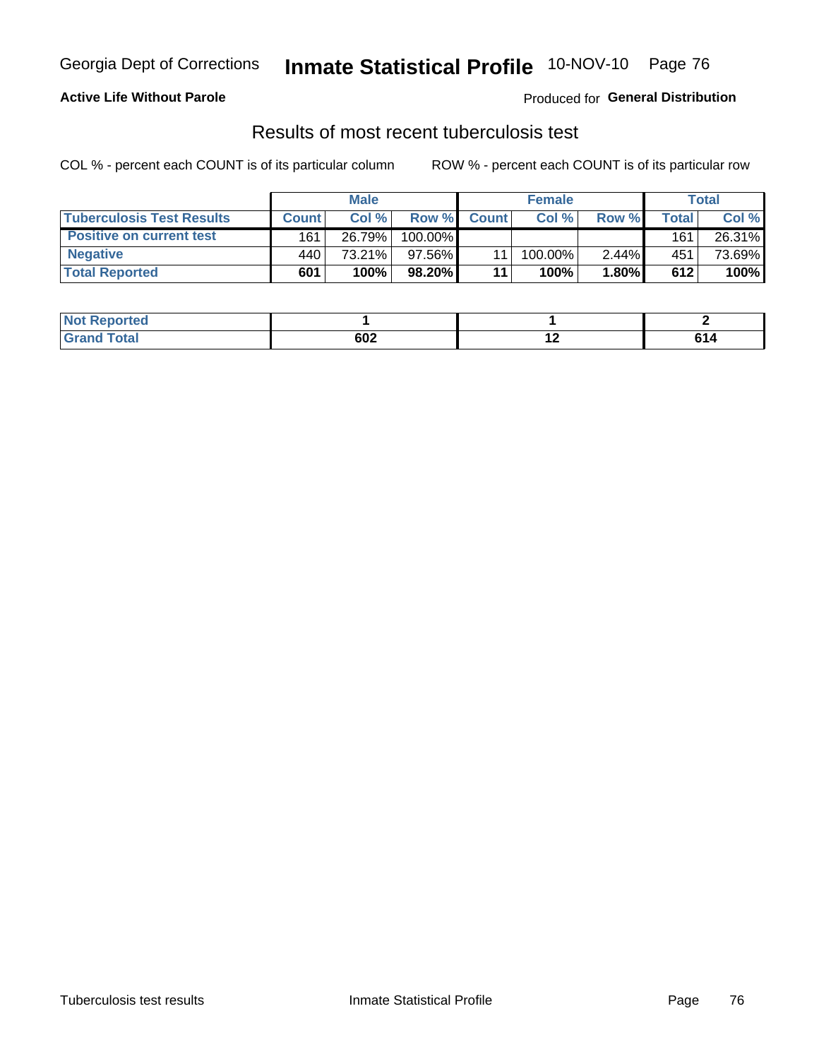Georgia Dept of Corrections **Inmate Statistical Profile** 10-NOV-10

**Active Life Without Parole**

Produced for **General Distribution**

## Results of most recent tuberculosis test

COL % - percent each COUNT is of its particular column

ROW % - percent each COUNT is of its particular row

| | Male | | | Female | | | Total | |
|---|---|---|---|---|---|---|---|---|
| **Tuberculosis Test Results** | **Count** | **Col %** | **Row %** | **Count** | **Col %** | **Row %** | **Total** | **Col %** |
| **Positive on current test** | 161 | 26.79% | 100.00% | | | | 161 | 26.31% |
| **Negative** | 440 | 73.21% | 97.56% | 11 | 100.00% | 2.44% | 451 | 73.69% |
| **Total Reported** | **601** | **100%** | **98.20%** | **11** | **100%** | **1.80%** | **612** | **100%** |

| | Male | Female | Total |
|---|---|---|---|
| **Not Reported** | **1** | **1** | **2** |
| **Grand Total** | **602** | **12** | **614** |

Tuberculosis test results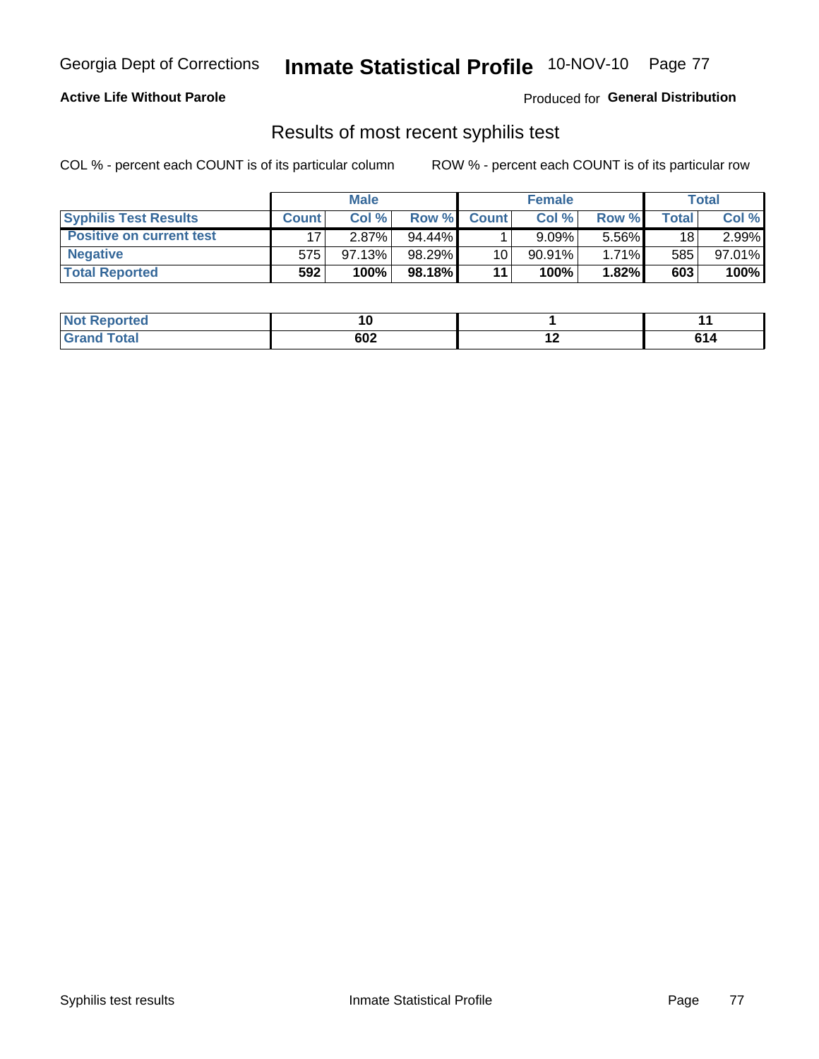Georgia Dept of Corrections **Inmate Statistical Profile** 10-NOV-10

**Active Life Without Parole**

Produced for **General Distribution**

## Results of most recent syphilis test

COL % - percent each COUNT is of its particular column

ROW % - percent each COUNT is of its particular row

| | Male | | | Female | | | Total | |
|---|---|---|---|---|---|---|---|---|
| **Syphilis Test Results** | **Count** | **Col %** | **Row %** | **Count** | **Col %** | **Row %** | **Total** | **Col %** |
| **Positive on current test** | 17 | 2.87% | 94.44% | 1 | 9.09% | 5.56% | 18 | 2.99% |
| **Negative** | 575 | 97.13% | 98.29% | 10 | 90.91% | 1.71% | 585 | 97.01% |
| **Total Reported** | **592** | **100%** | **98.18%** | **11** | **100%** | **1.82%** | **603** | **100%** |

| | Male | Female | Total |
|---|---|---|---|
| **Not Reported** | **10** | **1** | **11** |
| **Grand Total** | **602** | **12** | **614** |

Syphilis test results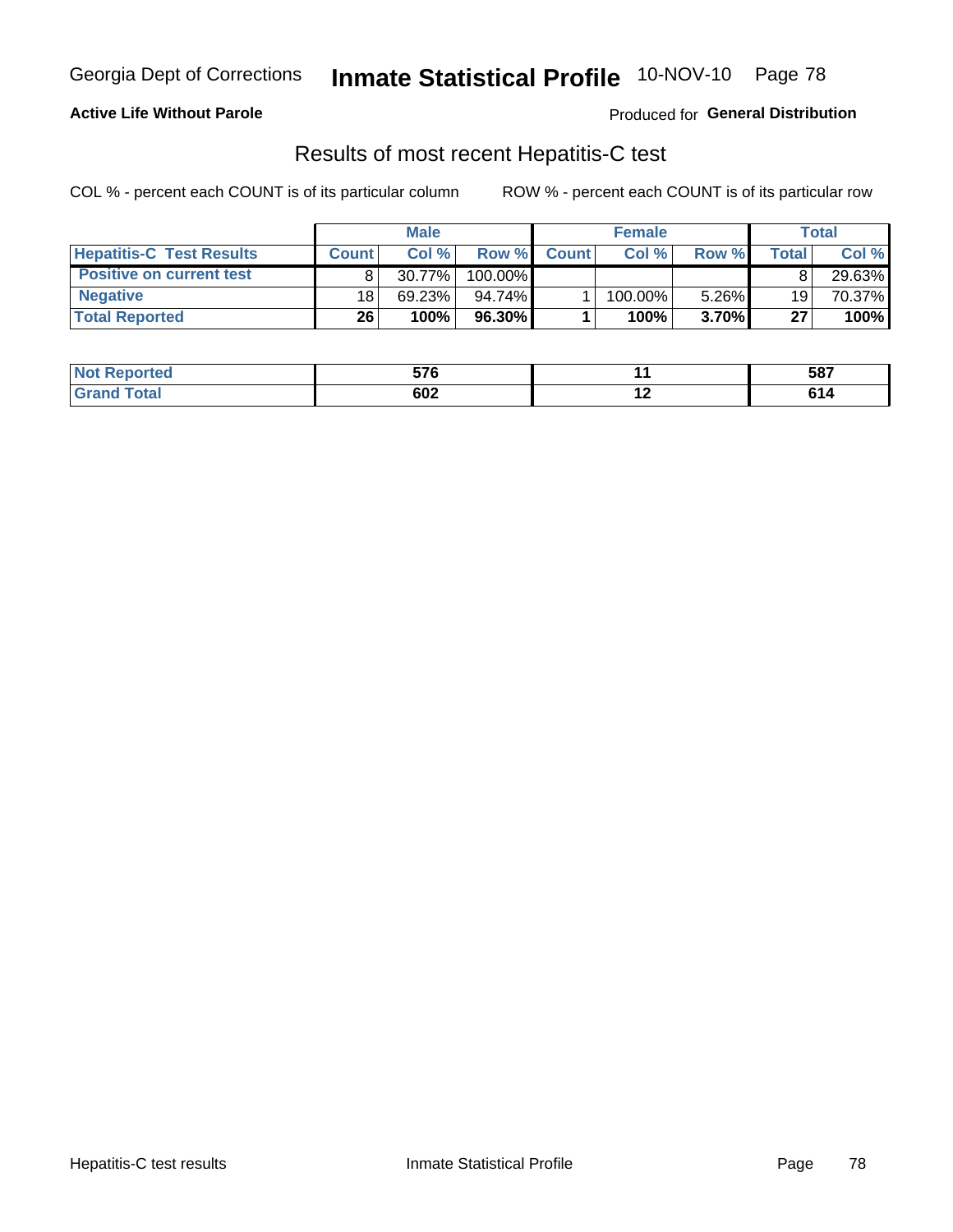Georgia Dept of Corrections **Inmate Statistical Profile** 10-NOV-10

**Active Life Without Parole**

Produced for **General Distribution**

## Results of most recent Hepatitis-C test

COL % - percent each COUNT is of its particular column

ROW % - percent each COUNT is of its particular row

| | Male | | | Female | | | Total | |
|---|---|---|---|---|---|---|---|---|
| **Hepatitis-C Test Results** | **Count** | **Col %** | **Row %** | **Count** | **Col %** | **Row %** | **Total** | **Col %** |
| **Positive on current test** | 8 | 30.77% | 100.00% | | | | 8 | 29.63% |
| **Negative** | 18 | 69.23% | 94.74% | 1 | 100.00% | 5.26% | 19 | 70.37% |
| **Total Reported** | **26** | **100%** | **96.30%** | **1** | **100%** | **3.70%** | **27** | **100%** |

| | Male | Female | Total |
|---|---|---|---|
| **Not Reported** | **576** | **11** | **587** |
| **Grand Total** | **602** | **12** | **614** |

Hepatitis-C test results